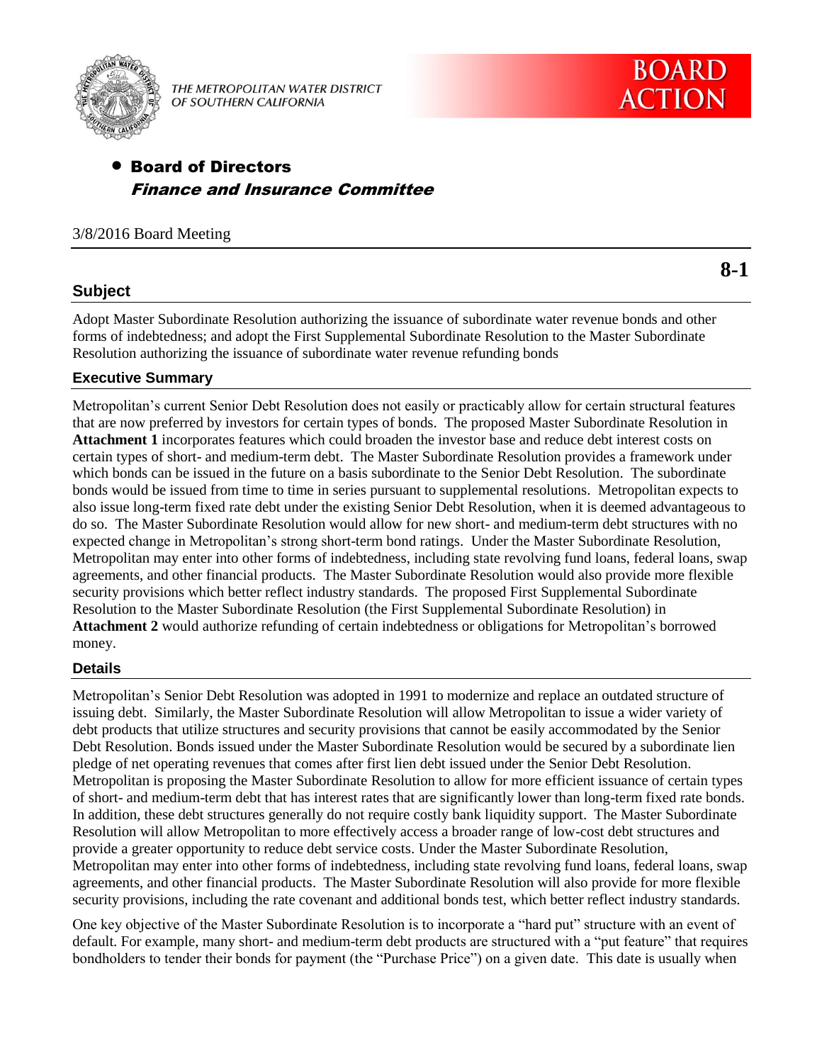THE METROPOLITAN WATER DISTRICT OF SOUTHERN CALIFORNIA

# BOARD ACTION

- **Board of Directors**
  ***Finance and Insurance Committee***

3/8/2016 Board Meeting

**8-1**

## Subject

Adopt Master Subordinate Resolution authorizing the issuance of subordinate water revenue bonds and other forms of indebtedness; and adopt the First Supplemental Subordinate Resolution to the Master Subordinate Resolution authorizing the issuance of subordinate water revenue refunding bonds

## Executive Summary

Metropolitan's current Senior Debt Resolution does not easily or practicably allow for certain structural features that are now preferred by investors for certain types of bonds. The proposed Master Subordinate Resolution in **Attachment 1** incorporates features which could broaden the investor base and reduce debt interest costs on certain types of short- and medium-term debt. The Master Subordinate Resolution provides a framework under which bonds can be issued in the future on a basis subordinate to the Senior Debt Resolution. The subordinate bonds would be issued from time to time in series pursuant to supplemental resolutions. Metropolitan expects to also issue long-term fixed rate debt under the existing Senior Debt Resolution, when it is deemed advantageous to do so. The Master Subordinate Resolution would allow for new short- and medium-term debt structures with no expected change in Metropolitan's strong short-term bond ratings. Under the Master Subordinate Resolution, Metropolitan may enter into other forms of indebtedness, including state revolving fund loans, federal loans, swap agreements, and other financial products. The Master Subordinate Resolution would also provide more flexible security provisions which better reflect industry standards. The proposed First Supplemental Subordinate Resolution to the Master Subordinate Resolution (the First Supplemental Subordinate Resolution) in **Attachment 2** would authorize refunding of certain indebtedness or obligations for Metropolitan's borrowed money.

## Details

Metropolitan's Senior Debt Resolution was adopted in 1991 to modernize and replace an outdated structure of issuing debt. Similarly, the Master Subordinate Resolution will allow Metropolitan to issue a wider variety of debt products that utilize structures and security provisions that cannot be easily accommodated by the Senior Debt Resolution. Bonds issued under the Master Subordinate Resolution would be secured by a subordinate lien pledge of net operating revenues that comes after first lien debt issued under the Senior Debt Resolution. Metropolitan is proposing the Master Subordinate Resolution to allow for more efficient issuance of certain types of short- and medium-term debt that has interest rates that are significantly lower than long-term fixed rate bonds. In addition, these debt structures generally do not require costly bank liquidity support. The Master Subordinate Resolution will allow Metropolitan to more effectively access a broader range of low-cost debt structures and provide a greater opportunity to reduce debt service costs. Under the Master Subordinate Resolution, Metropolitan may enter into other forms of indebtedness, including state revolving fund loans, federal loans, swap agreements, and other financial products. The Master Subordinate Resolution will also provide for more flexible security provisions, including the rate covenant and additional bonds test, which better reflect industry standards.

One key objective of the Master Subordinate Resolution is to incorporate a "hard put" structure with an event of default. For example, many short- and medium-term debt products are structured with a "put feature" that requires bondholders to tender their bonds for payment (the "Purchase Price") on a given date. This date is usually when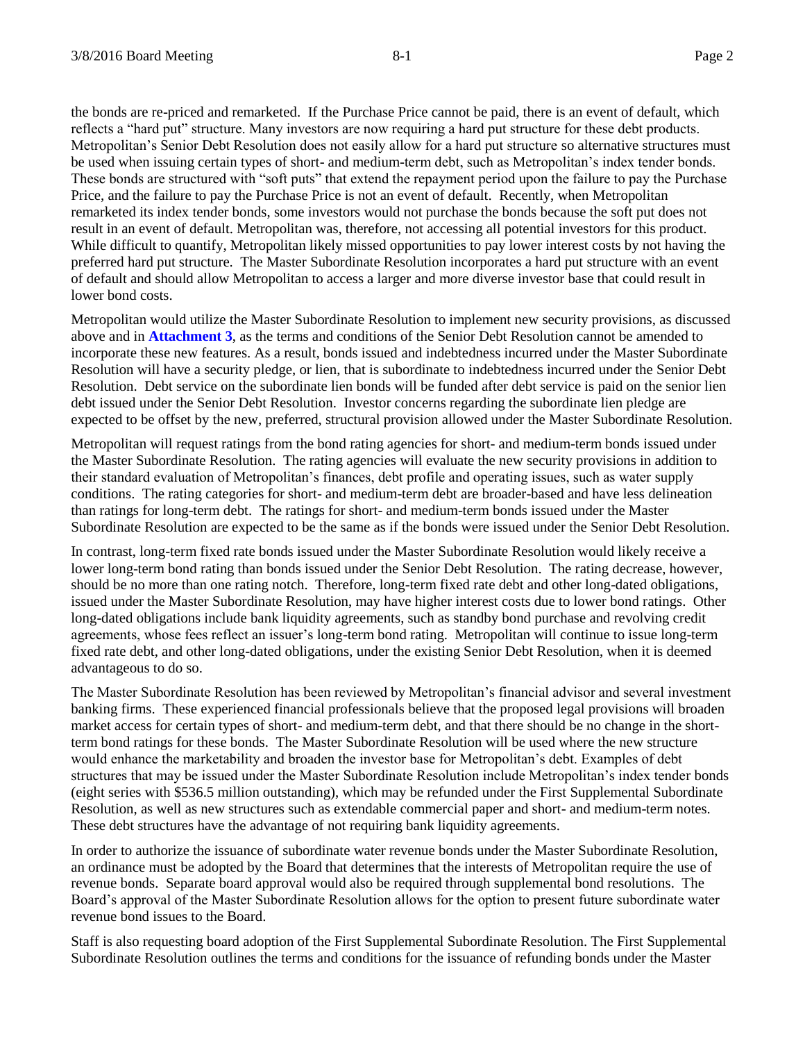the bonds are re-priced and remarketed. If the Purchase Price cannot be paid, there is an event of default, which reflects a "hard put" structure. Many investors are now requiring a hard put structure for these debt products. Metropolitan's Senior Debt Resolution does not easily allow for a hard put structure so alternative structures must be used when issuing certain types of short- and medium-term debt, such as Metropolitan's index tender bonds. These bonds are structured with "soft puts" that extend the repayment period upon the failure to pay the Purchase Price, and the failure to pay the Purchase Price is not an event of default. Recently, when Metropolitan remarketed its index tender bonds, some investors would not purchase the bonds because the soft put does not result in an event of default. Metropolitan was, therefore, not accessing all potential investors for this product. While difficult to quantify, Metropolitan likely missed opportunities to pay lower interest costs by not having the preferred hard put structure. The Master Subordinate Resolution incorporates a hard put structure with an event of default and should allow Metropolitan to access a larger and more diverse investor base that could result in lower bond costs.

Metropolitan would utilize the Master Subordinate Resolution to implement new security provisions, as discussed above and in **Attachment 3**, as the terms and conditions of the Senior Debt Resolution cannot be amended to incorporate these new features. As a result, bonds issued and indebtedness incurred under the Master Subordinate Resolution will have a security pledge, or lien, that is subordinate to indebtedness incurred under the Senior Debt Resolution. Debt service on the subordinate lien bonds will be funded after debt service is paid on the senior lien debt issued under the Senior Debt Resolution. Investor concerns regarding the subordinate lien pledge are expected to be offset by the new, preferred, structural provision allowed under the Master Subordinate Resolution.

Metropolitan will request ratings from the bond rating agencies for short- and medium-term bonds issued under the Master Subordinate Resolution. The rating agencies will evaluate the new security provisions in addition to their standard evaluation of Metropolitan's finances, debt profile and operating issues, such as water supply conditions. The rating categories for short- and medium-term debt are broader-based and have less delineation than ratings for long-term debt. The ratings for short- and medium-term bonds issued under the Master Subordinate Resolution are expected to be the same as if the bonds were issued under the Senior Debt Resolution.

In contrast, long-term fixed rate bonds issued under the Master Subordinate Resolution would likely receive a lower long-term bond rating than bonds issued under the Senior Debt Resolution. The rating decrease, however, should be no more than one rating notch. Therefore, long-term fixed rate debt and other long-dated obligations, issued under the Master Subordinate Resolution, may have higher interest costs due to lower bond ratings. Other long-dated obligations include bank liquidity agreements, such as standby bond purchase and revolving credit agreements, whose fees reflect an issuer's long-term bond rating. Metropolitan will continue to issue long-term fixed rate debt, and other long-dated obligations, under the existing Senior Debt Resolution, when it is deemed advantageous to do so.

The Master Subordinate Resolution has been reviewed by Metropolitan's financial advisor and several investment banking firms. These experienced financial professionals believe that the proposed legal provisions will broaden market access for certain types of short- and medium-term debt, and that there should be no change in the short-term bond ratings for these bonds. The Master Subordinate Resolution will be used where the new structure would enhance the marketability and broaden the investor base for Metropolitan's debt. Examples of debt structures that may be issued under the Master Subordinate Resolution include Metropolitan's index tender bonds (eight series with $536.5 million outstanding), which may be refunded under the First Supplemental Subordinate Resolution, as well as new structures such as extendable commercial paper and short- and medium-term notes. These debt structures have the advantage of not requiring bank liquidity agreements.

In order to authorize the issuance of subordinate water revenue bonds under the Master Subordinate Resolution, an ordinance must be adopted by the Board that determines that the interests of Metropolitan require the use of revenue bonds. Separate board approval would also be required through supplemental bond resolutions. The Board's approval of the Master Subordinate Resolution allows for the option to present future subordinate water revenue bond issues to the Board.

Staff is also requesting board adoption of the First Supplemental Subordinate Resolution. The First Supplemental Subordinate Resolution outlines the terms and conditions for the issuance of refunding bonds under the Master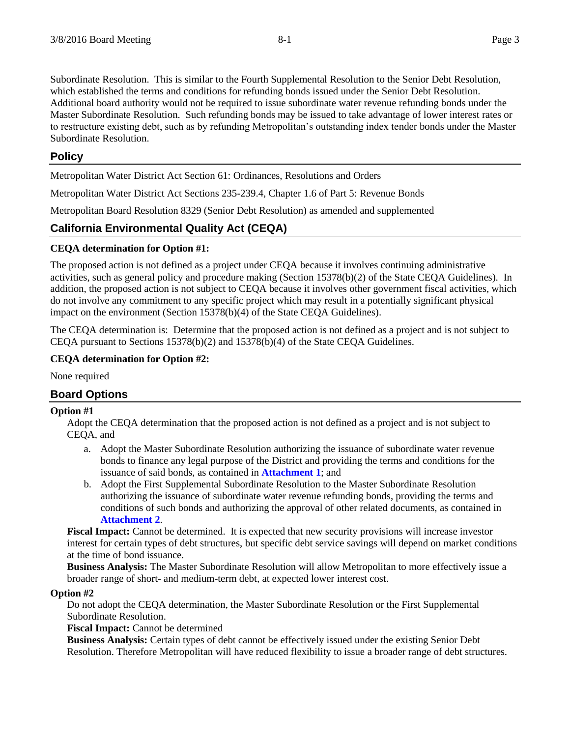Subordinate Resolution. This is similar to the Fourth Supplemental Resolution to the Senior Debt Resolution, which established the terms and conditions for refunding bonds issued under the Senior Debt Resolution. Additional board authority would not be required to issue subordinate water revenue refunding bonds under the Master Subordinate Resolution. Such refunding bonds may be issued to take advantage of lower interest rates or to restructure existing debt, such as by refunding Metropolitan's outstanding index tender bonds under the Master Subordinate Resolution.

## Policy

Metropolitan Water District Act Section 61: Ordinances, Resolutions and Orders

Metropolitan Water District Act Sections 235-239.4, Chapter 1.6 of Part 5: Revenue Bonds

Metropolitan Board Resolution 8329 (Senior Debt Resolution) as amended and supplemented

## California Environmental Quality Act (CEQA)

**CEQA determination for Option #1:**

The proposed action is not defined as a project under CEQA because it involves continuing administrative activities, such as general policy and procedure making (Section 15378(b)(2) of the State CEQA Guidelines). In addition, the proposed action is not subject to CEQA because it involves other government fiscal activities, which do not involve any commitment to any specific project which may result in a potentially significant physical impact on the environment (Section 15378(b)(4) of the State CEQA Guidelines).

The CEQA determination is: Determine that the proposed action is not defined as a project and is not subject to CEQA pursuant to Sections 15378(b)(2) and 15378(b)(4) of the State CEQA Guidelines.

**CEQA determination for Option #2:**

None required

## Board Options

**Option #1**

Adopt the CEQA determination that the proposed action is not defined as a project and is not subject to CEQA, and

a. Adopt the Master Subordinate Resolution authorizing the issuance of subordinate water revenue bonds to finance any legal purpose of the District and providing the terms and conditions for the issuance of said bonds, as contained in **Attachment 1**; and
b. Adopt the First Supplemental Subordinate Resolution to the Master Subordinate Resolution authorizing the issuance of subordinate water revenue refunding bonds, providing the terms and conditions of such bonds and authorizing the approval of other related documents, as contained in **Attachment 2**.

**Fiscal Impact:** Cannot be determined. It is expected that new security provisions will increase investor interest for certain types of debt structures, but specific debt service savings will depend on market conditions at the time of bond issuance.

**Business Analysis:** The Master Subordinate Resolution will allow Metropolitan to more effectively issue a broader range of short- and medium-term debt, at expected lower interest cost.

**Option #2**

Do not adopt the CEQA determination, the Master Subordinate Resolution or the First Supplemental Subordinate Resolution.

**Fiscal Impact:** Cannot be determined

**Business Analysis:** Certain types of debt cannot be effectively issued under the existing Senior Debt Resolution. Therefore Metropolitan will have reduced flexibility to issue a broader range of debt structures.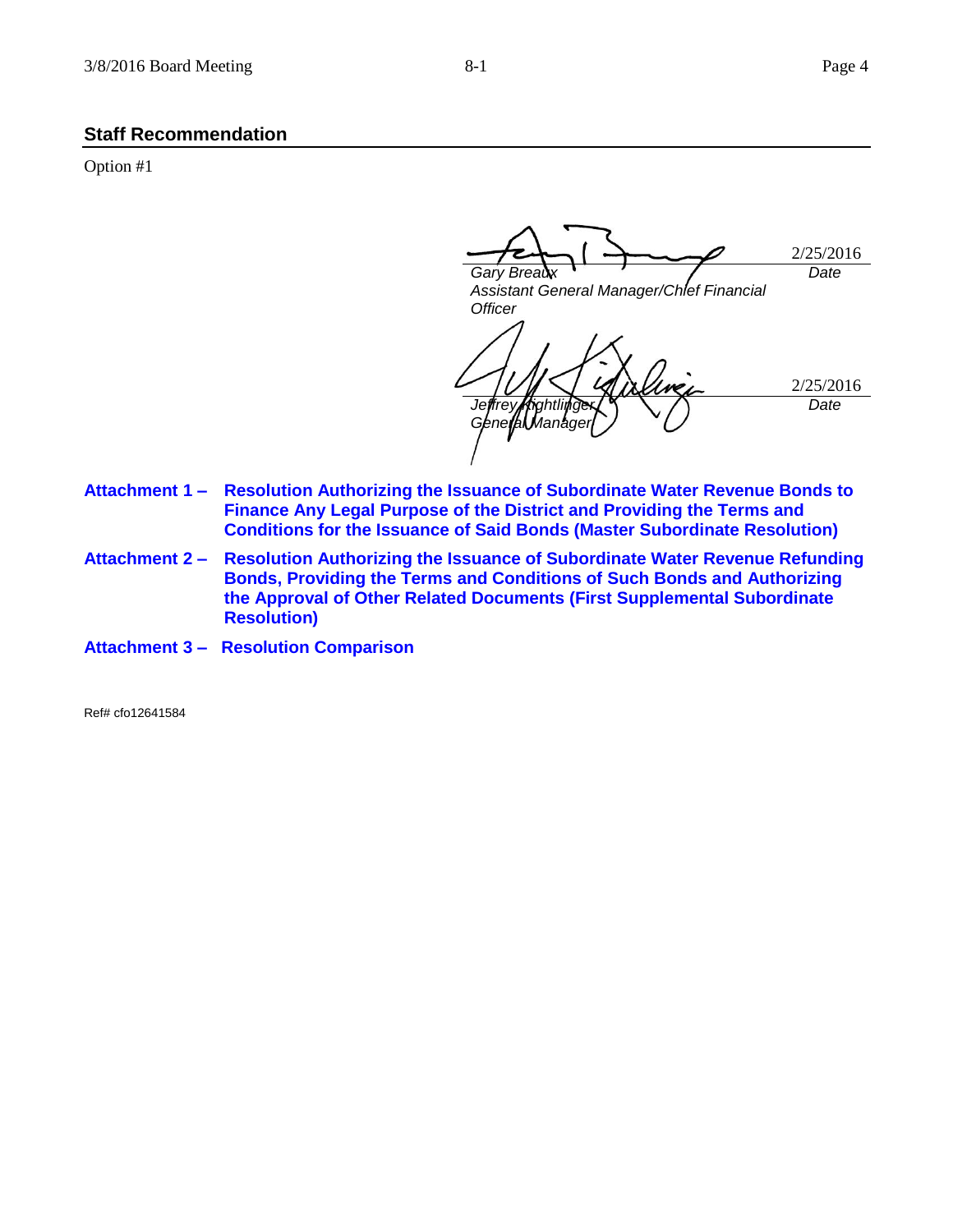## Staff Recommendation

Option #1

2/25/2016

*Gary Breaux* — *Date*

*Assistant General Manager/Chief Financial Officer*

2/25/2016

*Jeffrey Kightlinger* — *Date*

*General Manager*

**Attachment 1 – Resolution Authorizing the Issuance of Subordinate Water Revenue Bonds to Finance Any Legal Purpose of the District and Providing the Terms and Conditions for the Issuance of Said Bonds (Master Subordinate Resolution)**

**Attachment 2 – Resolution Authorizing the Issuance of Subordinate Water Revenue Refunding Bonds, Providing the Terms and Conditions of Such Bonds and Authorizing the Approval of Other Related Documents (First Supplemental Subordinate Resolution)**

**Attachment 3 – Resolution Comparison**

Ref# cfo12641584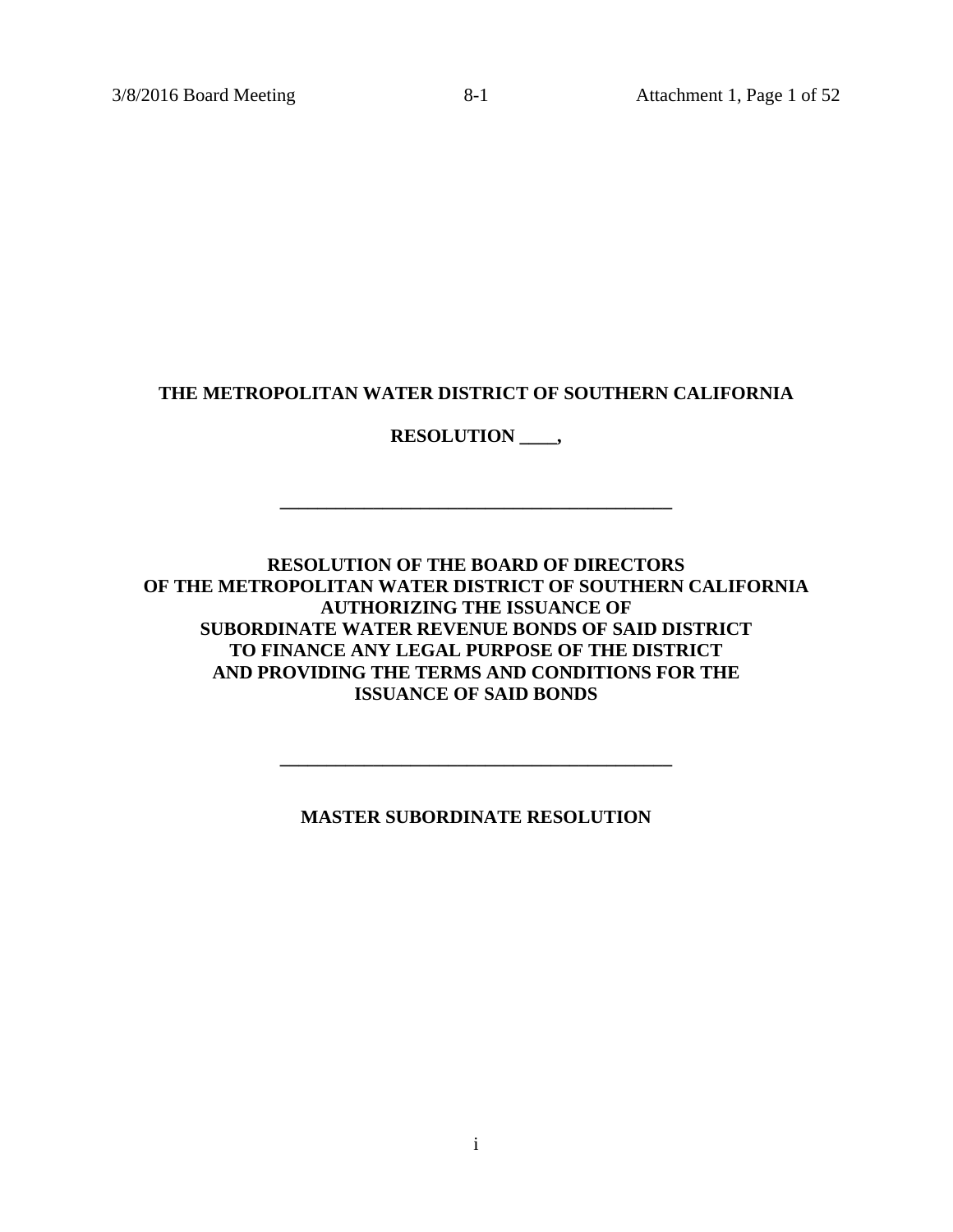**THE METROPOLITAN WATER DISTRICT OF SOUTHERN CALIFORNIA**

**RESOLUTION ____,**

---

**RESOLUTION OF THE BOARD OF DIRECTORS
OF THE METROPOLITAN WATER DISTRICT OF SOUTHERN CALIFORNIA
AUTHORIZING THE ISSUANCE OF
SUBORDINATE WATER REVENUE BONDS OF SAID DISTRICT
TO FINANCE ANY LEGAL PURPOSE OF THE DISTRICT
AND PROVIDING THE TERMS AND CONDITIONS FOR THE
ISSUANCE OF SAID BONDS**

---

**MASTER SUBORDINATE RESOLUTION**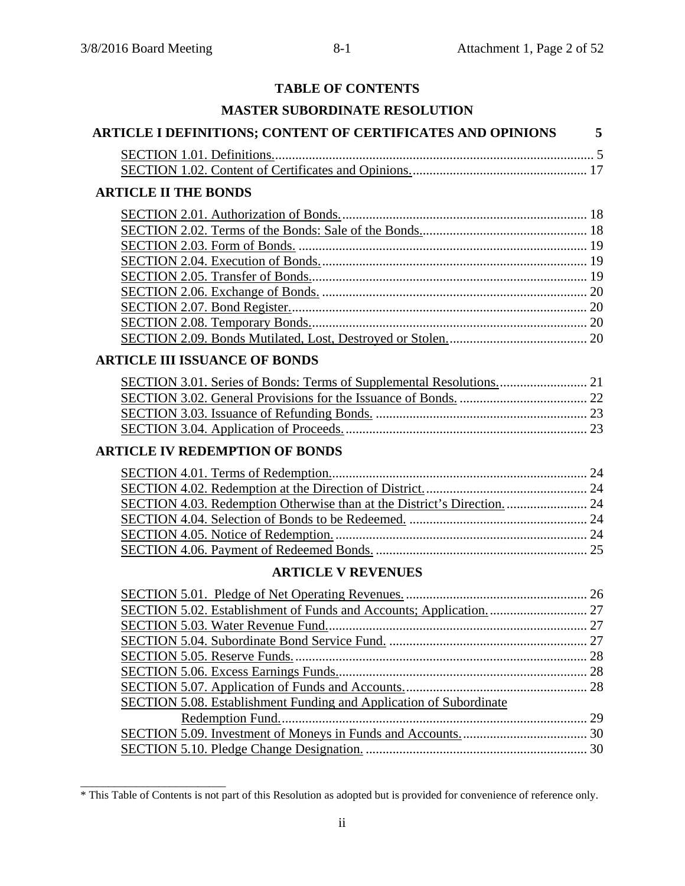# TABLE OF CONTENTS

## MASTER SUBORDINATE RESOLUTION

### ARTICLE I DEFINITIONS; CONTENT OF CERTIFICATES AND OPINIONS 5

SECTION 1.01. Definitions. 5
SECTION 1.02. Content of Certificates and Opinions. 17

### ARTICLE II THE BONDS

SECTION 2.01. Authorization of Bonds. 18
SECTION 2.02. Terms of the Bonds: Sale of the Bonds. 18
SECTION 2.03. Form of Bonds. 19
SECTION 2.04. Execution of Bonds. 19
SECTION 2.05. Transfer of Bonds. 19
SECTION 2.06. Exchange of Bonds. 20
SECTION 2.07. Bond Register. 20
SECTION 2.08. Temporary Bonds. 20
SECTION 2.09. Bonds Mutilated, Lost, Destroyed or Stolen. 20

### ARTICLE III ISSUANCE OF BONDS

SECTION 3.01. Series of Bonds: Terms of Supplemental Resolutions. 21
SECTION 3.02. General Provisions for the Issuance of Bonds. 22
SECTION 3.03. Issuance of Refunding Bonds. 23
SECTION 3.04. Application of Proceeds. 23

### ARTICLE IV REDEMPTION OF BONDS

SECTION 4.01. Terms of Redemption. 24
SECTION 4.02. Redemption at the Direction of District. 24
SECTION 4.03. Redemption Otherwise than at the District's Direction. 24
SECTION 4.04. Selection of Bonds to be Redeemed. 24
SECTION 4.05. Notice of Redemption. 24
SECTION 4.06. Payment of Redeemed Bonds. 25

### ARTICLE V REVENUES

SECTION 5.01. Pledge of Net Operating Revenues. 26
SECTION 5.02. Establishment of Funds and Accounts; Application. 27
SECTION 5.03. Water Revenue Fund. 27
SECTION 5.04. Subordinate Bond Service Fund. 27
SECTION 5.05. Reserve Funds. 28
SECTION 5.06. Excess Earnings Funds. 28
SECTION 5.07. Application of Funds and Accounts. 28
SECTION 5.08. Establishment Funding and Application of Subordinate Redemption Fund. 29
SECTION 5.09. Investment of Moneys in Funds and Accounts. 30
SECTION 5.10. Pledge Change Designation. 30

---

* This Table of Contents is not part of this Resolution as adopted but is provided for convenience of reference only.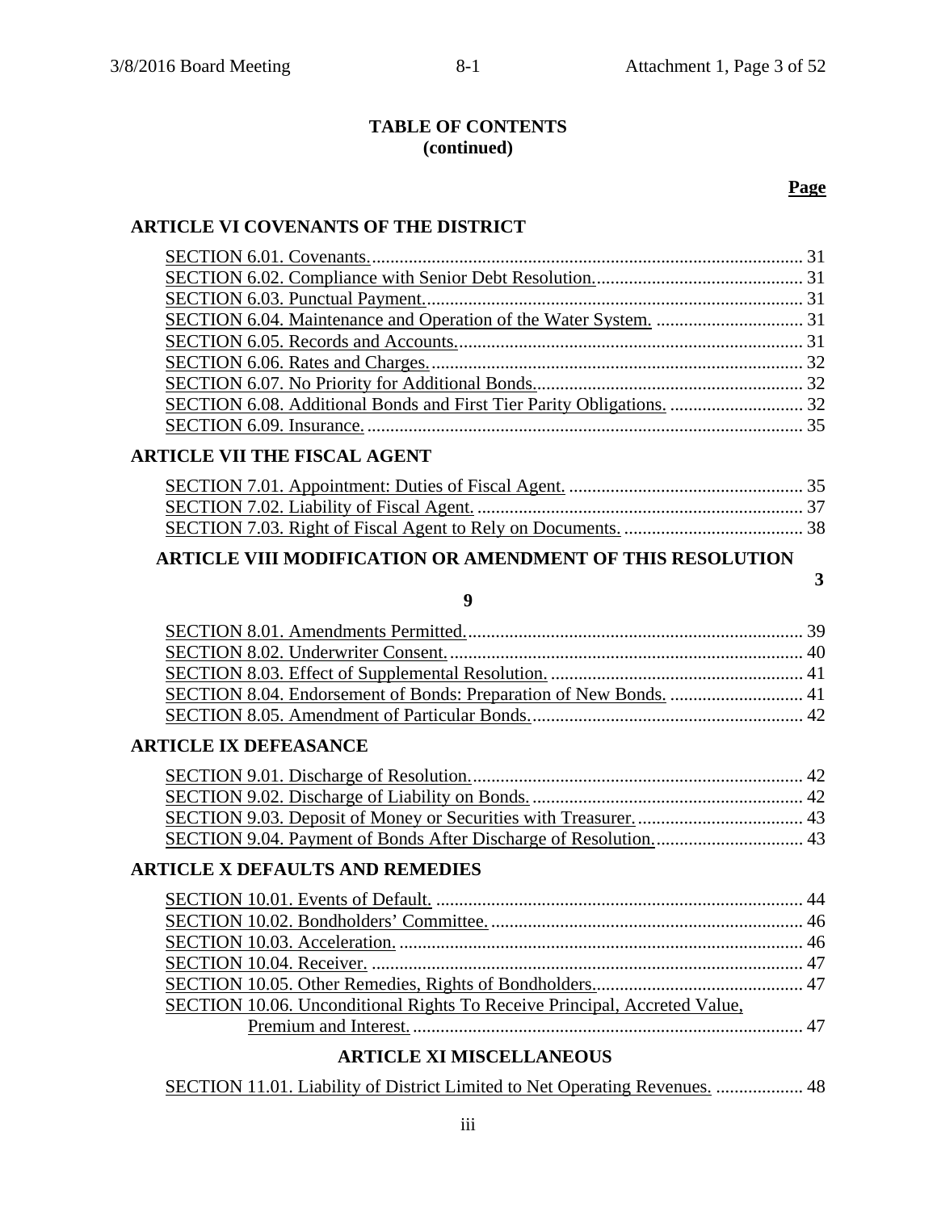**TABLE OF CONTENTS**
**(continued)**

**Page**

**ARTICLE VI COVENANTS OF THE DISTRICT**

SECTION 6.01. Covenants. ............................................................................................ 31
SECTION 6.02. Compliance with Senior Debt Resolution. ............................................ 31
SECTION 6.03. Punctual Payment. ................................................................................ 31
SECTION 6.04. Maintenance and Operation of the Water System. ................................ 31
SECTION 6.05. Records and Accounts. .......................................................................... 31
SECTION 6.06. Rates and Charges. ............................................................................... 32
SECTION 6.07. No Priority for Additional Bonds. ......................................................... 32
SECTION 6.08. Additional Bonds and First Tier Parity Obligations. ............................ 32
SECTION 6.09. Insurance. ............................................................................................. 35

**ARTICLE VII THE FISCAL AGENT**

SECTION 7.01. Appointment: Duties of Fiscal Agent. .................................................. 35
SECTION 7.02. Liability of Fiscal Agent. ...................................................................... 37
SECTION 7.03. Right of Fiscal Agent to Rely on Documents. ...................................... 38

**ARTICLE VIII MODIFICATION OR AMENDMENT OF THIS RESOLUTION 39**

SECTION 8.01. Amendments Permitted. ........................................................................ 39
SECTION 8.02. Underwriter Consent. ............................................................................ 40
SECTION 8.03. Effect of Supplemental Resolution. ...................................................... 41
SECTION 8.04. Endorsement of Bonds: Preparation of New Bonds. ............................ 41
SECTION 8.05. Amendment of Particular Bonds. .......................................................... 42

**ARTICLE IX DEFEASANCE**

SECTION 9.01. Discharge of Resolution. ....................................................................... 42
SECTION 9.02. Discharge of Liability on Bonds. .......................................................... 42
SECTION 9.03. Deposit of Money or Securities with Treasurer. ................................... 43
SECTION 9.04. Payment of Bonds After Discharge of Resolution. ............................... 43

**ARTICLE X DEFAULTS AND REMEDIES**

SECTION 10.01. Events of Default. ............................................................................... 44
SECTION 10.02. Bondholders' Committee. ................................................................... 46
SECTION 10.03. Acceleration. ....................................................................................... 46
SECTION 10.04. Receiver. ............................................................................................. 47
SECTION 10.05. Other Remedies, Rights of Bondholders. ............................................ 47
SECTION 10.06. Unconditional Rights To Receive Principal, Accreted Value, Premium and Interest. .................................................................................... 47

**ARTICLE XI MISCELLANEOUS**

SECTION 11.01. Liability of District Limited to Net Operating Revenues. .................. 48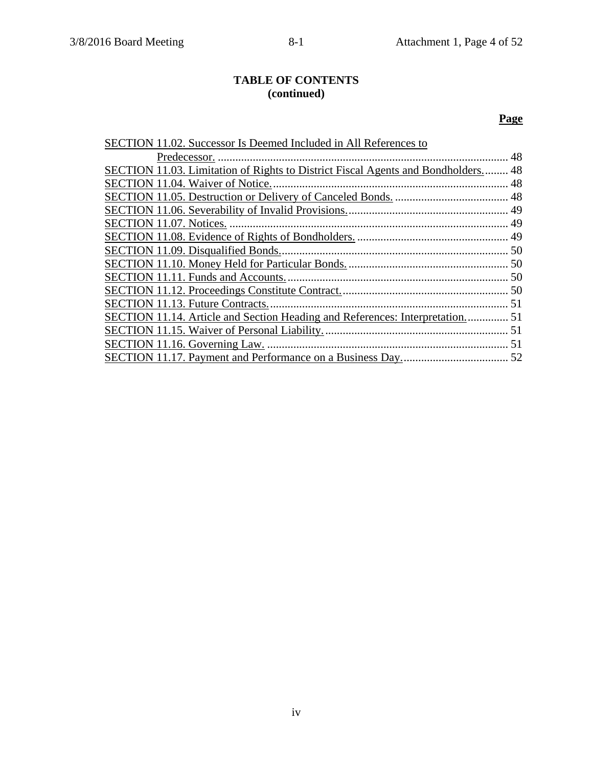## TABLE OF CONTENTS
## (continued)

| | Page |
|---|---|
| SECTION 11.02. Successor Is Deemed Included in All References to Predecessor. | 48 |
| SECTION 11.03. Limitation of Rights to District Fiscal Agents and Bondholders. | 48 |
| SECTION 11.04. Waiver of Notice. | 48 |
| SECTION 11.05. Destruction or Delivery of Canceled Bonds. | 48 |
| SECTION 11.06. Severability of Invalid Provisions. | 49 |
| SECTION 11.07. Notices. | 49 |
| SECTION 11.08. Evidence of Rights of Bondholders. | 49 |
| SECTION 11.09. Disqualified Bonds. | 50 |
| SECTION 11.10. Money Held for Particular Bonds. | 50 |
| SECTION 11.11. Funds and Accounts. | 50 |
| SECTION 11.12. Proceedings Constitute Contract. | 50 |
| SECTION 11.13. Future Contracts. | 51 |
| SECTION 11.14. Article and Section Heading and References: Interpretation. | 51 |
| SECTION 11.15. Waiver of Personal Liability. | 51 |
| SECTION 11.16. Governing Law. | 51 |
| SECTION 11.17. Payment and Performance on a Business Day. | 52 |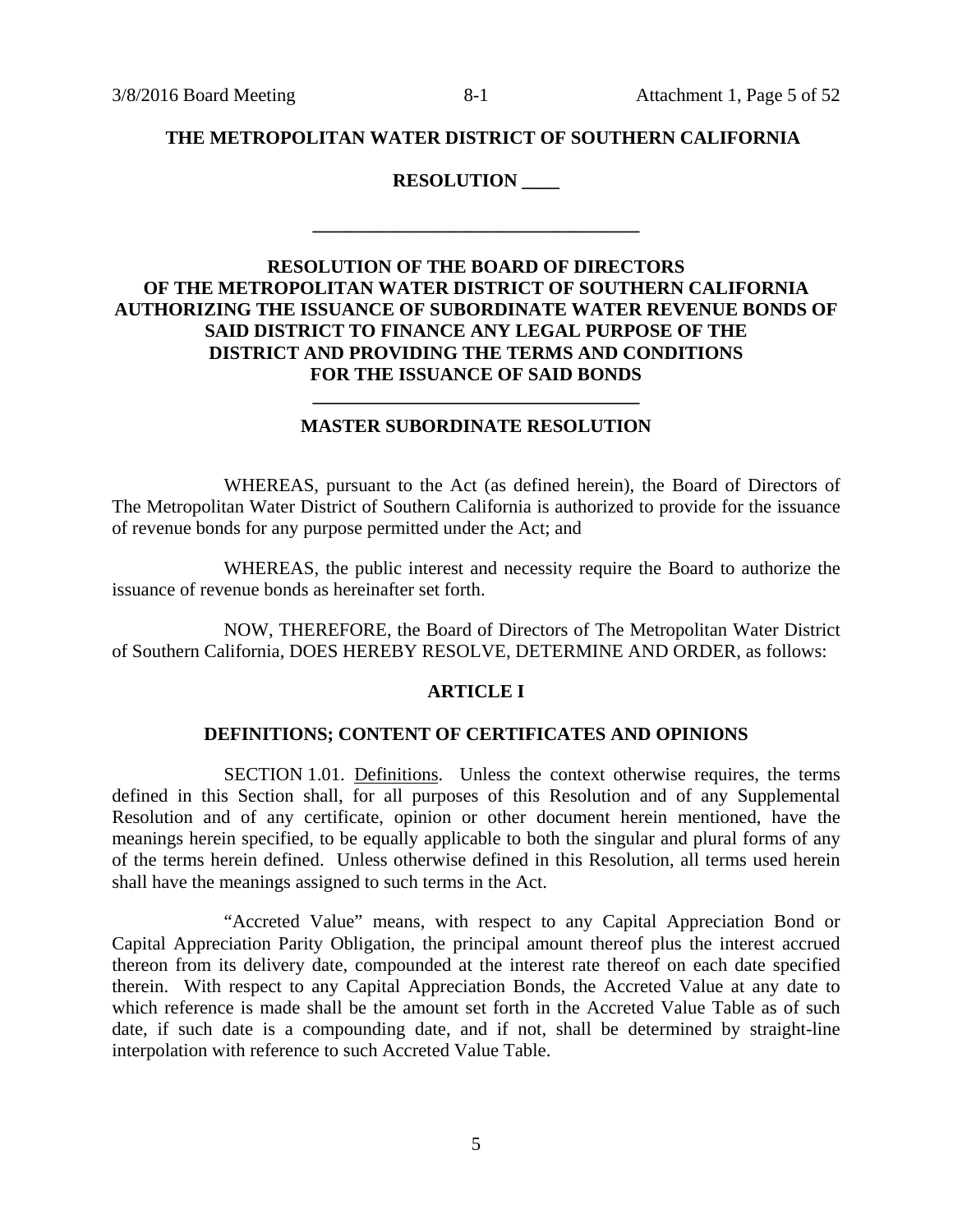**THE METROPOLITAN WATER DISTRICT OF SOUTHERN CALIFORNIA**

**RESOLUTION ____**

**_________________________________**

**RESOLUTION OF THE BOARD OF DIRECTORS OF THE METROPOLITAN WATER DISTRICT OF SOUTHERN CALIFORNIA AUTHORIZING THE ISSUANCE OF SUBORDINATE WATER REVENUE BONDS OF SAID DISTRICT TO FINANCE ANY LEGAL PURPOSE OF THE DISTRICT AND PROVIDING THE TERMS AND CONDITIONS FOR THE ISSUANCE OF SAID BONDS**

**_________________________________**

**MASTER SUBORDINATE RESOLUTION**

WHEREAS, pursuant to the Act (as defined herein), the Board of Directors of The Metropolitan Water District of Southern California is authorized to provide for the issuance of revenue bonds for any purpose permitted under the Act; and

WHEREAS, the public interest and necessity require the Board to authorize the issuance of revenue bonds as hereinafter set forth.

NOW, THEREFORE, the Board of Directors of The Metropolitan Water District of Southern California, DOES HEREBY RESOLVE, DETERMINE AND ORDER, as follows:

## ARTICLE I

## DEFINITIONS; CONTENT OF CERTIFICATES AND OPINIONS

SECTION 1.01. Definitions. Unless the context otherwise requires, the terms defined in this Section shall, for all purposes of this Resolution and of any Supplemental Resolution and of any certificate, opinion or other document herein mentioned, have the meanings herein specified, to be equally applicable to both the singular and plural forms of any of the terms herein defined. Unless otherwise defined in this Resolution, all terms used herein shall have the meanings assigned to such terms in the Act.

"Accreted Value" means, with respect to any Capital Appreciation Bond or Capital Appreciation Parity Obligation, the principal amount thereof plus the interest accrued thereon from its delivery date, compounded at the interest rate thereof on each date specified therein. With respect to any Capital Appreciation Bonds, the Accreted Value at any date to which reference is made shall be the amount set forth in the Accreted Value Table as of such date, if such date is a compounding date, and if not, shall be determined by straight-line interpolation with reference to such Accreted Value Table.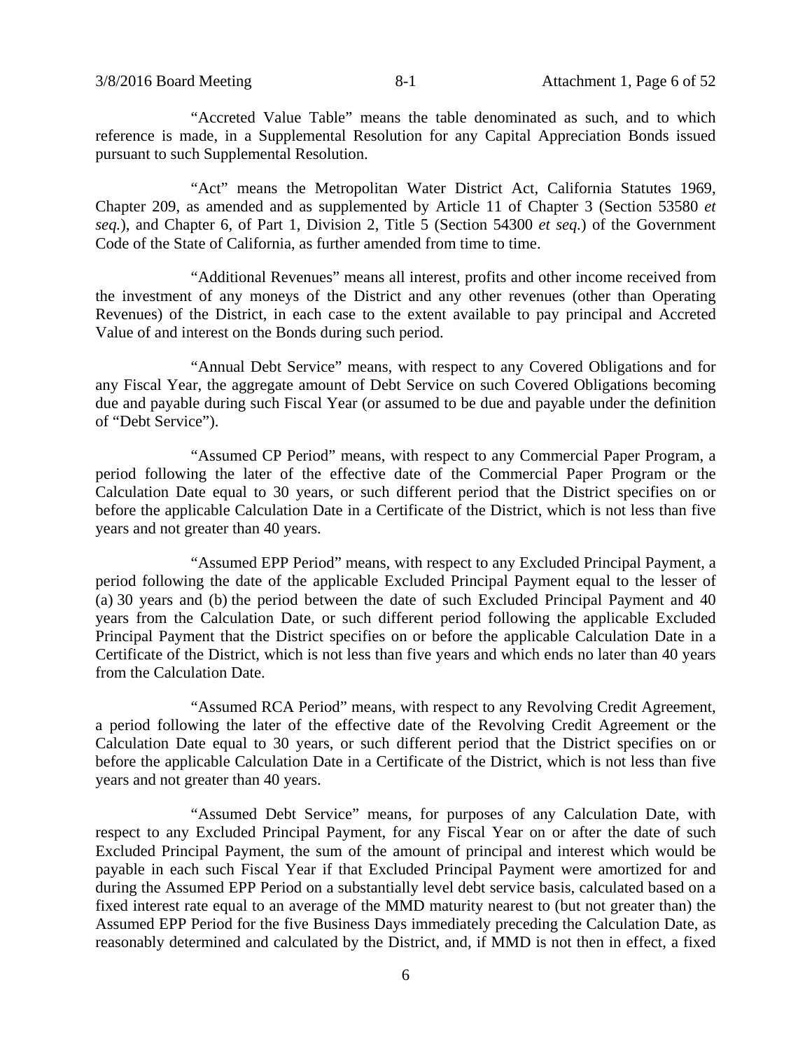"Accreted Value Table" means the table denominated as such, and to which reference is made, in a Supplemental Resolution for any Capital Appreciation Bonds issued pursuant to such Supplemental Resolution.

"Act" means the Metropolitan Water District Act, California Statutes 1969, Chapter 209, as amended and as supplemented by Article 11 of Chapter 3 (Section 53580 *et seq.*), and Chapter 6, of Part 1, Division 2, Title 5 (Section 54300 *et seq.*) of the Government Code of the State of California, as further amended from time to time.

"Additional Revenues" means all interest, profits and other income received from the investment of any moneys of the District and any other revenues (other than Operating Revenues) of the District, in each case to the extent available to pay principal and Accreted Value of and interest on the Bonds during such period.

"Annual Debt Service" means, with respect to any Covered Obligations and for any Fiscal Year, the aggregate amount of Debt Service on such Covered Obligations becoming due and payable during such Fiscal Year (or assumed to be due and payable under the definition of "Debt Service").

"Assumed CP Period" means, with respect to any Commercial Paper Program, a period following the later of the effective date of the Commercial Paper Program or the Calculation Date equal to 30 years, or such different period that the District specifies on or before the applicable Calculation Date in a Certificate of the District, which is not less than five years and not greater than 40 years.

"Assumed EPP Period" means, with respect to any Excluded Principal Payment, a period following the date of the applicable Excluded Principal Payment equal to the lesser of (a) 30 years and (b) the period between the date of such Excluded Principal Payment and 40 years from the Calculation Date, or such different period following the applicable Excluded Principal Payment that the District specifies on or before the applicable Calculation Date in a Certificate of the District, which is not less than five years and which ends no later than 40 years from the Calculation Date.

"Assumed RCA Period" means, with respect to any Revolving Credit Agreement, a period following the later of the effective date of the Revolving Credit Agreement or the Calculation Date equal to 30 years, or such different period that the District specifies on or before the applicable Calculation Date in a Certificate of the District, which is not less than five years and not greater than 40 years.

"Assumed Debt Service" means, for purposes of any Calculation Date, with respect to any Excluded Principal Payment, for any Fiscal Year on or after the date of such Excluded Principal Payment, the sum of the amount of principal and interest which would be payable in each such Fiscal Year if that Excluded Principal Payment were amortized for and during the Assumed EPP Period on a substantially level debt service basis, calculated based on a fixed interest rate equal to an average of the MMD maturity nearest to (but not greater than) the Assumed EPP Period for the five Business Days immediately preceding the Calculation Date, as reasonably determined and calculated by the District, and, if MMD is not then in effect, a fixed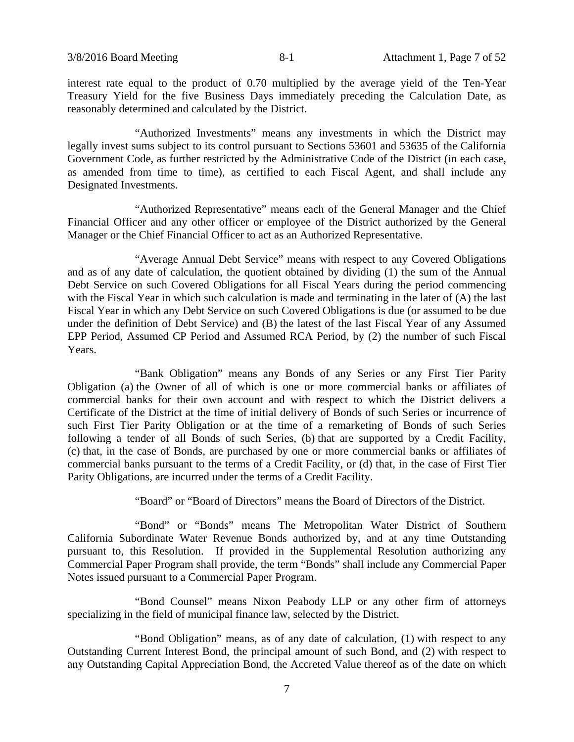interest rate equal to the product of 0.70 multiplied by the average yield of the Ten-Year Treasury Yield for the five Business Days immediately preceding the Calculation Date, as reasonably determined and calculated by the District.

"Authorized Investments" means any investments in which the District may legally invest sums subject to its control pursuant to Sections 53601 and 53635 of the California Government Code, as further restricted by the Administrative Code of the District (in each case, as amended from time to time), as certified to each Fiscal Agent, and shall include any Designated Investments.

"Authorized Representative" means each of the General Manager and the Chief Financial Officer and any other officer or employee of the District authorized by the General Manager or the Chief Financial Officer to act as an Authorized Representative.

"Average Annual Debt Service" means with respect to any Covered Obligations and as of any date of calculation, the quotient obtained by dividing (1) the sum of the Annual Debt Service on such Covered Obligations for all Fiscal Years during the period commencing with the Fiscal Year in which such calculation is made and terminating in the later of (A) the last Fiscal Year in which any Debt Service on such Covered Obligations is due (or assumed to be due under the definition of Debt Service) and (B) the latest of the last Fiscal Year of any Assumed EPP Period, Assumed CP Period and Assumed RCA Period, by (2) the number of such Fiscal Years.

"Bank Obligation" means any Bonds of any Series or any First Tier Parity Obligation (a) the Owner of all of which is one or more commercial banks or affiliates of commercial banks for their own account and with respect to which the District delivers a Certificate of the District at the time of initial delivery of Bonds of such Series or incurrence of such First Tier Parity Obligation or at the time of a remarketing of Bonds of such Series following a tender of all Bonds of such Series, (b) that are supported by a Credit Facility, (c) that, in the case of Bonds, are purchased by one or more commercial banks or affiliates of commercial banks pursuant to the terms of a Credit Facility, or (d) that, in the case of First Tier Parity Obligations, are incurred under the terms of a Credit Facility.

"Board" or "Board of Directors" means the Board of Directors of the District.

"Bond" or "Bonds" means The Metropolitan Water District of Southern California Subordinate Water Revenue Bonds authorized by, and at any time Outstanding pursuant to, this Resolution. If provided in the Supplemental Resolution authorizing any Commercial Paper Program shall provide, the term "Bonds" shall include any Commercial Paper Notes issued pursuant to a Commercial Paper Program.

"Bond Counsel" means Nixon Peabody LLP or any other firm of attorneys specializing in the field of municipal finance law, selected by the District.

"Bond Obligation" means, as of any date of calculation, (1) with respect to any Outstanding Current Interest Bond, the principal amount of such Bond, and (2) with respect to any Outstanding Capital Appreciation Bond, the Accreted Value thereof as of the date on which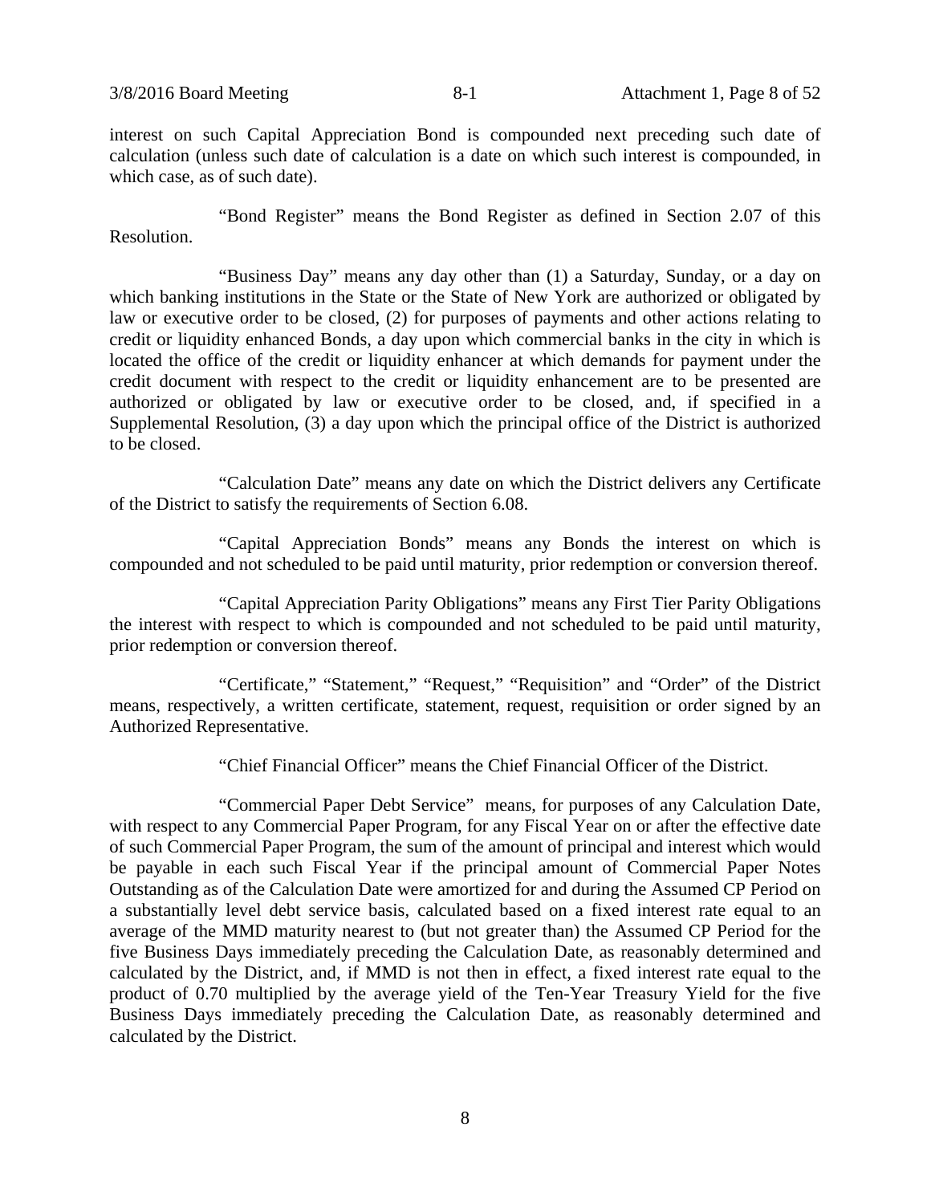interest on such Capital Appreciation Bond is compounded next preceding such date of calculation (unless such date of calculation is a date on which such interest is compounded, in which case, as of such date).

"Bond Register" means the Bond Register as defined in Section 2.07 of this Resolution.

"Business Day" means any day other than (1) a Saturday, Sunday, or a day on which banking institutions in the State or the State of New York are authorized or obligated by law or executive order to be closed, (2) for purposes of payments and other actions relating to credit or liquidity enhanced Bonds, a day upon which commercial banks in the city in which is located the office of the credit or liquidity enhancer at which demands for payment under the credit document with respect to the credit or liquidity enhancement are to be presented are authorized or obligated by law or executive order to be closed, and, if specified in a Supplemental Resolution, (3) a day upon which the principal office of the District is authorized to be closed.

"Calculation Date" means any date on which the District delivers any Certificate of the District to satisfy the requirements of Section 6.08.

"Capital Appreciation Bonds" means any Bonds the interest on which is compounded and not scheduled to be paid until maturity, prior redemption or conversion thereof.

"Capital Appreciation Parity Obligations" means any First Tier Parity Obligations the interest with respect to which is compounded and not scheduled to be paid until maturity, prior redemption or conversion thereof.

"Certificate," "Statement," "Request," "Requisition" and "Order" of the District means, respectively, a written certificate, statement, request, requisition or order signed by an Authorized Representative.

"Chief Financial Officer" means the Chief Financial Officer of the District.

"Commercial Paper Debt Service" means, for purposes of any Calculation Date, with respect to any Commercial Paper Program, for any Fiscal Year on or after the effective date of such Commercial Paper Program, the sum of the amount of principal and interest which would be payable in each such Fiscal Year if the principal amount of Commercial Paper Notes Outstanding as of the Calculation Date were amortized for and during the Assumed CP Period on a substantially level debt service basis, calculated based on a fixed interest rate equal to an average of the MMD maturity nearest to (but not greater than) the Assumed CP Period for the five Business Days immediately preceding the Calculation Date, as reasonably determined and calculated by the District, and, if MMD is not then in effect, a fixed interest rate equal to the product of 0.70 multiplied by the average yield of the Ten-Year Treasury Yield for the five Business Days immediately preceding the Calculation Date, as reasonably determined and calculated by the District.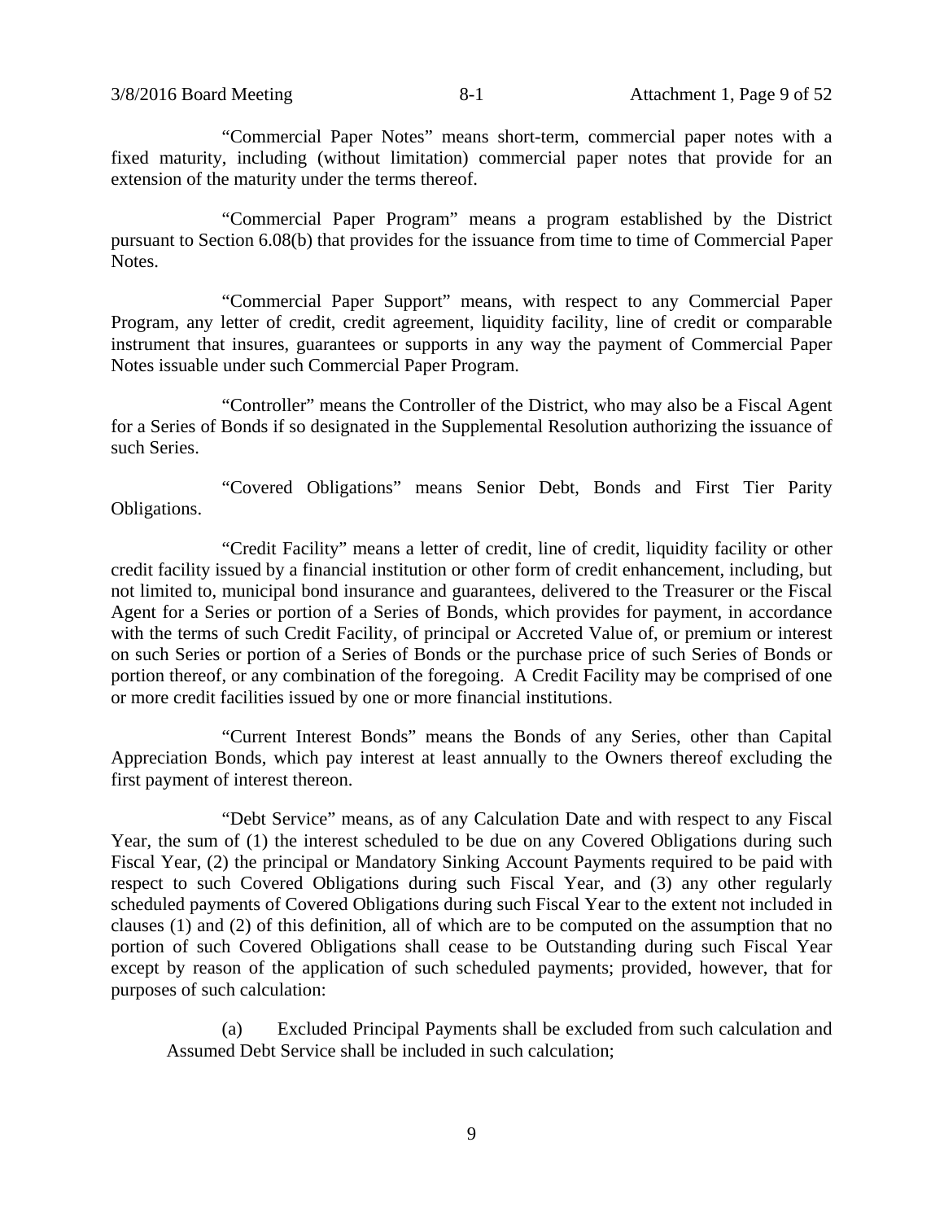"Commercial Paper Notes" means short-term, commercial paper notes with a fixed maturity, including (without limitation) commercial paper notes that provide for an extension of the maturity under the terms thereof.

"Commercial Paper Program" means a program established by the District pursuant to Section 6.08(b) that provides for the issuance from time to time of Commercial Paper Notes.

"Commercial Paper Support" means, with respect to any Commercial Paper Program, any letter of credit, credit agreement, liquidity facility, line of credit or comparable instrument that insures, guarantees or supports in any way the payment of Commercial Paper Notes issuable under such Commercial Paper Program.

"Controller" means the Controller of the District, who may also be a Fiscal Agent for a Series of Bonds if so designated in the Supplemental Resolution authorizing the issuance of such Series.

"Covered Obligations" means Senior Debt, Bonds and First Tier Parity Obligations.

"Credit Facility" means a letter of credit, line of credit, liquidity facility or other credit facility issued by a financial institution or other form of credit enhancement, including, but not limited to, municipal bond insurance and guarantees, delivered to the Treasurer or the Fiscal Agent for a Series or portion of a Series of Bonds, which provides for payment, in accordance with the terms of such Credit Facility, of principal or Accreted Value of, or premium or interest on such Series or portion of a Series of Bonds or the purchase price of such Series of Bonds or portion thereof, or any combination of the foregoing. A Credit Facility may be comprised of one or more credit facilities issued by one or more financial institutions.

"Current Interest Bonds" means the Bonds of any Series, other than Capital Appreciation Bonds, which pay interest at least annually to the Owners thereof excluding the first payment of interest thereon.

"Debt Service" means, as of any Calculation Date and with respect to any Fiscal Year, the sum of (1) the interest scheduled to be due on any Covered Obligations during such Fiscal Year, (2) the principal or Mandatory Sinking Account Payments required to be paid with respect to such Covered Obligations during such Fiscal Year, and (3) any other regularly scheduled payments of Covered Obligations during such Fiscal Year to the extent not included in clauses (1) and (2) of this definition, all of which are to be computed on the assumption that no portion of such Covered Obligations shall cease to be Outstanding during such Fiscal Year except by reason of the application of such scheduled payments; provided, however, that for purposes of such calculation:

(a) Excluded Principal Payments shall be excluded from such calculation and Assumed Debt Service shall be included in such calculation;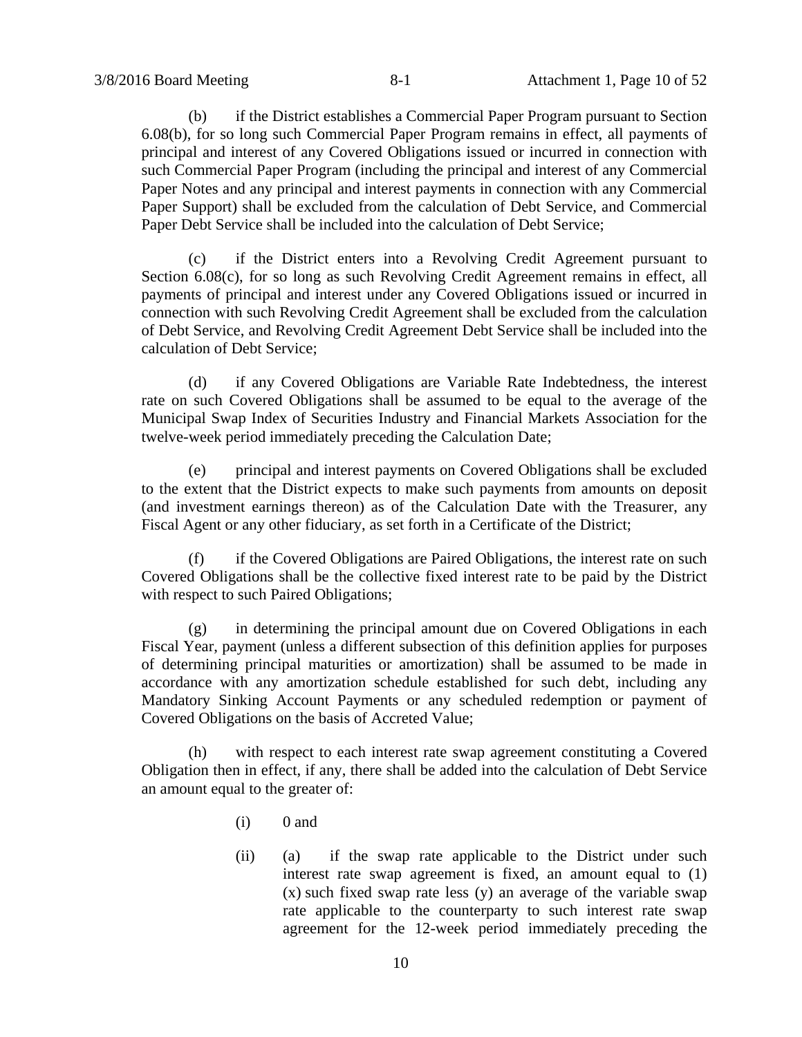(b) if the District establishes a Commercial Paper Program pursuant to Section 6.08(b), for so long such Commercial Paper Program remains in effect, all payments of principal and interest of any Covered Obligations issued or incurred in connection with such Commercial Paper Program (including the principal and interest of any Commercial Paper Notes and any principal and interest payments in connection with any Commercial Paper Support) shall be excluded from the calculation of Debt Service, and Commercial Paper Debt Service shall be included into the calculation of Debt Service;

(c) if the District enters into a Revolving Credit Agreement pursuant to Section 6.08(c), for so long as such Revolving Credit Agreement remains in effect, all payments of principal and interest under any Covered Obligations issued or incurred in connection with such Revolving Credit Agreement shall be excluded from the calculation of Debt Service, and Revolving Credit Agreement Debt Service shall be included into the calculation of Debt Service;

(d) if any Covered Obligations are Variable Rate Indebtedness, the interest rate on such Covered Obligations shall be assumed to be equal to the average of the Municipal Swap Index of Securities Industry and Financial Markets Association for the twelve-week period immediately preceding the Calculation Date;

(e) principal and interest payments on Covered Obligations shall be excluded to the extent that the District expects to make such payments from amounts on deposit (and investment earnings thereon) as of the Calculation Date with the Treasurer, any Fiscal Agent or any other fiduciary, as set forth in a Certificate of the District;

(f) if the Covered Obligations are Paired Obligations, the interest rate on such Covered Obligations shall be the collective fixed interest rate to be paid by the District with respect to such Paired Obligations;

(g) in determining the principal amount due on Covered Obligations in each Fiscal Year, payment (unless a different subsection of this definition applies for purposes of determining principal maturities or amortization) shall be assumed to be made in accordance with any amortization schedule established for such debt, including any Mandatory Sinking Account Payments or any scheduled redemption or payment of Covered Obligations on the basis of Accreted Value;

(h) with respect to each interest rate swap agreement constituting a Covered Obligation then in effect, if any, there shall be added into the calculation of Debt Service an amount equal to the greater of:

(i) 0 and

(ii) (a) if the swap rate applicable to the District under such interest rate swap agreement is fixed, an amount equal to (1) (x) such fixed swap rate less (y) an average of the variable swap rate applicable to the counterparty to such interest rate swap agreement for the 12-week period immediately preceding the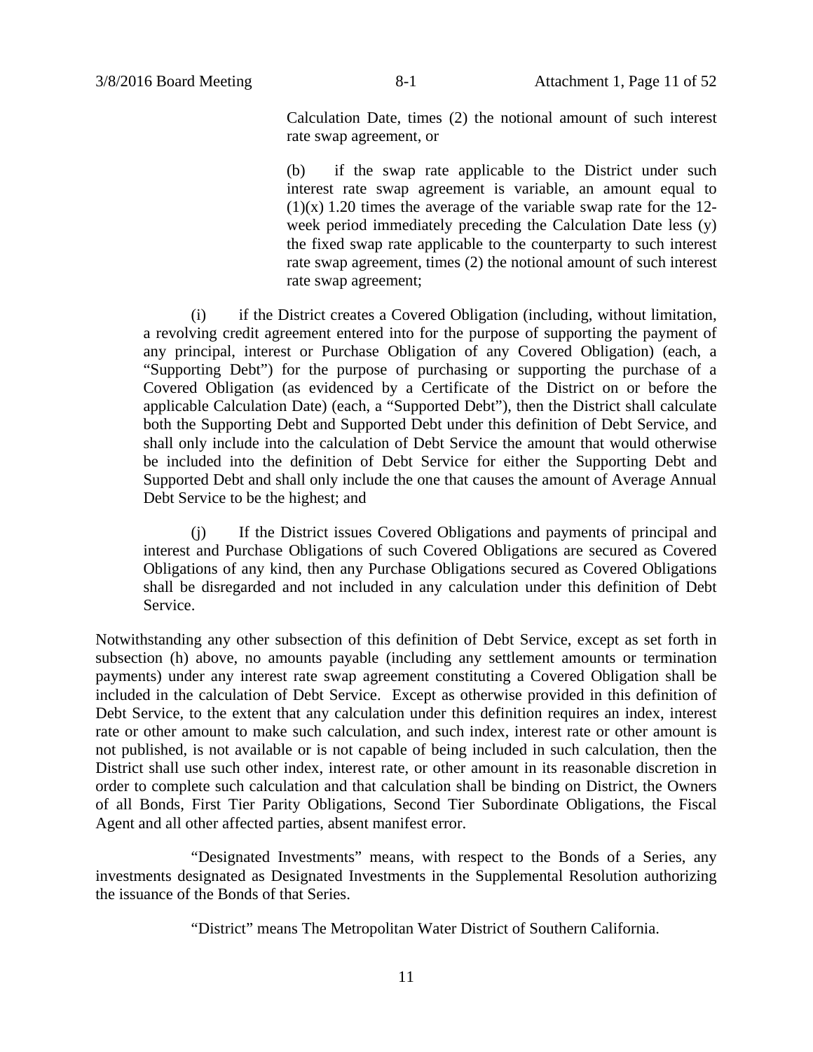Calculation Date, times (2) the notional amount of such interest rate swap agreement, or

(b) if the swap rate applicable to the District under such interest rate swap agreement is variable, an amount equal to (1)(x) 1.20 times the average of the variable swap rate for the 12-week period immediately preceding the Calculation Date less (y) the fixed swap rate applicable to the counterparty to such interest rate swap agreement, times (2) the notional amount of such interest rate swap agreement;

(i) if the District creates a Covered Obligation (including, without limitation, a revolving credit agreement entered into for the purpose of supporting the payment of any principal, interest or Purchase Obligation of any Covered Obligation) (each, a "Supporting Debt") for the purpose of purchasing or supporting the purchase of a Covered Obligation (as evidenced by a Certificate of the District on or before the applicable Calculation Date) (each, a "Supported Debt"), then the District shall calculate both the Supporting Debt and Supported Debt under this definition of Debt Service, and shall only include into the calculation of Debt Service the amount that would otherwise be included into the definition of Debt Service for either the Supporting Debt and Supported Debt and shall only include the one that causes the amount of Average Annual Debt Service to be the highest; and

(j) If the District issues Covered Obligations and payments of principal and interest and Purchase Obligations of such Covered Obligations are secured as Covered Obligations of any kind, then any Purchase Obligations secured as Covered Obligations shall be disregarded and not included in any calculation under this definition of Debt Service.

Notwithstanding any other subsection of this definition of Debt Service, except as set forth in subsection (h) above, no amounts payable (including any settlement amounts or termination payments) under any interest rate swap agreement constituting a Covered Obligation shall be included in the calculation of Debt Service. Except as otherwise provided in this definition of Debt Service, to the extent that any calculation under this definition requires an index, interest rate or other amount to make such calculation, and such index, interest rate or other amount is not published, is not available or is not capable of being included in such calculation, then the District shall use such other index, interest rate, or other amount in its reasonable discretion in order to complete such calculation and that calculation shall be binding on District, the Owners of all Bonds, First Tier Parity Obligations, Second Tier Subordinate Obligations, the Fiscal Agent and all other affected parties, absent manifest error.

"Designated Investments" means, with respect to the Bonds of a Series, any investments designated as Designated Investments in the Supplemental Resolution authorizing the issuance of the Bonds of that Series.

"District" means The Metropolitan Water District of Southern California.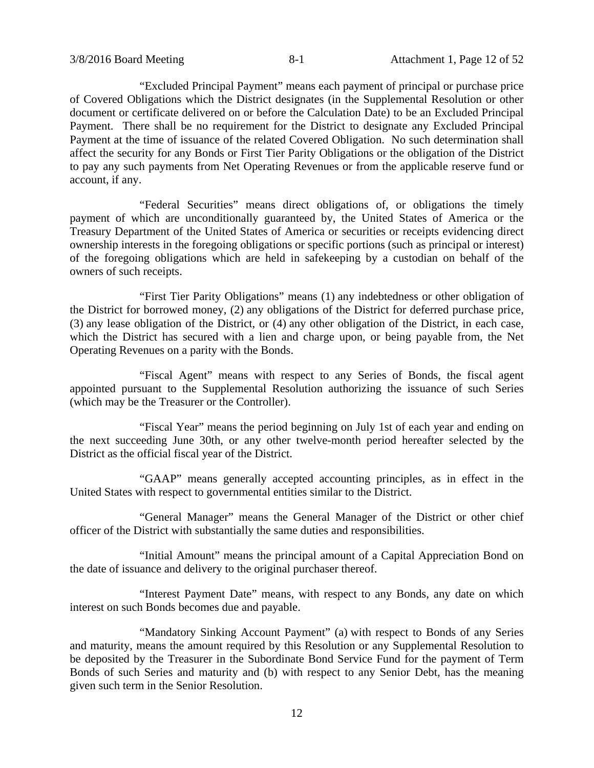"Excluded Principal Payment" means each payment of principal or purchase price of Covered Obligations which the District designates (in the Supplemental Resolution or other document or certificate delivered on or before the Calculation Date) to be an Excluded Principal Payment. There shall be no requirement for the District to designate any Excluded Principal Payment at the time of issuance of the related Covered Obligation. No such determination shall affect the security for any Bonds or First Tier Parity Obligations or the obligation of the District to pay any such payments from Net Operating Revenues or from the applicable reserve fund or account, if any.

"Federal Securities" means direct obligations of, or obligations the timely payment of which are unconditionally guaranteed by, the United States of America or the Treasury Department of the United States of America or securities or receipts evidencing direct ownership interests in the foregoing obligations or specific portions (such as principal or interest) of the foregoing obligations which are held in safekeeping by a custodian on behalf of the owners of such receipts.

"First Tier Parity Obligations" means (1) any indebtedness or other obligation of the District for borrowed money, (2) any obligations of the District for deferred purchase price, (3) any lease obligation of the District, or (4) any other obligation of the District, in each case, which the District has secured with a lien and charge upon, or being payable from, the Net Operating Revenues on a parity with the Bonds.

"Fiscal Agent" means with respect to any Series of Bonds, the fiscal agent appointed pursuant to the Supplemental Resolution authorizing the issuance of such Series (which may be the Treasurer or the Controller).

"Fiscal Year" means the period beginning on July 1st of each year and ending on the next succeeding June 30th, or any other twelve-month period hereafter selected by the District as the official fiscal year of the District.

"GAAP" means generally accepted accounting principles, as in effect in the United States with respect to governmental entities similar to the District.

"General Manager" means the General Manager of the District or other chief officer of the District with substantially the same duties and responsibilities.

"Initial Amount" means the principal amount of a Capital Appreciation Bond on the date of issuance and delivery to the original purchaser thereof.

"Interest Payment Date" means, with respect to any Bonds, any date on which interest on such Bonds becomes due and payable.

"Mandatory Sinking Account Payment" (a) with respect to Bonds of any Series and maturity, means the amount required by this Resolution or any Supplemental Resolution to be deposited by the Treasurer in the Subordinate Bond Service Fund for the payment of Term Bonds of such Series and maturity and (b) with respect to any Senior Debt, has the meaning given such term in the Senior Resolution.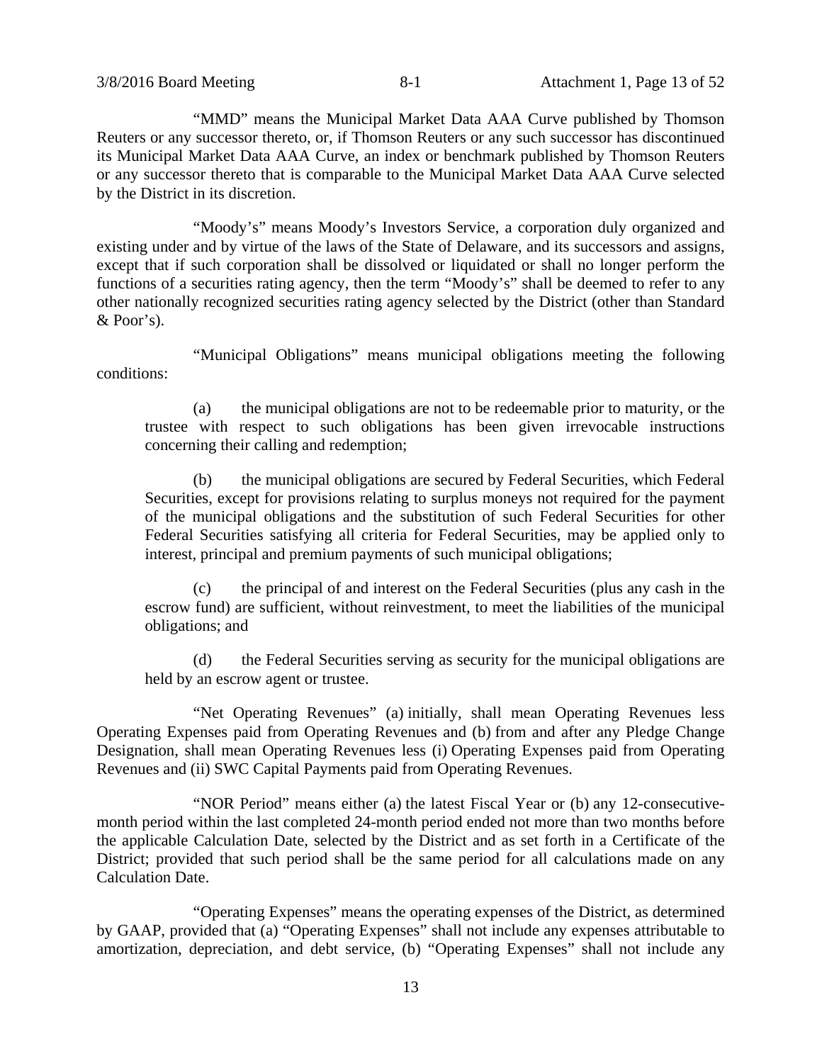"MMD" means the Municipal Market Data AAA Curve published by Thomson Reuters or any successor thereto, or, if Thomson Reuters or any such successor has discontinued its Municipal Market Data AAA Curve, an index or benchmark published by Thomson Reuters or any successor thereto that is comparable to the Municipal Market Data AAA Curve selected by the District in its discretion.

"Moody's" means Moody's Investors Service, a corporation duly organized and existing under and by virtue of the laws of the State of Delaware, and its successors and assigns, except that if such corporation shall be dissolved or liquidated or shall no longer perform the functions of a securities rating agency, then the term "Moody's" shall be deemed to refer to any other nationally recognized securities rating agency selected by the District (other than Standard & Poor's).

"Municipal Obligations" means municipal obligations meeting the following conditions:

(a) the municipal obligations are not to be redeemable prior to maturity, or the trustee with respect to such obligations has been given irrevocable instructions concerning their calling and redemption;

(b) the municipal obligations are secured by Federal Securities, which Federal Securities, except for provisions relating to surplus moneys not required for the payment of the municipal obligations and the substitution of such Federal Securities for other Federal Securities satisfying all criteria for Federal Securities, may be applied only to interest, principal and premium payments of such municipal obligations;

(c) the principal of and interest on the Federal Securities (plus any cash in the escrow fund) are sufficient, without reinvestment, to meet the liabilities of the municipal obligations; and

(d) the Federal Securities serving as security for the municipal obligations are held by an escrow agent or trustee.

"Net Operating Revenues" (a) initially, shall mean Operating Revenues less Operating Expenses paid from Operating Revenues and (b) from and after any Pledge Change Designation, shall mean Operating Revenues less (i) Operating Expenses paid from Operating Revenues and (ii) SWC Capital Payments paid from Operating Revenues.

"NOR Period" means either (a) the latest Fiscal Year or (b) any 12-consecutive-month period within the last completed 24-month period ended not more than two months before the applicable Calculation Date, selected by the District and as set forth in a Certificate of the District; provided that such period shall be the same period for all calculations made on any Calculation Date.

"Operating Expenses" means the operating expenses of the District, as determined by GAAP, provided that (a) "Operating Expenses" shall not include any expenses attributable to amortization, depreciation, and debt service, (b) "Operating Expenses" shall not include any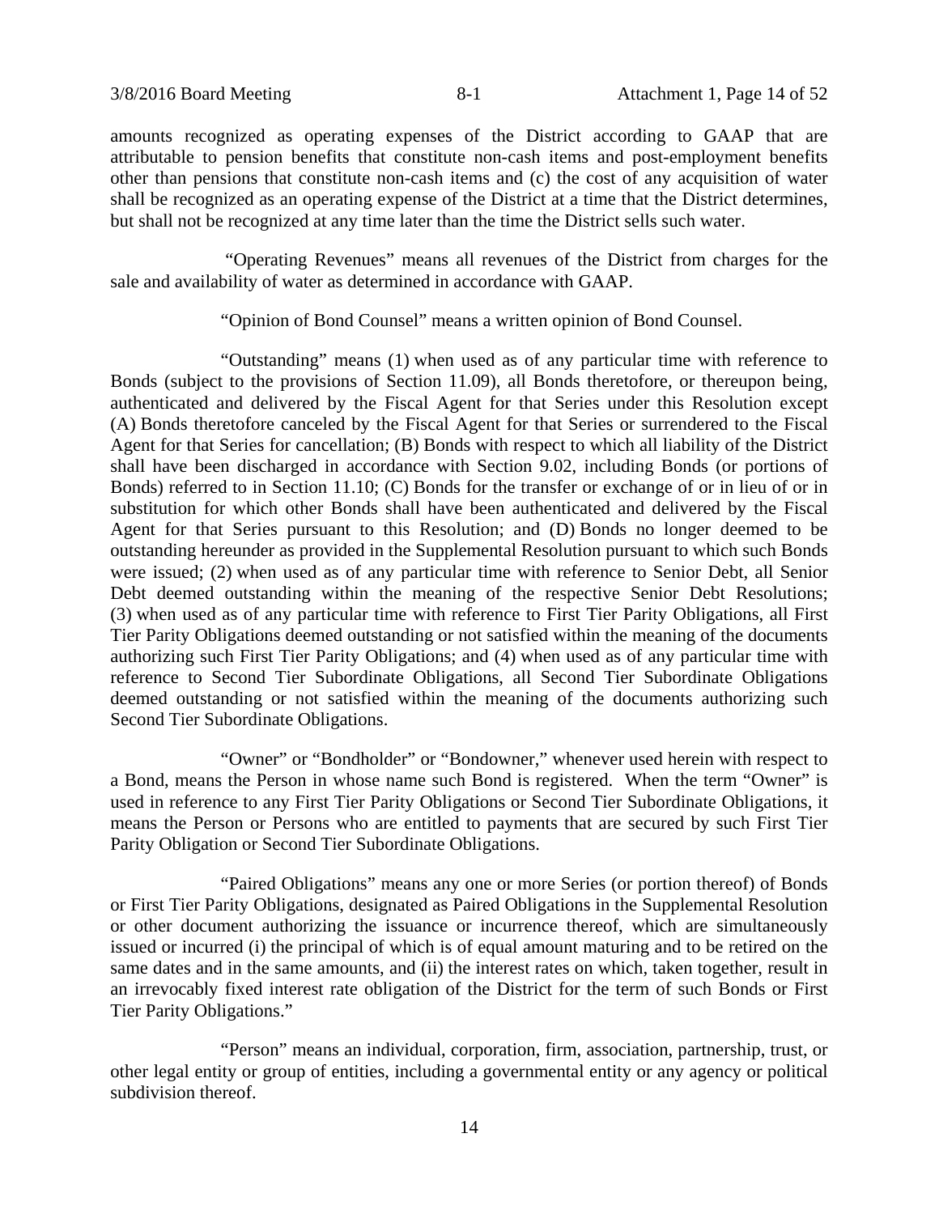amounts recognized as operating expenses of the District according to GAAP that are attributable to pension benefits that constitute non-cash items and post-employment benefits other than pensions that constitute non-cash items and (c) the cost of any acquisition of water shall be recognized as an operating expense of the District at a time that the District determines, but shall not be recognized at any time later than the time the District sells such water.

"Operating Revenues" means all revenues of the District from charges for the sale and availability of water as determined in accordance with GAAP.

"Opinion of Bond Counsel" means a written opinion of Bond Counsel.

"Outstanding" means (1) when used as of any particular time with reference to Bonds (subject to the provisions of Section 11.09), all Bonds theretofore, or thereupon being, authenticated and delivered by the Fiscal Agent for that Series under this Resolution except (A) Bonds theretofore canceled by the Fiscal Agent for that Series or surrendered to the Fiscal Agent for that Series for cancellation; (B) Bonds with respect to which all liability of the District shall have been discharged in accordance with Section 9.02, including Bonds (or portions of Bonds) referred to in Section 11.10; (C) Bonds for the transfer or exchange of or in lieu of or in substitution for which other Bonds shall have been authenticated and delivered by the Fiscal Agent for that Series pursuant to this Resolution; and (D) Bonds no longer deemed to be outstanding hereunder as provided in the Supplemental Resolution pursuant to which such Bonds were issued; (2) when used as of any particular time with reference to Senior Debt, all Senior Debt deemed outstanding within the meaning of the respective Senior Debt Resolutions; (3) when used as of any particular time with reference to First Tier Parity Obligations, all First Tier Parity Obligations deemed outstanding or not satisfied within the meaning of the documents authorizing such First Tier Parity Obligations; and (4) when used as of any particular time with reference to Second Tier Subordinate Obligations, all Second Tier Subordinate Obligations deemed outstanding or not satisfied within the meaning of the documents authorizing such Second Tier Subordinate Obligations.

"Owner" or "Bondholder" or "Bondowner," whenever used herein with respect to a Bond, means the Person in whose name such Bond is registered. When the term "Owner" is used in reference to any First Tier Parity Obligations or Second Tier Subordinate Obligations, it means the Person or Persons who are entitled to payments that are secured by such First Tier Parity Obligation or Second Tier Subordinate Obligations.

"Paired Obligations" means any one or more Series (or portion thereof) of Bonds or First Tier Parity Obligations, designated as Paired Obligations in the Supplemental Resolution or other document authorizing the issuance or incurrence thereof, which are simultaneously issued or incurred (i) the principal of which is of equal amount maturing and to be retired on the same dates and in the same amounts, and (ii) the interest rates on which, taken together, result in an irrevocably fixed interest rate obligation of the District for the term of such Bonds or First Tier Parity Obligations."

"Person" means an individual, corporation, firm, association, partnership, trust, or other legal entity or group of entities, including a governmental entity or any agency or political subdivision thereof.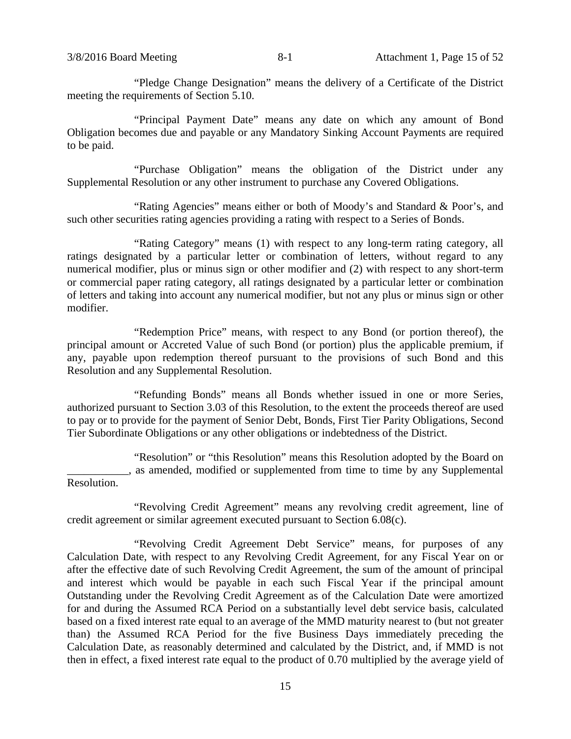"Pledge Change Designation" means the delivery of a Certificate of the District meeting the requirements of Section 5.10.

"Principal Payment Date" means any date on which any amount of Bond Obligation becomes due and payable or any Mandatory Sinking Account Payments are required to be paid.

"Purchase Obligation" means the obligation of the District under any Supplemental Resolution or any other instrument to purchase any Covered Obligations.

"Rating Agencies" means either or both of Moody's and Standard & Poor's, and such other securities rating agencies providing a rating with respect to a Series of Bonds.

"Rating Category" means (1) with respect to any long-term rating category, all ratings designated by a particular letter or combination of letters, without regard to any numerical modifier, plus or minus sign or other modifier and (2) with respect to any short-term or commercial paper rating category, all ratings designated by a particular letter or combination of letters and taking into account any numerical modifier, but not any plus or minus sign or other modifier.

"Redemption Price" means, with respect to any Bond (or portion thereof), the principal amount or Accreted Value of such Bond (or portion) plus the applicable premium, if any, payable upon redemption thereof pursuant to the provisions of such Bond and this Resolution and any Supplemental Resolution.

"Refunding Bonds" means all Bonds whether issued in one or more Series, authorized pursuant to Section 3.03 of this Resolution, to the extent the proceeds thereof are used to pay or to provide for the payment of Senior Debt, Bonds, First Tier Parity Obligations, Second Tier Subordinate Obligations or any other obligations or indebtedness of the District.

"Resolution" or "this Resolution" means this Resolution adopted by the Board on ___________, as amended, modified or supplemented from time to time by any Supplemental Resolution.

"Revolving Credit Agreement" means any revolving credit agreement, line of credit agreement or similar agreement executed pursuant to Section 6.08(c).

"Revolving Credit Agreement Debt Service" means, for purposes of any Calculation Date, with respect to any Revolving Credit Agreement, for any Fiscal Year on or after the effective date of such Revolving Credit Agreement, the sum of the amount of principal and interest which would be payable in each such Fiscal Year if the principal amount Outstanding under the Revolving Credit Agreement as of the Calculation Date were amortized for and during the Assumed RCA Period on a substantially level debt service basis, calculated based on a fixed interest rate equal to an average of the MMD maturity nearest to (but not greater than) the Assumed RCA Period for the five Business Days immediately preceding the Calculation Date, as reasonably determined and calculated by the District, and, if MMD is not then in effect, a fixed interest rate equal to the product of 0.70 multiplied by the average yield of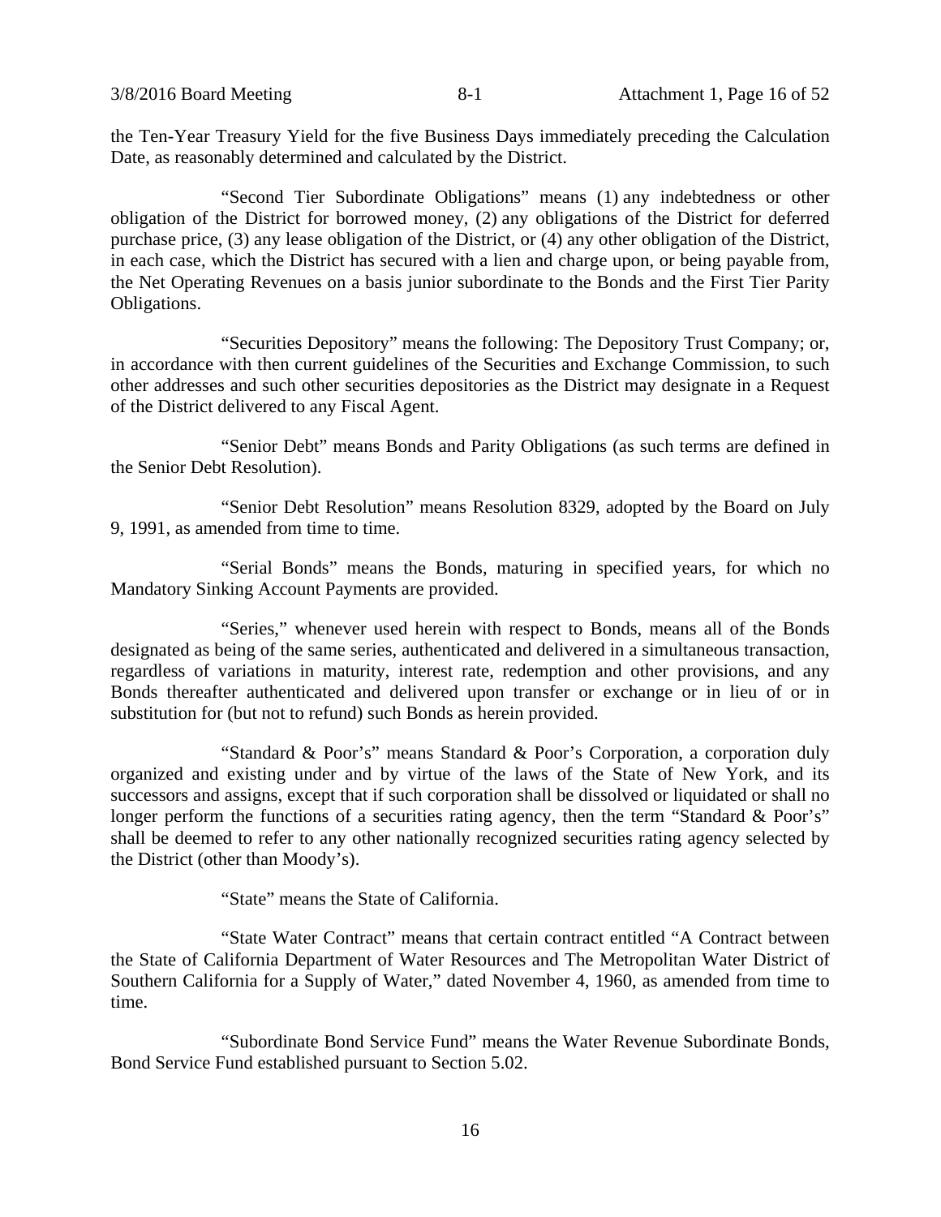the Ten-Year Treasury Yield for the five Business Days immediately preceding the Calculation Date, as reasonably determined and calculated by the District.

"Second Tier Subordinate Obligations" means (1) any indebtedness or other obligation of the District for borrowed money, (2) any obligations of the District for deferred purchase price, (3) any lease obligation of the District, or (4) any other obligation of the District, in each case, which the District has secured with a lien and charge upon, or being payable from, the Net Operating Revenues on a basis junior subordinate to the Bonds and the First Tier Parity Obligations.

"Securities Depository" means the following: The Depository Trust Company; or, in accordance with then current guidelines of the Securities and Exchange Commission, to such other addresses and such other securities depositories as the District may designate in a Request of the District delivered to any Fiscal Agent.

"Senior Debt" means Bonds and Parity Obligations (as such terms are defined in the Senior Debt Resolution).

"Senior Debt Resolution" means Resolution 8329, adopted by the Board on July 9, 1991, as amended from time to time.

"Serial Bonds" means the Bonds, maturing in specified years, for which no Mandatory Sinking Account Payments are provided.

"Series," whenever used herein with respect to Bonds, means all of the Bonds designated as being of the same series, authenticated and delivered in a simultaneous transaction, regardless of variations in maturity, interest rate, redemption and other provisions, and any Bonds thereafter authenticated and delivered upon transfer or exchange or in lieu of or in substitution for (but not to refund) such Bonds as herein provided.

"Standard & Poor's" means Standard & Poor's Corporation, a corporation duly organized and existing under and by virtue of the laws of the State of New York, and its successors and assigns, except that if such corporation shall be dissolved or liquidated or shall no longer perform the functions of a securities rating agency, then the term "Standard & Poor's" shall be deemed to refer to any other nationally recognized securities rating agency selected by the District (other than Moody's).

"State" means the State of California.

"State Water Contract" means that certain contract entitled "A Contract between the State of California Department of Water Resources and The Metropolitan Water District of Southern California for a Supply of Water," dated November 4, 1960, as amended from time to time.

"Subordinate Bond Service Fund" means the Water Revenue Subordinate Bonds, Bond Service Fund established pursuant to Section 5.02.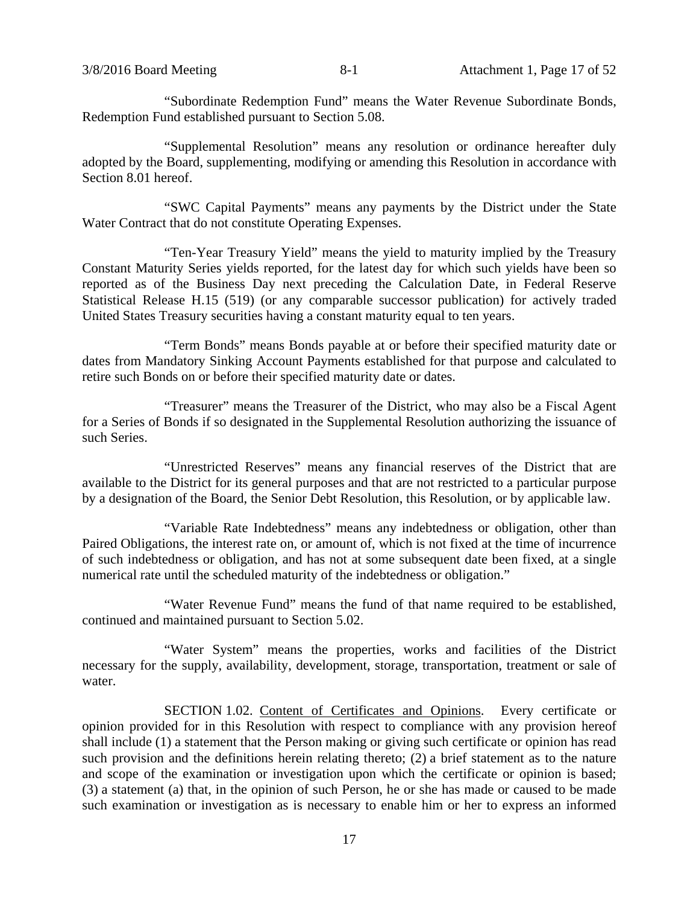"Subordinate Redemption Fund" means the Water Revenue Subordinate Bonds, Redemption Fund established pursuant to Section 5.08.

"Supplemental Resolution" means any resolution or ordinance hereafter duly adopted by the Board, supplementing, modifying or amending this Resolution in accordance with Section 8.01 hereof.

"SWC Capital Payments" means any payments by the District under the State Water Contract that do not constitute Operating Expenses.

"Ten-Year Treasury Yield" means the yield to maturity implied by the Treasury Constant Maturity Series yields reported, for the latest day for which such yields have been so reported as of the Business Day next preceding the Calculation Date, in Federal Reserve Statistical Release H.15 (519) (or any comparable successor publication) for actively traded United States Treasury securities having a constant maturity equal to ten years.

"Term Bonds" means Bonds payable at or before their specified maturity date or dates from Mandatory Sinking Account Payments established for that purpose and calculated to retire such Bonds on or before their specified maturity date or dates.

"Treasurer" means the Treasurer of the District, who may also be a Fiscal Agent for a Series of Bonds if so designated in the Supplemental Resolution authorizing the issuance of such Series.

"Unrestricted Reserves" means any financial reserves of the District that are available to the District for its general purposes and that are not restricted to a particular purpose by a designation of the Board, the Senior Debt Resolution, this Resolution, or by applicable law.

"Variable Rate Indebtedness" means any indebtedness or obligation, other than Paired Obligations, the interest rate on, or amount of, which is not fixed at the time of incurrence of such indebtedness or obligation, and has not at some subsequent date been fixed, at a single numerical rate until the scheduled maturity of the indebtedness or obligation."

"Water Revenue Fund" means the fund of that name required to be established, continued and maintained pursuant to Section 5.02.

"Water System" means the properties, works and facilities of the District necessary for the supply, availability, development, storage, transportation, treatment or sale of water.

SECTION 1.02. Content of Certificates and Opinions. Every certificate or opinion provided for in this Resolution with respect to compliance with any provision hereof shall include (1) a statement that the Person making or giving such certificate or opinion has read such provision and the definitions herein relating thereto; (2) a brief statement as to the nature and scope of the examination or investigation upon which the certificate or opinion is based; (3) a statement (a) that, in the opinion of such Person, he or she has made or caused to be made such examination or investigation as is necessary to enable him or her to express an informed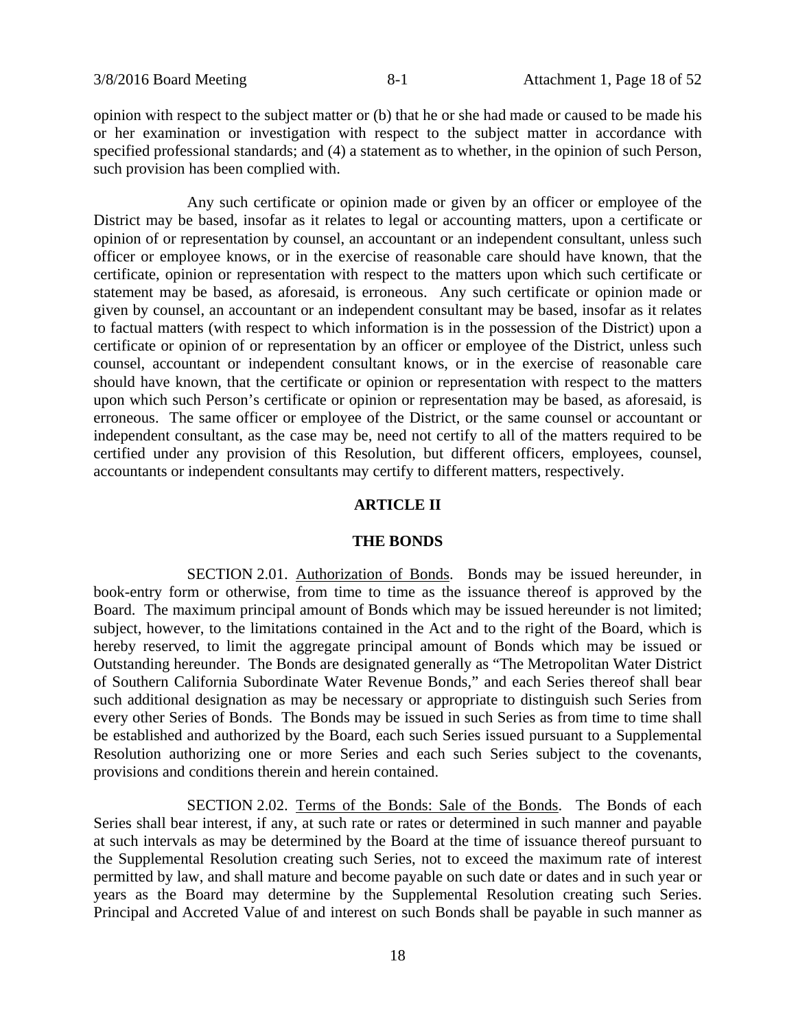opinion with respect to the subject matter or (b) that he or she had made or caused to be made his or her examination or investigation with respect to the subject matter in accordance with specified professional standards; and (4) a statement as to whether, in the opinion of such Person, such provision has been complied with.

Any such certificate or opinion made or given by an officer or employee of the District may be based, insofar as it relates to legal or accounting matters, upon a certificate or opinion of or representation by counsel, an accountant or an independent consultant, unless such officer or employee knows, or in the exercise of reasonable care should have known, that the certificate, opinion or representation with respect to the matters upon which such certificate or statement may be based, as aforesaid, is erroneous. Any such certificate or opinion made or given by counsel, an accountant or an independent consultant may be based, insofar as it relates to factual matters (with respect to which information is in the possession of the District) upon a certificate or opinion of or representation by an officer or employee of the District, unless such counsel, accountant or independent consultant knows, or in the exercise of reasonable care should have known, that the certificate or opinion or representation with respect to the matters upon which such Person's certificate or opinion or representation may be based, as aforesaid, is erroneous. The same officer or employee of the District, or the same counsel or accountant or independent consultant, as the case may be, need not certify to all of the matters required to be certified under any provision of this Resolution, but different officers, employees, counsel, accountants or independent consultants may certify to different matters, respectively.

## ARTICLE II

## THE BONDS

SECTION 2.01. Authorization of Bonds. Bonds may be issued hereunder, in book-entry form or otherwise, from time to time as the issuance thereof is approved by the Board. The maximum principal amount of Bonds which may be issued hereunder is not limited; subject, however, to the limitations contained in the Act and to the right of the Board, which is hereby reserved, to limit the aggregate principal amount of Bonds which may be issued or Outstanding hereunder. The Bonds are designated generally as "The Metropolitan Water District of Southern California Subordinate Water Revenue Bonds," and each Series thereof shall bear such additional designation as may be necessary or appropriate to distinguish such Series from every other Series of Bonds. The Bonds may be issued in such Series as from time to time shall be established and authorized by the Board, each such Series issued pursuant to a Supplemental Resolution authorizing one or more Series and each such Series subject to the covenants, provisions and conditions therein and herein contained.

SECTION 2.02. Terms of the Bonds: Sale of the Bonds. The Bonds of each Series shall bear interest, if any, at such rate or rates or determined in such manner and payable at such intervals as may be determined by the Board at the time of issuance thereof pursuant to the Supplemental Resolution creating such Series, not to exceed the maximum rate of interest permitted by law, and shall mature and become payable on such date or dates and in such year or years as the Board may determine by the Supplemental Resolution creating such Series. Principal and Accreted Value of and interest on such Bonds shall be payable in such manner as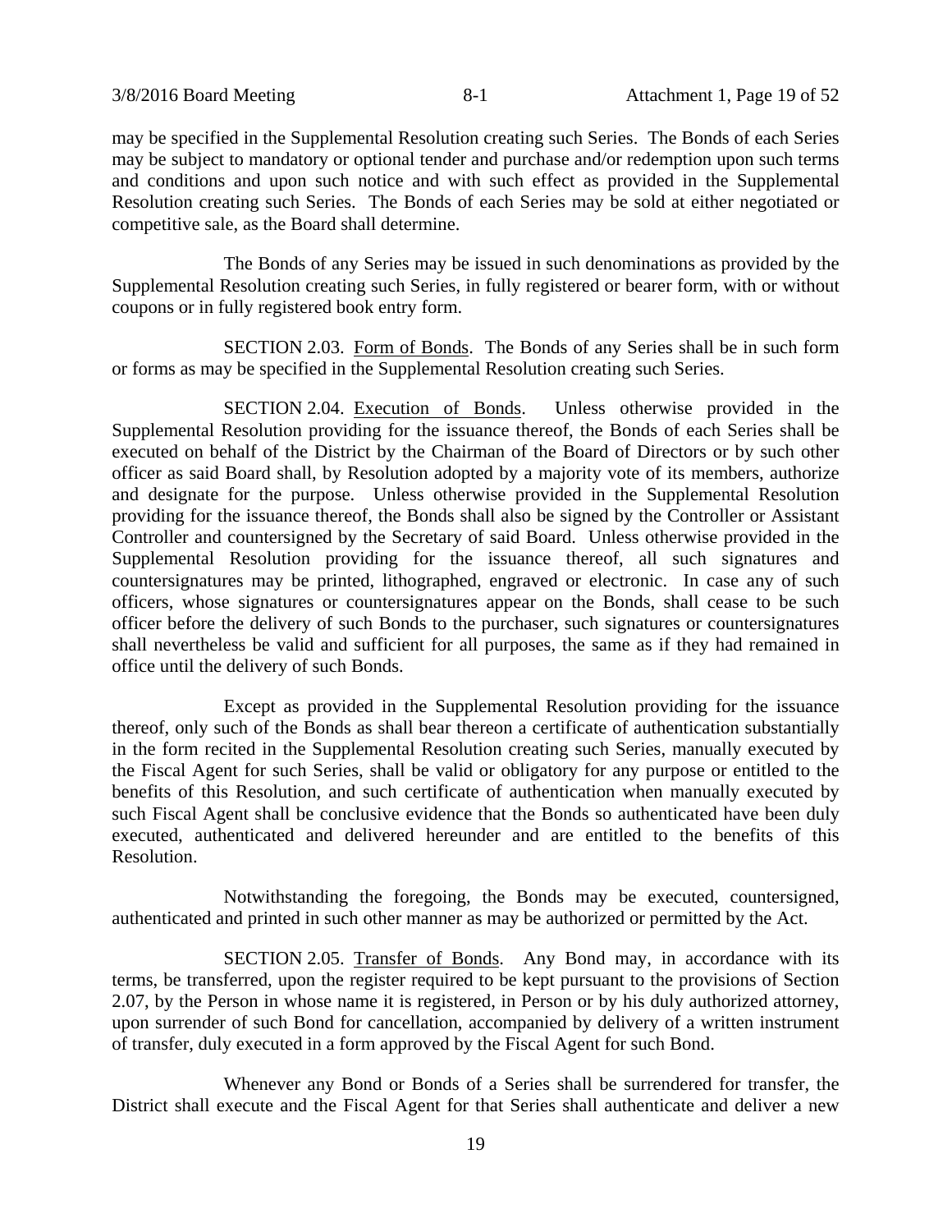may be specified in the Supplemental Resolution creating such Series. The Bonds of each Series may be subject to mandatory or optional tender and purchase and/or redemption upon such terms and conditions and upon such notice and with such effect as provided in the Supplemental Resolution creating such Series. The Bonds of each Series may be sold at either negotiated or competitive sale, as the Board shall determine.

The Bonds of any Series may be issued in such denominations as provided by the Supplemental Resolution creating such Series, in fully registered or bearer form, with or without coupons or in fully registered book entry form.

SECTION 2.03. Form of Bonds. The Bonds of any Series shall be in such form or forms as may be specified in the Supplemental Resolution creating such Series.

SECTION 2.04. Execution of Bonds. Unless otherwise provided in the Supplemental Resolution providing for the issuance thereof, the Bonds of each Series shall be executed on behalf of the District by the Chairman of the Board of Directors or by such other officer as said Board shall, by Resolution adopted by a majority vote of its members, authorize and designate for the purpose. Unless otherwise provided in the Supplemental Resolution providing for the issuance thereof, the Bonds shall also be signed by the Controller or Assistant Controller and countersigned by the Secretary of said Board. Unless otherwise provided in the Supplemental Resolution providing for the issuance thereof, all such signatures and countersignatures may be printed, lithographed, engraved or electronic. In case any of such officers, whose signatures or countersignatures appear on the Bonds, shall cease to be such officer before the delivery of such Bonds to the purchaser, such signatures or countersignatures shall nevertheless be valid and sufficient for all purposes, the same as if they had remained in office until the delivery of such Bonds.

Except as provided in the Supplemental Resolution providing for the issuance thereof, only such of the Bonds as shall bear thereon a certificate of authentication substantially in the form recited in the Supplemental Resolution creating such Series, manually executed by the Fiscal Agent for such Series, shall be valid or obligatory for any purpose or entitled to the benefits of this Resolution, and such certificate of authentication when manually executed by such Fiscal Agent shall be conclusive evidence that the Bonds so authenticated have been duly executed, authenticated and delivered hereunder and are entitled to the benefits of this Resolution.

Notwithstanding the foregoing, the Bonds may be executed, countersigned, authenticated and printed in such other manner as may be authorized or permitted by the Act.

SECTION 2.05. Transfer of Bonds. Any Bond may, in accordance with its terms, be transferred, upon the register required to be kept pursuant to the provisions of Section 2.07, by the Person in whose name it is registered, in Person or by his duly authorized attorney, upon surrender of such Bond for cancellation, accompanied by delivery of a written instrument of transfer, duly executed in a form approved by the Fiscal Agent for such Bond.

Whenever any Bond or Bonds of a Series shall be surrendered for transfer, the District shall execute and the Fiscal Agent for that Series shall authenticate and deliver a new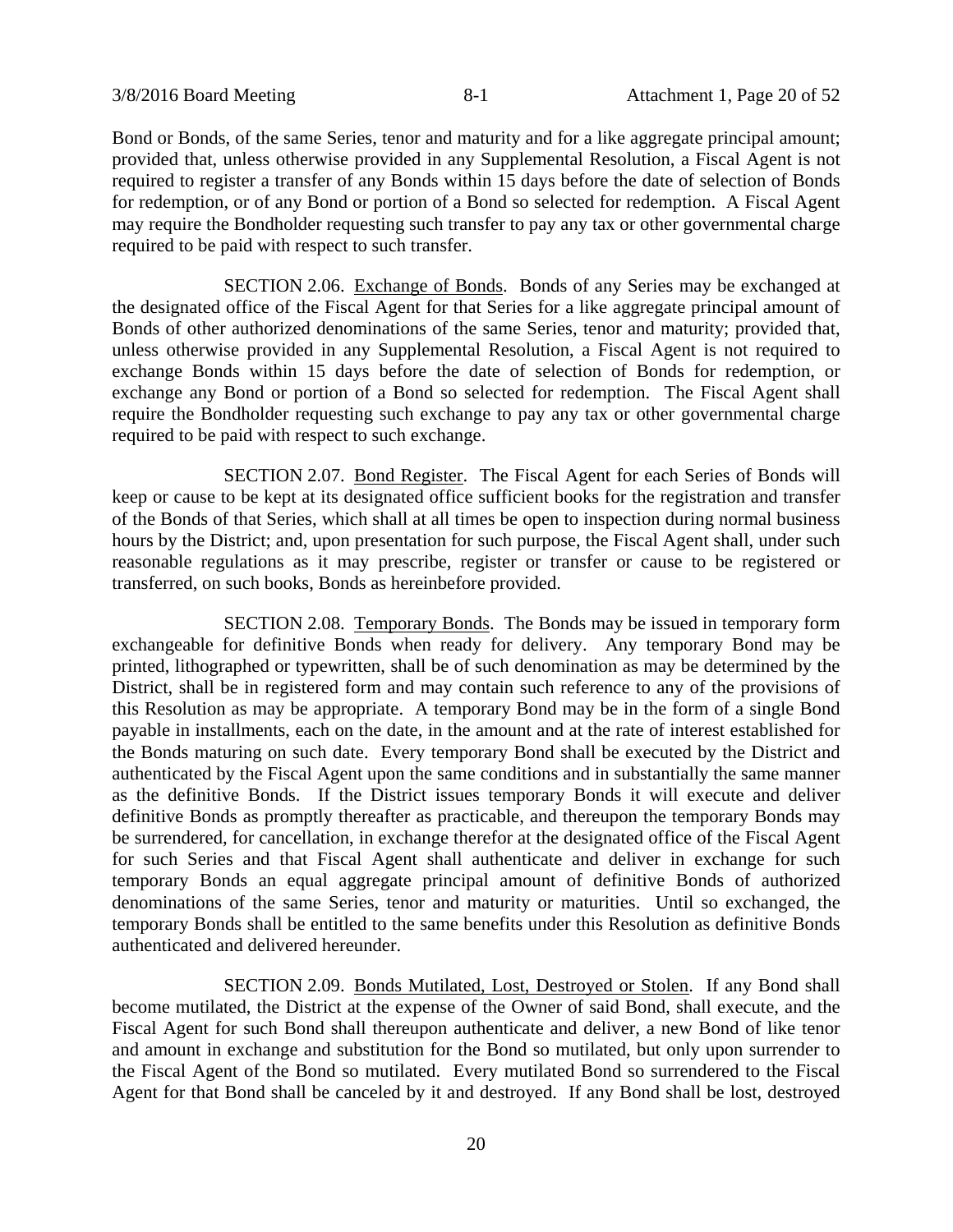Bond or Bonds, of the same Series, tenor and maturity and for a like aggregate principal amount; provided that, unless otherwise provided in any Supplemental Resolution, a Fiscal Agent is not required to register a transfer of any Bonds within 15 days before the date of selection of Bonds for redemption, or of any Bond or portion of a Bond so selected for redemption. A Fiscal Agent may require the Bondholder requesting such transfer to pay any tax or other governmental charge required to be paid with respect to such transfer.

SECTION 2.06. Exchange of Bonds. Bonds of any Series may be exchanged at the designated office of the Fiscal Agent for that Series for a like aggregate principal amount of Bonds of other authorized denominations of the same Series, tenor and maturity; provided that, unless otherwise provided in any Supplemental Resolution, a Fiscal Agent is not required to exchange Bonds within 15 days before the date of selection of Bonds for redemption, or exchange any Bond or portion of a Bond so selected for redemption. The Fiscal Agent shall require the Bondholder requesting such exchange to pay any tax or other governmental charge required to be paid with respect to such exchange.

SECTION 2.07. Bond Register. The Fiscal Agent for each Series of Bonds will keep or cause to be kept at its designated office sufficient books for the registration and transfer of the Bonds of that Series, which shall at all times be open to inspection during normal business hours by the District; and, upon presentation for such purpose, the Fiscal Agent shall, under such reasonable regulations as it may prescribe, register or transfer or cause to be registered or transferred, on such books, Bonds as hereinbefore provided.

SECTION 2.08. Temporary Bonds. The Bonds may be issued in temporary form exchangeable for definitive Bonds when ready for delivery. Any temporary Bond may be printed, lithographed or typewritten, shall be of such denomination as may be determined by the District, shall be in registered form and may contain such reference to any of the provisions of this Resolution as may be appropriate. A temporary Bond may be in the form of a single Bond payable in installments, each on the date, in the amount and at the rate of interest established for the Bonds maturing on such date. Every temporary Bond shall be executed by the District and authenticated by the Fiscal Agent upon the same conditions and in substantially the same manner as the definitive Bonds. If the District issues temporary Bonds it will execute and deliver definitive Bonds as promptly thereafter as practicable, and thereupon the temporary Bonds may be surrendered, for cancellation, in exchange therefor at the designated office of the Fiscal Agent for such Series and that Fiscal Agent shall authenticate and deliver in exchange for such temporary Bonds an equal aggregate principal amount of definitive Bonds of authorized denominations of the same Series, tenor and maturity or maturities. Until so exchanged, the temporary Bonds shall be entitled to the same benefits under this Resolution as definitive Bonds authenticated and delivered hereunder.

SECTION 2.09. Bonds Mutilated, Lost, Destroyed or Stolen. If any Bond shall become mutilated, the District at the expense of the Owner of said Bond, shall execute, and the Fiscal Agent for such Bond shall thereupon authenticate and deliver, a new Bond of like tenor and amount in exchange and substitution for the Bond so mutilated, but only upon surrender to the Fiscal Agent of the Bond so mutilated. Every mutilated Bond so surrendered to the Fiscal Agent for that Bond shall be canceled by it and destroyed. If any Bond shall be lost, destroyed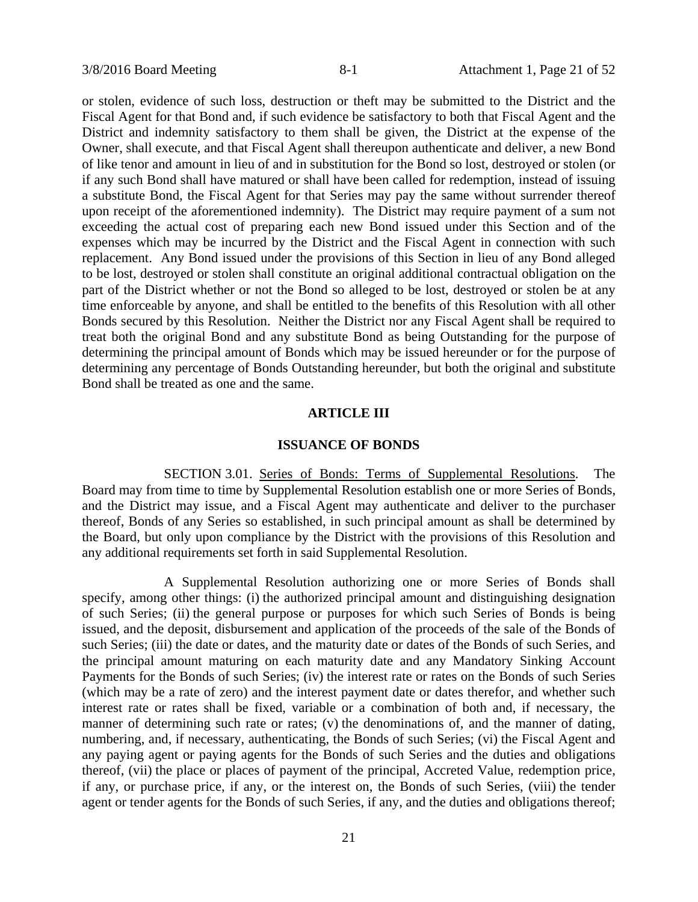or stolen, evidence of such loss, destruction or theft may be submitted to the District and the Fiscal Agent for that Bond and, if such evidence be satisfactory to both that Fiscal Agent and the District and indemnity satisfactory to them shall be given, the District at the expense of the Owner, shall execute, and that Fiscal Agent shall thereupon authenticate and deliver, a new Bond of like tenor and amount in lieu of and in substitution for the Bond so lost, destroyed or stolen (or if any such Bond shall have matured or shall have been called for redemption, instead of issuing a substitute Bond, the Fiscal Agent for that Series may pay the same without surrender thereof upon receipt of the aforementioned indemnity). The District may require payment of a sum not exceeding the actual cost of preparing each new Bond issued under this Section and of the expenses which may be incurred by the District and the Fiscal Agent in connection with such replacement. Any Bond issued under the provisions of this Section in lieu of any Bond alleged to be lost, destroyed or stolen shall constitute an original additional contractual obligation on the part of the District whether or not the Bond so alleged to be lost, destroyed or stolen be at any time enforceable by anyone, and shall be entitled to the benefits of this Resolution with all other Bonds secured by this Resolution. Neither the District nor any Fiscal Agent shall be required to treat both the original Bond and any substitute Bond as being Outstanding for the purpose of determining the principal amount of Bonds which may be issued hereunder or for the purpose of determining any percentage of Bonds Outstanding hereunder, but both the original and substitute Bond shall be treated as one and the same.

## ARTICLE III

## ISSUANCE OF BONDS

SECTION 3.01. Series of Bonds: Terms of Supplemental Resolutions. The Board may from time to time by Supplemental Resolution establish one or more Series of Bonds, and the District may issue, and a Fiscal Agent may authenticate and deliver to the purchaser thereof, Bonds of any Series so established, in such principal amount as shall be determined by the Board, but only upon compliance by the District with the provisions of this Resolution and any additional requirements set forth in said Supplemental Resolution.

A Supplemental Resolution authorizing one or more Series of Bonds shall specify, among other things: (i) the authorized principal amount and distinguishing designation of such Series; (ii) the general purpose or purposes for which such Series of Bonds is being issued, and the deposit, disbursement and application of the proceeds of the sale of the Bonds of such Series; (iii) the date or dates, and the maturity date or dates of the Bonds of such Series, and the principal amount maturing on each maturity date and any Mandatory Sinking Account Payments for the Bonds of such Series; (iv) the interest rate or rates on the Bonds of such Series (which may be a rate of zero) and the interest payment date or dates therefor, and whether such interest rate or rates shall be fixed, variable or a combination of both and, if necessary, the manner of determining such rate or rates; (v) the denominations of, and the manner of dating, numbering, and, if necessary, authenticating, the Bonds of such Series; (vi) the Fiscal Agent and any paying agent or paying agents for the Bonds of such Series and the duties and obligations thereof, (vii) the place or places of payment of the principal, Accreted Value, redemption price, if any, or purchase price, if any, or the interest on, the Bonds of such Series, (viii) the tender agent or tender agents for the Bonds of such Series, if any, and the duties and obligations thereof;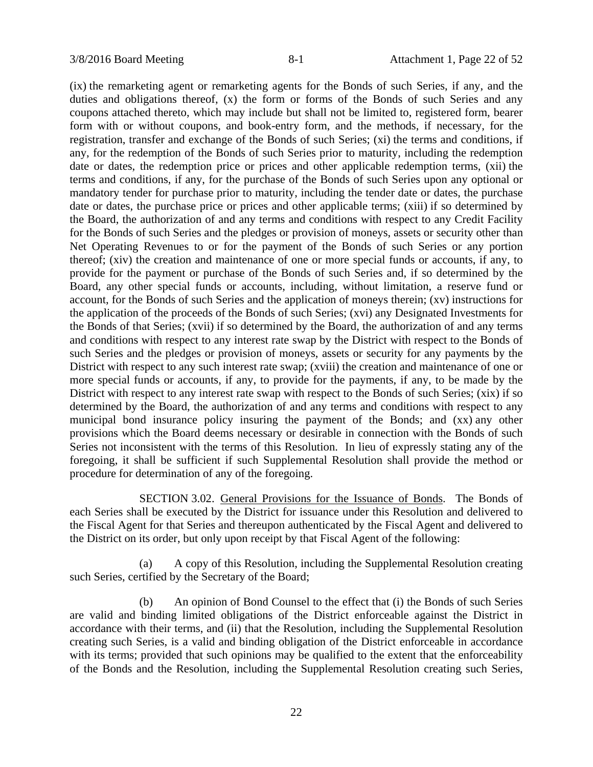(ix) the remarketing agent or remarketing agents for the Bonds of such Series, if any, and the duties and obligations thereof, (x) the form or forms of the Bonds of such Series and any coupons attached thereto, which may include but shall not be limited to, registered form, bearer form with or without coupons, and book-entry form, and the methods, if necessary, for the registration, transfer and exchange of the Bonds of such Series; (xi) the terms and conditions, if any, for the redemption of the Bonds of such Series prior to maturity, including the redemption date or dates, the redemption price or prices and other applicable redemption terms, (xii) the terms and conditions, if any, for the purchase of the Bonds of such Series upon any optional or mandatory tender for purchase prior to maturity, including the tender date or dates, the purchase date or dates, the purchase price or prices and other applicable terms; (xiii) if so determined by the Board, the authorization of and any terms and conditions with respect to any Credit Facility for the Bonds of such Series and the pledges or provision of moneys, assets or security other than Net Operating Revenues to or for the payment of the Bonds of such Series or any portion thereof; (xiv) the creation and maintenance of one or more special funds or accounts, if any, to provide for the payment or purchase of the Bonds of such Series and, if so determined by the Board, any other special funds or accounts, including, without limitation, a reserve fund or account, for the Bonds of such Series and the application of moneys therein; (xv) instructions for the application of the proceeds of the Bonds of such Series; (xvi) any Designated Investments for the Bonds of that Series; (xvii) if so determined by the Board, the authorization of and any terms and conditions with respect to any interest rate swap by the District with respect to the Bonds of such Series and the pledges or provision of moneys, assets or security for any payments by the District with respect to any such interest rate swap; (xviii) the creation and maintenance of one or more special funds or accounts, if any, to provide for the payments, if any, to be made by the District with respect to any interest rate swap with respect to the Bonds of such Series; (xix) if so determined by the Board, the authorization of and any terms and conditions with respect to any municipal bond insurance policy insuring the payment of the Bonds; and (xx) any other provisions which the Board deems necessary or desirable in connection with the Bonds of such Series not inconsistent with the terms of this Resolution. In lieu of expressly stating any of the foregoing, it shall be sufficient if such Supplemental Resolution shall provide the method or procedure for determination of any of the foregoing.

SECTION 3.02. General Provisions for the Issuance of Bonds. The Bonds of each Series shall be executed by the District for issuance under this Resolution and delivered to the Fiscal Agent for that Series and thereupon authenticated by the Fiscal Agent and delivered to the District on its order, but only upon receipt by that Fiscal Agent of the following:

(a) A copy of this Resolution, including the Supplemental Resolution creating such Series, certified by the Secretary of the Board;

(b) An opinion of Bond Counsel to the effect that (i) the Bonds of such Series are valid and binding limited obligations of the District enforceable against the District in accordance with their terms, and (ii) that the Resolution, including the Supplemental Resolution creating such Series, is a valid and binding obligation of the District enforceable in accordance with its terms; provided that such opinions may be qualified to the extent that the enforceability of the Bonds and the Resolution, including the Supplemental Resolution creating such Series,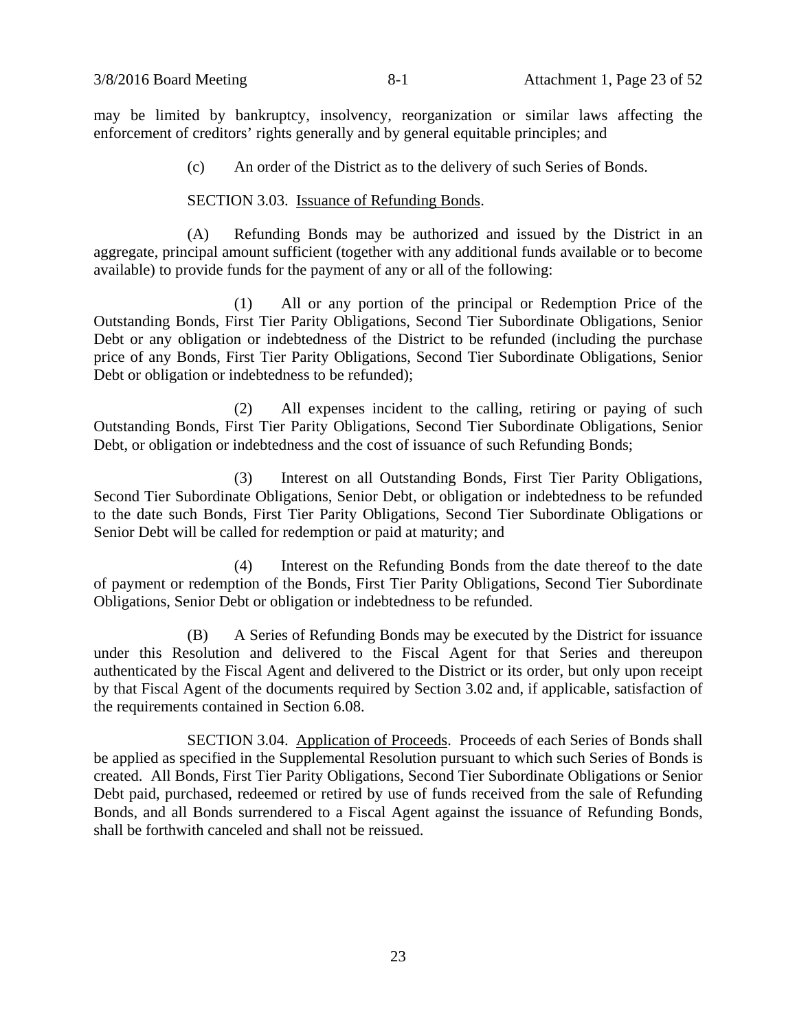may be limited by bankruptcy, insolvency, reorganization or similar laws affecting the enforcement of creditors' rights generally and by general equitable principles; and

(c) An order of the District as to the delivery of such Series of Bonds.

SECTION 3.03. Issuance of Refunding Bonds.

(A) Refunding Bonds may be authorized and issued by the District in an aggregate, principal amount sufficient (together with any additional funds available or to become available) to provide funds for the payment of any or all of the following:

(1) All or any portion of the principal or Redemption Price of the Outstanding Bonds, First Tier Parity Obligations, Second Tier Subordinate Obligations, Senior Debt or any obligation or indebtedness of the District to be refunded (including the purchase price of any Bonds, First Tier Parity Obligations, Second Tier Subordinate Obligations, Senior Debt or obligation or indebtedness to be refunded);

(2) All expenses incident to the calling, retiring or paying of such Outstanding Bonds, First Tier Parity Obligations, Second Tier Subordinate Obligations, Senior Debt, or obligation or indebtedness and the cost of issuance of such Refunding Bonds;

(3) Interest on all Outstanding Bonds, First Tier Parity Obligations, Second Tier Subordinate Obligations, Senior Debt, or obligation or indebtedness to be refunded to the date such Bonds, First Tier Parity Obligations, Second Tier Subordinate Obligations or Senior Debt will be called for redemption or paid at maturity; and

(4) Interest on the Refunding Bonds from the date thereof to the date of payment or redemption of the Bonds, First Tier Parity Obligations, Second Tier Subordinate Obligations, Senior Debt or obligation or indebtedness to be refunded.

(B) A Series of Refunding Bonds may be executed by the District for issuance under this Resolution and delivered to the Fiscal Agent for that Series and thereupon authenticated by the Fiscal Agent and delivered to the District or its order, but only upon receipt by that Fiscal Agent of the documents required by Section 3.02 and, if applicable, satisfaction of the requirements contained in Section 6.08.

SECTION 3.04. Application of Proceeds. Proceeds of each Series of Bonds shall be applied as specified in the Supplemental Resolution pursuant to which such Series of Bonds is created. All Bonds, First Tier Parity Obligations, Second Tier Subordinate Obligations or Senior Debt paid, purchased, redeemed or retired by use of funds received from the sale of Refunding Bonds, and all Bonds surrendered to a Fiscal Agent against the issuance of Refunding Bonds, shall be forthwith canceled and shall not be reissued.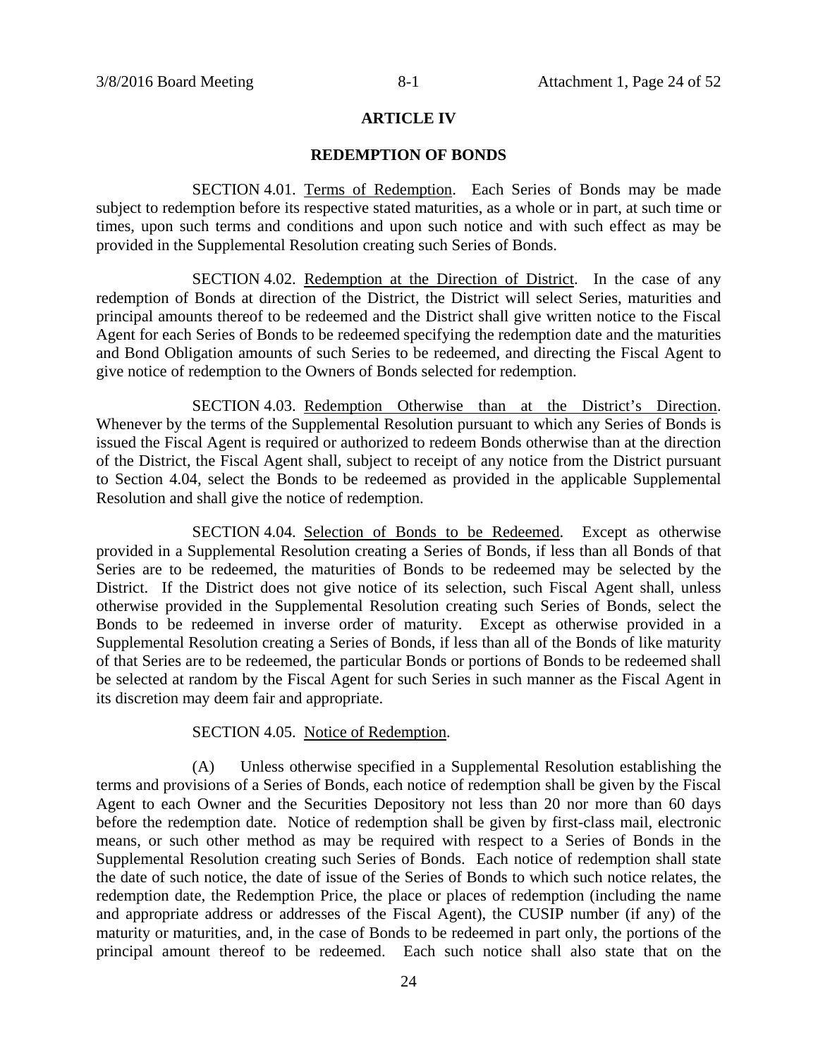# ARTICLE IV

## REDEMPTION OF BONDS

SECTION 4.01. Terms of Redemption. Each Series of Bonds may be made subject to redemption before its respective stated maturities, as a whole or in part, at such time or times, upon such terms and conditions and upon such notice and with such effect as may be provided in the Supplemental Resolution creating such Series of Bonds.

SECTION 4.02. Redemption at the Direction of District. In the case of any redemption of Bonds at direction of the District, the District will select Series, maturities and principal amounts thereof to be redeemed and the District shall give written notice to the Fiscal Agent for each Series of Bonds to be redeemed specifying the redemption date and the maturities and Bond Obligation amounts of such Series to be redeemed, and directing the Fiscal Agent to give notice of redemption to the Owners of Bonds selected for redemption.

SECTION 4.03. Redemption Otherwise than at the District's Direction. Whenever by the terms of the Supplemental Resolution pursuant to which any Series of Bonds is issued the Fiscal Agent is required or authorized to redeem Bonds otherwise than at the direction of the District, the Fiscal Agent shall, subject to receipt of any notice from the District pursuant to Section 4.04, select the Bonds to be redeemed as provided in the applicable Supplemental Resolution and shall give the notice of redemption.

SECTION 4.04. Selection of Bonds to be Redeemed. Except as otherwise provided in a Supplemental Resolution creating a Series of Bonds, if less than all Bonds of that Series are to be redeemed, the maturities of Bonds to be redeemed may be selected by the District. If the District does not give notice of its selection, such Fiscal Agent shall, unless otherwise provided in the Supplemental Resolution creating such Series of Bonds, select the Bonds to be redeemed in inverse order of maturity. Except as otherwise provided in a Supplemental Resolution creating a Series of Bonds, if less than all of the Bonds of like maturity of that Series are to be redeemed, the particular Bonds or portions of Bonds to be redeemed shall be selected at random by the Fiscal Agent for such Series in such manner as the Fiscal Agent in its discretion may deem fair and appropriate.

SECTION 4.05. Notice of Redemption.

(A) Unless otherwise specified in a Supplemental Resolution establishing the terms and provisions of a Series of Bonds, each notice of redemption shall be given by the Fiscal Agent to each Owner and the Securities Depository not less than 20 nor more than 60 days before the redemption date. Notice of redemption shall be given by first-class mail, electronic means, or such other method as may be required with respect to a Series of Bonds in the Supplemental Resolution creating such Series of Bonds. Each notice of redemption shall state the date of such notice, the date of issue of the Series of Bonds to which such notice relates, the redemption date, the Redemption Price, the place or places of redemption (including the name and appropriate address or addresses of the Fiscal Agent), the CUSIP number (if any) of the maturity or maturities, and, in the case of Bonds to be redeemed in part only, the portions of the principal amount thereof to be redeemed. Each such notice shall also state that on the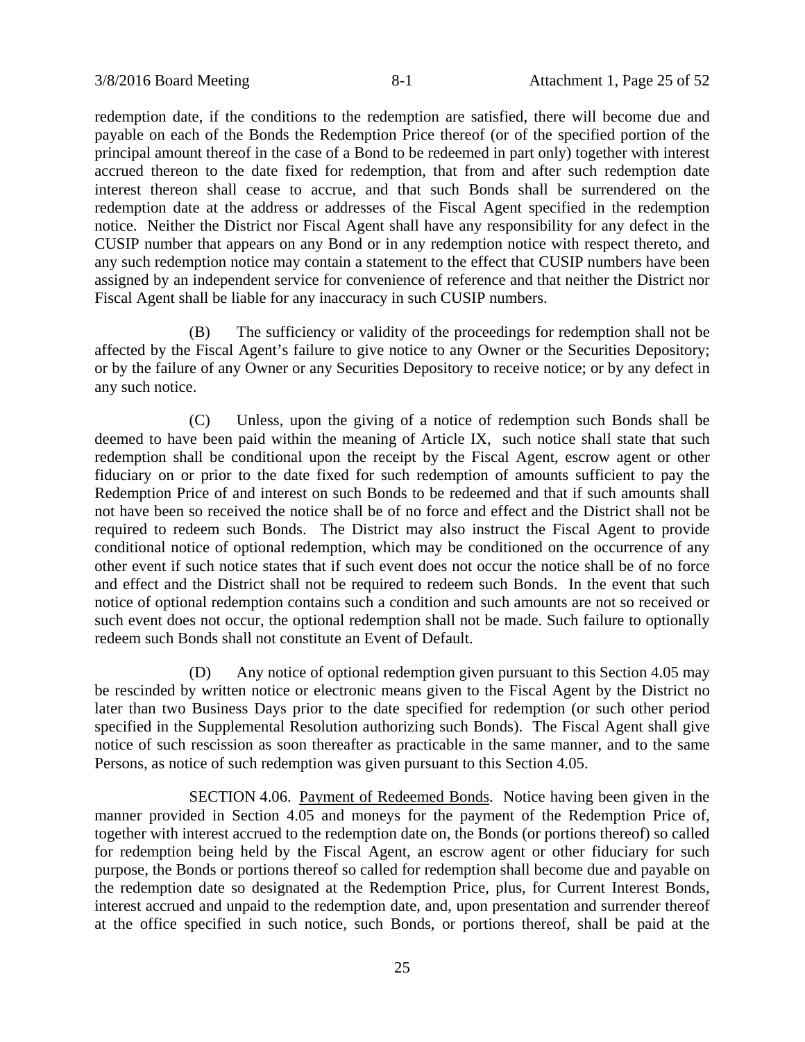redemption date, if the conditions to the redemption are satisfied, there will become due and payable on each of the Bonds the Redemption Price thereof (or of the specified portion of the principal amount thereof in the case of a Bond to be redeemed in part only) together with interest accrued thereon to the date fixed for redemption, that from and after such redemption date interest thereon shall cease to accrue, and that such Bonds shall be surrendered on the redemption date at the address or addresses of the Fiscal Agent specified in the redemption notice. Neither the District nor Fiscal Agent shall have any responsibility for any defect in the CUSIP number that appears on any Bond or in any redemption notice with respect thereto, and any such redemption notice may contain a statement to the effect that CUSIP numbers have been assigned by an independent service for convenience of reference and that neither the District nor Fiscal Agent shall be liable for any inaccuracy in such CUSIP numbers.

(B) The sufficiency or validity of the proceedings for redemption shall not be affected by the Fiscal Agent's failure to give notice to any Owner or the Securities Depository; or by the failure of any Owner or any Securities Depository to receive notice; or by any defect in any such notice.

(C) Unless, upon the giving of a notice of redemption such Bonds shall be deemed to have been paid within the meaning of Article IX, such notice shall state that such redemption shall be conditional upon the receipt by the Fiscal Agent, escrow agent or other fiduciary on or prior to the date fixed for such redemption of amounts sufficient to pay the Redemption Price of and interest on such Bonds to be redeemed and that if such amounts shall not have been so received the notice shall be of no force and effect and the District shall not be required to redeem such Bonds. The District may also instruct the Fiscal Agent to provide conditional notice of optional redemption, which may be conditioned on the occurrence of any other event if such notice states that if such event does not occur the notice shall be of no force and effect and the District shall not be required to redeem such Bonds. In the event that such notice of optional redemption contains such a condition and such amounts are not so received or such event does not occur, the optional redemption shall not be made. Such failure to optionally redeem such Bonds shall not constitute an Event of Default.

(D) Any notice of optional redemption given pursuant to this Section 4.05 may be rescinded by written notice or electronic means given to the Fiscal Agent by the District no later than two Business Days prior to the date specified for redemption (or such other period specified in the Supplemental Resolution authorizing such Bonds). The Fiscal Agent shall give notice of such rescission as soon thereafter as practicable in the same manner, and to the same Persons, as notice of such redemption was given pursuant to this Section 4.05.

SECTION 4.06. Payment of Redeemed Bonds. Notice having been given in the manner provided in Section 4.05 and moneys for the payment of the Redemption Price of, together with interest accrued to the redemption date on, the Bonds (or portions thereof) so called for redemption being held by the Fiscal Agent, an escrow agent or other fiduciary for such purpose, the Bonds or portions thereof so called for redemption shall become due and payable on the redemption date so designated at the Redemption Price, plus, for Current Interest Bonds, interest accrued and unpaid to the redemption date, and, upon presentation and surrender thereof at the office specified in such notice, such Bonds, or portions thereof, shall be paid at the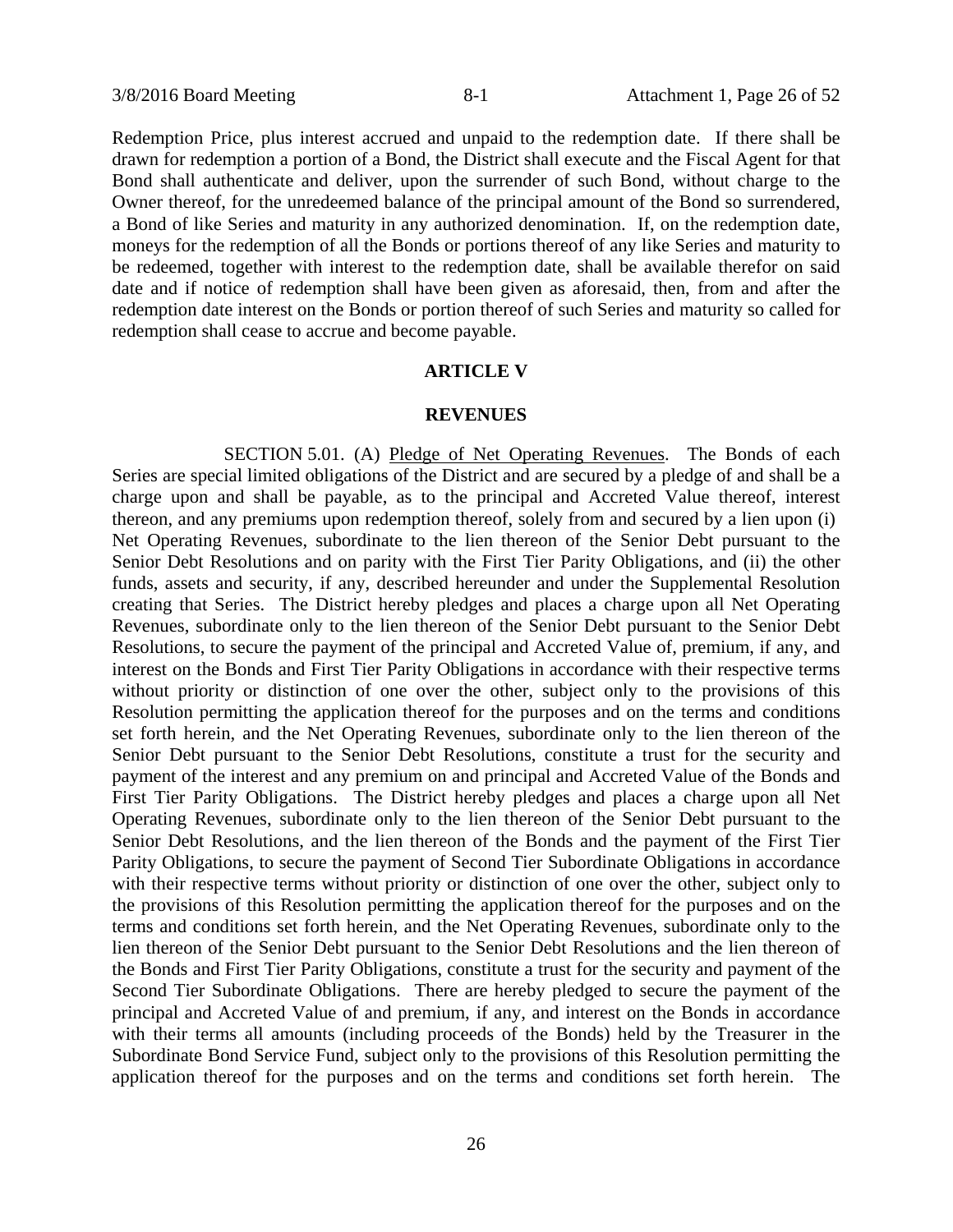Redemption Price, plus interest accrued and unpaid to the redemption date. If there shall be drawn for redemption a portion of a Bond, the District shall execute and the Fiscal Agent for that Bond shall authenticate and deliver, upon the surrender of such Bond, without charge to the Owner thereof, for the unredeemed balance of the principal amount of the Bond so surrendered, a Bond of like Series and maturity in any authorized denomination. If, on the redemption date, moneys for the redemption of all the Bonds or portions thereof of any like Series and maturity to be redeemed, together with interest to the redemption date, shall be available therefor on said date and if notice of redemption shall have been given as aforesaid, then, from and after the redemption date interest on the Bonds or portion thereof of such Series and maturity so called for redemption shall cease to accrue and become payable.

## ARTICLE V

## REVENUES

SECTION 5.01. (A) Pledge of Net Operating Revenues. The Bonds of each Series are special limited obligations of the District and are secured by a pledge of and shall be a charge upon and shall be payable, as to the principal and Accreted Value thereof, interest thereon, and any premiums upon redemption thereof, solely from and secured by a lien upon (i) Net Operating Revenues, subordinate to the lien thereon of the Senior Debt pursuant to the Senior Debt Resolutions and on parity with the First Tier Parity Obligations, and (ii) the other funds, assets and security, if any, described hereunder and under the Supplemental Resolution creating that Series. The District hereby pledges and places a charge upon all Net Operating Revenues, subordinate only to the lien thereon of the Senior Debt pursuant to the Senior Debt Resolutions, to secure the payment of the principal and Accreted Value of, premium, if any, and interest on the Bonds and First Tier Parity Obligations in accordance with their respective terms without priority or distinction of one over the other, subject only to the provisions of this Resolution permitting the application thereof for the purposes and on the terms and conditions set forth herein, and the Net Operating Revenues, subordinate only to the lien thereon of the Senior Debt pursuant to the Senior Debt Resolutions, constitute a trust for the security and payment of the interest and any premium on and principal and Accreted Value of the Bonds and First Tier Parity Obligations. The District hereby pledges and places a charge upon all Net Operating Revenues, subordinate only to the lien thereon of the Senior Debt pursuant to the Senior Debt Resolutions, and the lien thereon of the Bonds and the payment of the First Tier Parity Obligations, to secure the payment of Second Tier Subordinate Obligations in accordance with their respective terms without priority or distinction of one over the other, subject only to the provisions of this Resolution permitting the application thereof for the purposes and on the terms and conditions set forth herein, and the Net Operating Revenues, subordinate only to the lien thereon of the Senior Debt pursuant to the Senior Debt Resolutions and the lien thereon of the Bonds and First Tier Parity Obligations, constitute a trust for the security and payment of the Second Tier Subordinate Obligations. There are hereby pledged to secure the payment of the principal and Accreted Value of and premium, if any, and interest on the Bonds in accordance with their terms all amounts (including proceeds of the Bonds) held by the Treasurer in the Subordinate Bond Service Fund, subject only to the provisions of this Resolution permitting the application thereof for the purposes and on the terms and conditions set forth herein. The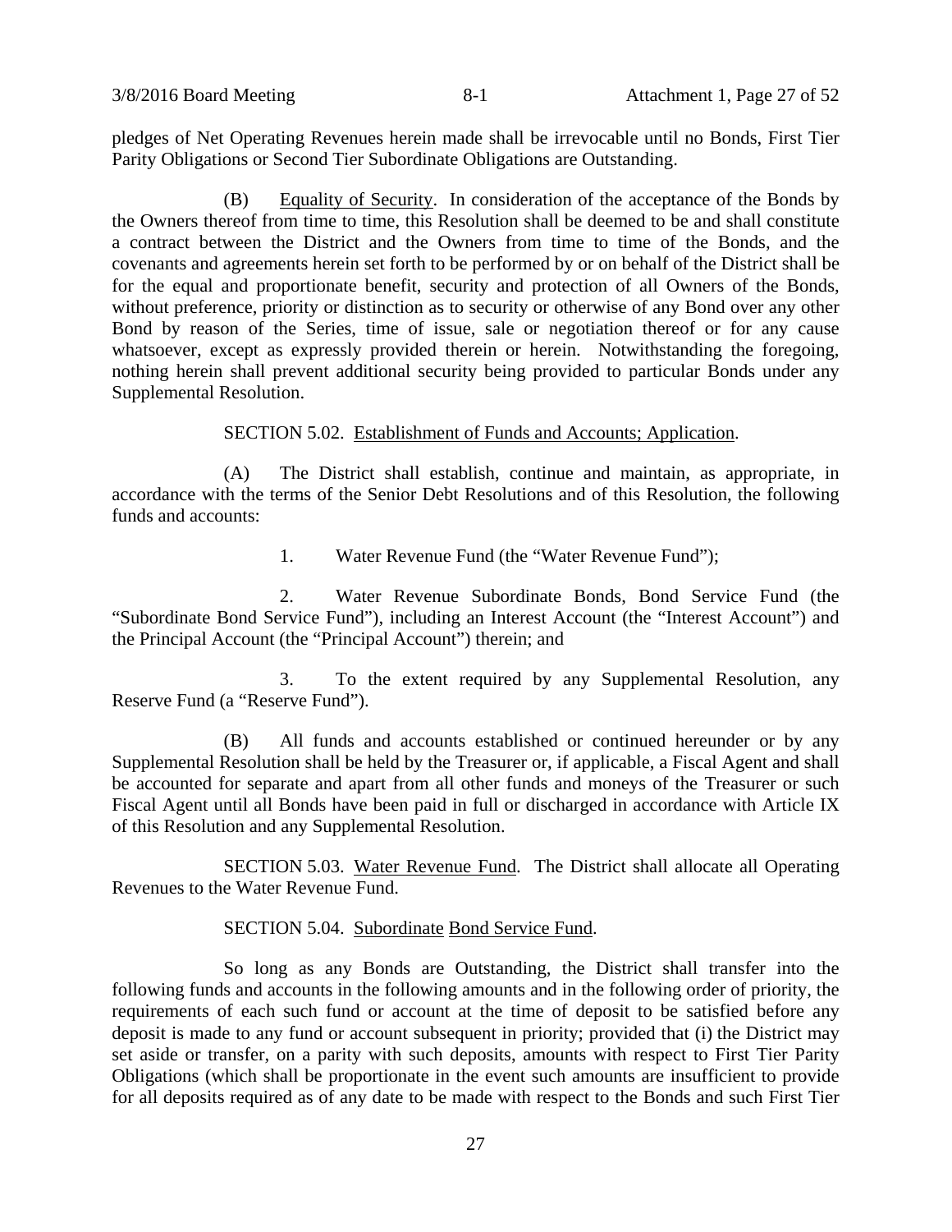pledges of Net Operating Revenues herein made shall be irrevocable until no Bonds, First Tier Parity Obligations or Second Tier Subordinate Obligations are Outstanding.

(B) Equality of Security. In consideration of the acceptance of the Bonds by the Owners thereof from time to time, this Resolution shall be deemed to be and shall constitute a contract between the District and the Owners from time to time of the Bonds, and the covenants and agreements herein set forth to be performed by or on behalf of the District shall be for the equal and proportionate benefit, security and protection of all Owners of the Bonds, without preference, priority or distinction as to security or otherwise of any Bond over any other Bond by reason of the Series, time of issue, sale or negotiation thereof or for any cause whatsoever, except as expressly provided therein or herein. Notwithstanding the foregoing, nothing herein shall prevent additional security being provided to particular Bonds under any Supplemental Resolution.

SECTION 5.02. Establishment of Funds and Accounts; Application.

(A) The District shall establish, continue and maintain, as appropriate, in accordance with the terms of the Senior Debt Resolutions and of this Resolution, the following funds and accounts:

1. Water Revenue Fund (the "Water Revenue Fund");

2. Water Revenue Subordinate Bonds, Bond Service Fund (the "Subordinate Bond Service Fund"), including an Interest Account (the "Interest Account") and the Principal Account (the "Principal Account") therein; and

3. To the extent required by any Supplemental Resolution, any Reserve Fund (a "Reserve Fund").

(B) All funds and accounts established or continued hereunder or by any Supplemental Resolution shall be held by the Treasurer or, if applicable, a Fiscal Agent and shall be accounted for separate and apart from all other funds and moneys of the Treasurer or such Fiscal Agent until all Bonds have been paid in full or discharged in accordance with Article IX of this Resolution and any Supplemental Resolution.

SECTION 5.03. Water Revenue Fund. The District shall allocate all Operating Revenues to the Water Revenue Fund.

SECTION 5.04. Subordinate Bond Service Fund.

So long as any Bonds are Outstanding, the District shall transfer into the following funds and accounts in the following amounts and in the following order of priority, the requirements of each such fund or account at the time of deposit to be satisfied before any deposit is made to any fund or account subsequent in priority; provided that (i) the District may set aside or transfer, on a parity with such deposits, amounts with respect to First Tier Parity Obligations (which shall be proportionate in the event such amounts are insufficient to provide for all deposits required as of any date to be made with respect to the Bonds and such First Tier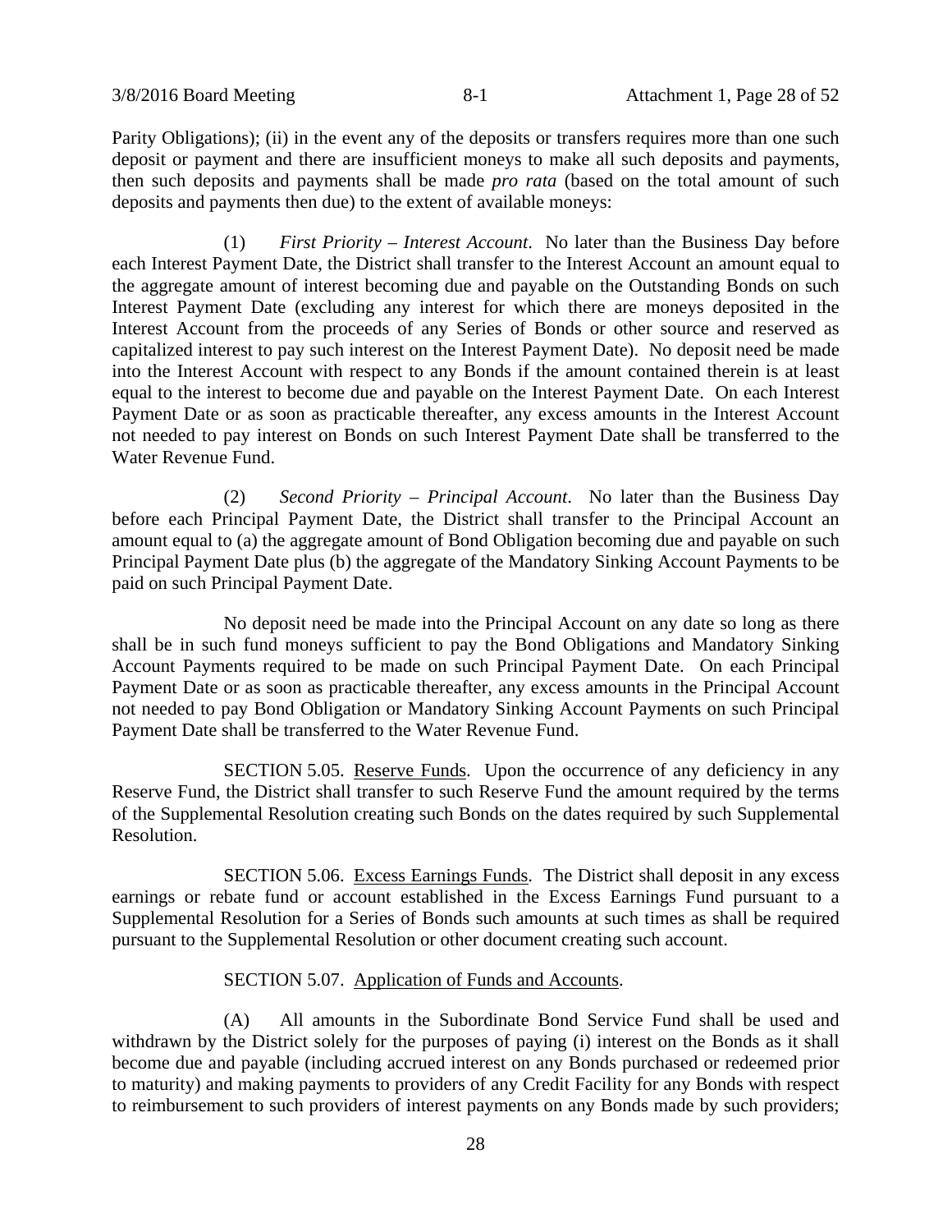Parity Obligations); (ii) in the event any of the deposits or transfers requires more than one such deposit or payment and there are insufficient moneys to make all such deposits and payments, then such deposits and payments shall be made *pro rata* (based on the total amount of such deposits and payments then due) to the extent of available moneys:

(1) *First Priority – Interest Account*. No later than the Business Day before each Interest Payment Date, the District shall transfer to the Interest Account an amount equal to the aggregate amount of interest becoming due and payable on the Outstanding Bonds on such Interest Payment Date (excluding any interest for which there are moneys deposited in the Interest Account from the proceeds of any Series of Bonds or other source and reserved as capitalized interest to pay such interest on the Interest Payment Date). No deposit need be made into the Interest Account with respect to any Bonds if the amount contained therein is at least equal to the interest to become due and payable on the Interest Payment Date. On each Interest Payment Date or as soon as practicable thereafter, any excess amounts in the Interest Account not needed to pay interest on Bonds on such Interest Payment Date shall be transferred to the Water Revenue Fund.

(2) *Second Priority – Principal Account*. No later than the Business Day before each Principal Payment Date, the District shall transfer to the Principal Account an amount equal to (a) the aggregate amount of Bond Obligation becoming due and payable on such Principal Payment Date plus (b) the aggregate of the Mandatory Sinking Account Payments to be paid on such Principal Payment Date.

No deposit need be made into the Principal Account on any date so long as there shall be in such fund moneys sufficient to pay the Bond Obligations and Mandatory Sinking Account Payments required to be made on such Principal Payment Date. On each Principal Payment Date or as soon as practicable thereafter, any excess amounts in the Principal Account not needed to pay Bond Obligation or Mandatory Sinking Account Payments on such Principal Payment Date shall be transferred to the Water Revenue Fund.

SECTION 5.05. Reserve Funds. Upon the occurrence of any deficiency in any Reserve Fund, the District shall transfer to such Reserve Fund the amount required by the terms of the Supplemental Resolution creating such Bonds on the dates required by such Supplemental Resolution.

SECTION 5.06. Excess Earnings Funds. The District shall deposit in any excess earnings or rebate fund or account established in the Excess Earnings Fund pursuant to a Supplemental Resolution for a Series of Bonds such amounts at such times as shall be required pursuant to the Supplemental Resolution or other document creating such account.

SECTION 5.07. Application of Funds and Accounts.

(A) All amounts in the Subordinate Bond Service Fund shall be used and withdrawn by the District solely for the purposes of paying (i) interest on the Bonds as it shall become due and payable (including accrued interest on any Bonds purchased or redeemed prior to maturity) and making payments to providers of any Credit Facility for any Bonds with respect to reimbursement to such providers of interest payments on any Bonds made by such providers;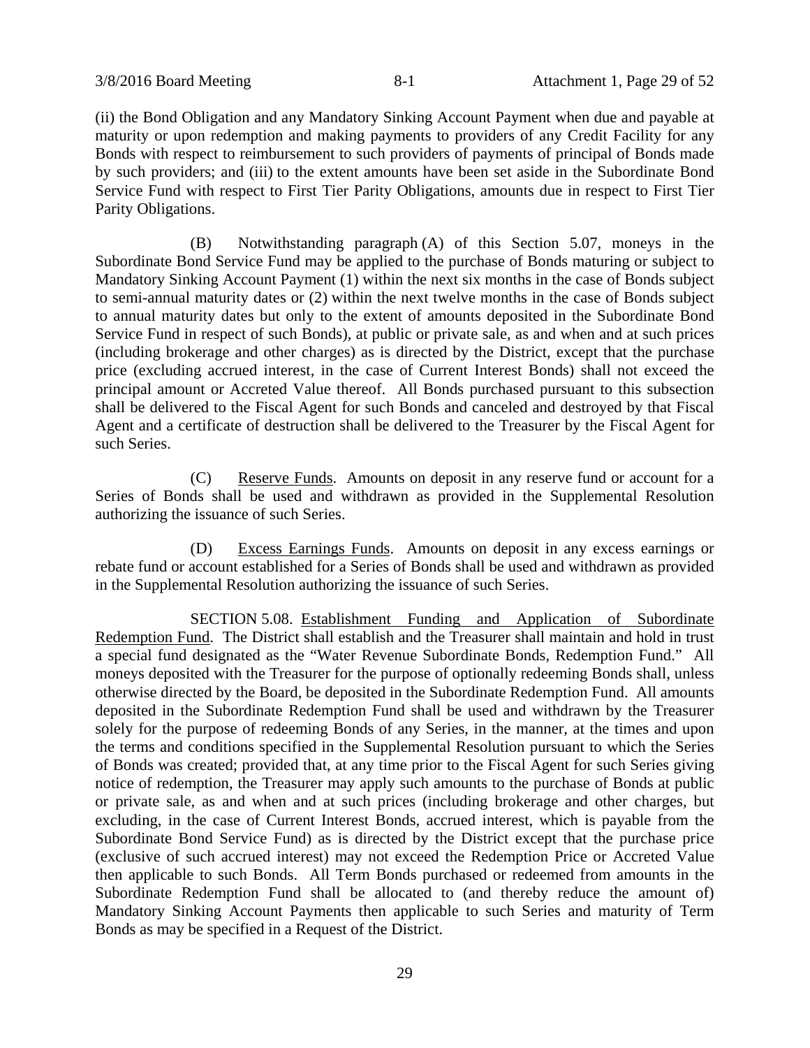(ii) the Bond Obligation and any Mandatory Sinking Account Payment when due and payable at maturity or upon redemption and making payments to providers of any Credit Facility for any Bonds with respect to reimbursement to such providers of payments of principal of Bonds made by such providers; and (iii) to the extent amounts have been set aside in the Subordinate Bond Service Fund with respect to First Tier Parity Obligations, amounts due in respect to First Tier Parity Obligations.

(B) Notwithstanding paragraph (A) of this Section 5.07, moneys in the Subordinate Bond Service Fund may be applied to the purchase of Bonds maturing or subject to Mandatory Sinking Account Payment (1) within the next six months in the case of Bonds subject to semi-annual maturity dates or (2) within the next twelve months in the case of Bonds subject to annual maturity dates but only to the extent of amounts deposited in the Subordinate Bond Service Fund in respect of such Bonds), at public or private sale, as and when and at such prices (including brokerage and other charges) as is directed by the District, except that the purchase price (excluding accrued interest, in the case of Current Interest Bonds) shall not exceed the principal amount or Accreted Value thereof. All Bonds purchased pursuant to this subsection shall be delivered to the Fiscal Agent for such Bonds and canceled and destroyed by that Fiscal Agent and a certificate of destruction shall be delivered to the Treasurer by the Fiscal Agent for such Series.

(C) Reserve Funds. Amounts on deposit in any reserve fund or account for a Series of Bonds shall be used and withdrawn as provided in the Supplemental Resolution authorizing the issuance of such Series.

(D) Excess Earnings Funds. Amounts on deposit in any excess earnings or rebate fund or account established for a Series of Bonds shall be used and withdrawn as provided in the Supplemental Resolution authorizing the issuance of such Series.

SECTION 5.08. Establishment Funding and Application of Subordinate Redemption Fund. The District shall establish and the Treasurer shall maintain and hold in trust a special fund designated as the "Water Revenue Subordinate Bonds, Redemption Fund." All moneys deposited with the Treasurer for the purpose of optionally redeeming Bonds shall, unless otherwise directed by the Board, be deposited in the Subordinate Redemption Fund. All amounts deposited in the Subordinate Redemption Fund shall be used and withdrawn by the Treasurer solely for the purpose of redeeming Bonds of any Series, in the manner, at the times and upon the terms and conditions specified in the Supplemental Resolution pursuant to which the Series of Bonds was created; provided that, at any time prior to the Fiscal Agent for such Series giving notice of redemption, the Treasurer may apply such amounts to the purchase of Bonds at public or private sale, as and when and at such prices (including brokerage and other charges, but excluding, in the case of Current Interest Bonds, accrued interest, which is payable from the Subordinate Bond Service Fund) as is directed by the District except that the purchase price (exclusive of such accrued interest) may not exceed the Redemption Price or Accreted Value then applicable to such Bonds. All Term Bonds purchased or redeemed from amounts in the Subordinate Redemption Fund shall be allocated to (and thereby reduce the amount of) Mandatory Sinking Account Payments then applicable to such Series and maturity of Term Bonds as may be specified in a Request of the District.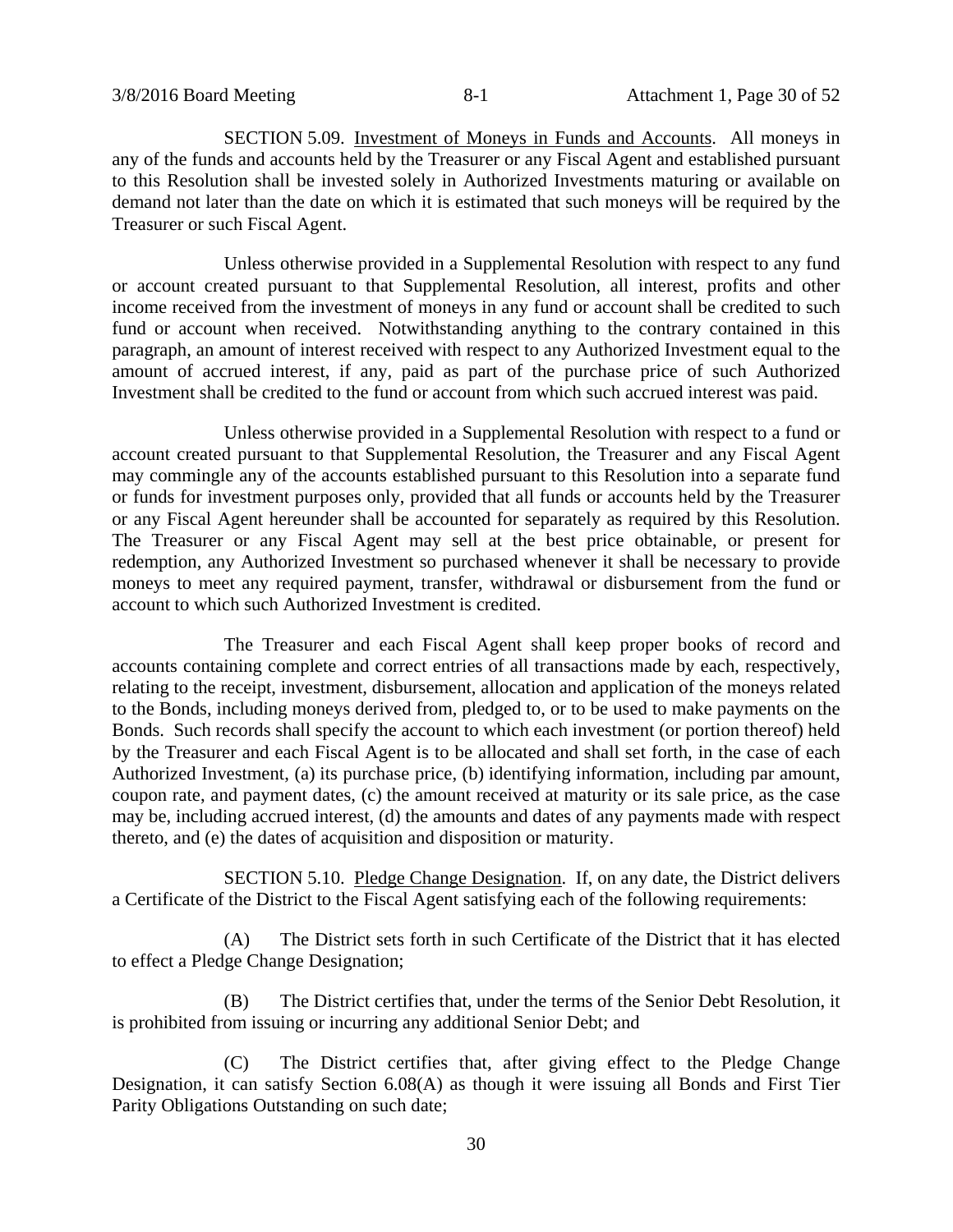SECTION 5.09. Investment of Moneys in Funds and Accounts. All moneys in any of the funds and accounts held by the Treasurer or any Fiscal Agent and established pursuant to this Resolution shall be invested solely in Authorized Investments maturing or available on demand not later than the date on which it is estimated that such moneys will be required by the Treasurer or such Fiscal Agent.

Unless otherwise provided in a Supplemental Resolution with respect to any fund or account created pursuant to that Supplemental Resolution, all interest, profits and other income received from the investment of moneys in any fund or account shall be credited to such fund or account when received. Notwithstanding anything to the contrary contained in this paragraph, an amount of interest received with respect to any Authorized Investment equal to the amount of accrued interest, if any, paid as part of the purchase price of such Authorized Investment shall be credited to the fund or account from which such accrued interest was paid.

Unless otherwise provided in a Supplemental Resolution with respect to a fund or account created pursuant to that Supplemental Resolution, the Treasurer and any Fiscal Agent may commingle any of the accounts established pursuant to this Resolution into a separate fund or funds for investment purposes only, provided that all funds or accounts held by the Treasurer or any Fiscal Agent hereunder shall be accounted for separately as required by this Resolution. The Treasurer or any Fiscal Agent may sell at the best price obtainable, or present for redemption, any Authorized Investment so purchased whenever it shall be necessary to provide moneys to meet any required payment, transfer, withdrawal or disbursement from the fund or account to which such Authorized Investment is credited.

The Treasurer and each Fiscal Agent shall keep proper books of record and accounts containing complete and correct entries of all transactions made by each, respectively, relating to the receipt, investment, disbursement, allocation and application of the moneys related to the Bonds, including moneys derived from, pledged to, or to be used to make payments on the Bonds. Such records shall specify the account to which each investment (or portion thereof) held by the Treasurer and each Fiscal Agent is to be allocated and shall set forth, in the case of each Authorized Investment, (a) its purchase price, (b) identifying information, including par amount, coupon rate, and payment dates, (c) the amount received at maturity or its sale price, as the case may be, including accrued interest, (d) the amounts and dates of any payments made with respect thereto, and (e) the dates of acquisition and disposition or maturity.

SECTION 5.10. Pledge Change Designation. If, on any date, the District delivers a Certificate of the District to the Fiscal Agent satisfying each of the following requirements:

(A) The District sets forth in such Certificate of the District that it has elected to effect a Pledge Change Designation;

(B) The District certifies that, under the terms of the Senior Debt Resolution, it is prohibited from issuing or incurring any additional Senior Debt; and

(C) The District certifies that, after giving effect to the Pledge Change Designation, it can satisfy Section 6.08(A) as though it were issuing all Bonds and First Tier Parity Obligations Outstanding on such date;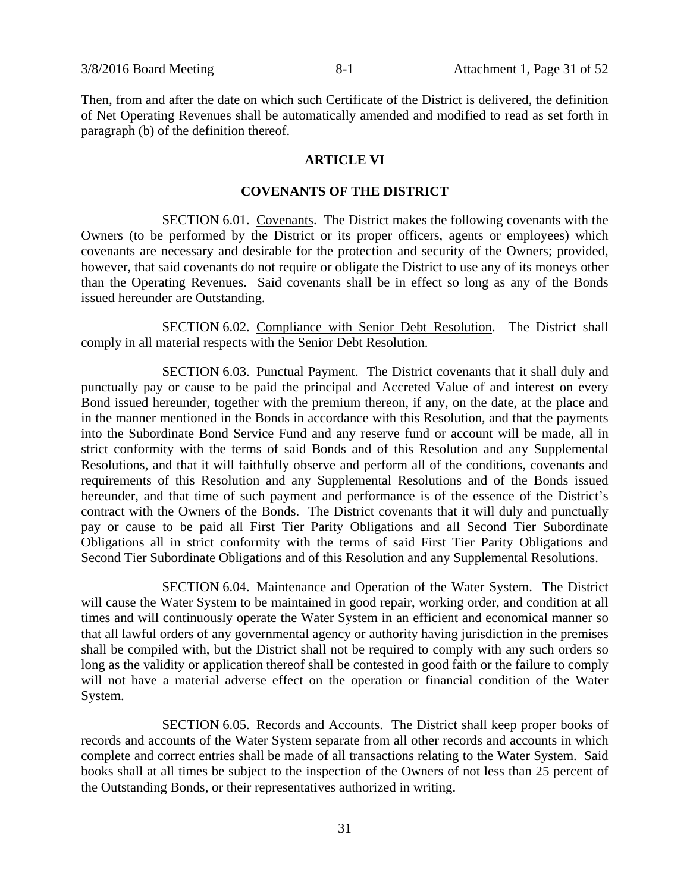Then, from and after the date on which such Certificate of the District is delivered, the definition of Net Operating Revenues shall be automatically amended and modified to read as set forth in paragraph (b) of the definition thereof.

## ARTICLE VI

## COVENANTS OF THE DISTRICT

SECTION 6.01. Covenants. The District makes the following covenants with the Owners (to be performed by the District or its proper officers, agents or employees) which covenants are necessary and desirable for the protection and security of the Owners; provided, however, that said covenants do not require or obligate the District to use any of its moneys other than the Operating Revenues. Said covenants shall be in effect so long as any of the Bonds issued hereunder are Outstanding.

SECTION 6.02. Compliance with Senior Debt Resolution. The District shall comply in all material respects with the Senior Debt Resolution.

SECTION 6.03. Punctual Payment. The District covenants that it shall duly and punctually pay or cause to be paid the principal and Accreted Value of and interest on every Bond issued hereunder, together with the premium thereon, if any, on the date, at the place and in the manner mentioned in the Bonds in accordance with this Resolution, and that the payments into the Subordinate Bond Service Fund and any reserve fund or account will be made, all in strict conformity with the terms of said Bonds and of this Resolution and any Supplemental Resolutions, and that it will faithfully observe and perform all of the conditions, covenants and requirements of this Resolution and any Supplemental Resolutions and of the Bonds issued hereunder, and that time of such payment and performance is of the essence of the District's contract with the Owners of the Bonds. The District covenants that it will duly and punctually pay or cause to be paid all First Tier Parity Obligations and all Second Tier Subordinate Obligations all in strict conformity with the terms of said First Tier Parity Obligations and Second Tier Subordinate Obligations and of this Resolution and any Supplemental Resolutions.

SECTION 6.04. Maintenance and Operation of the Water System. The District will cause the Water System to be maintained in good repair, working order, and condition at all times and will continuously operate the Water System in an efficient and economical manner so that all lawful orders of any governmental agency or authority having jurisdiction in the premises shall be compiled with, but the District shall not be required to comply with any such orders so long as the validity or application thereof shall be contested in good faith or the failure to comply will not have a material adverse effect on the operation or financial condition of the Water System.

SECTION 6.05. Records and Accounts. The District shall keep proper books of records and accounts of the Water System separate from all other records and accounts in which complete and correct entries shall be made of all transactions relating to the Water System. Said books shall at all times be subject to the inspection of the Owners of not less than 25 percent of the Outstanding Bonds, or their representatives authorized in writing.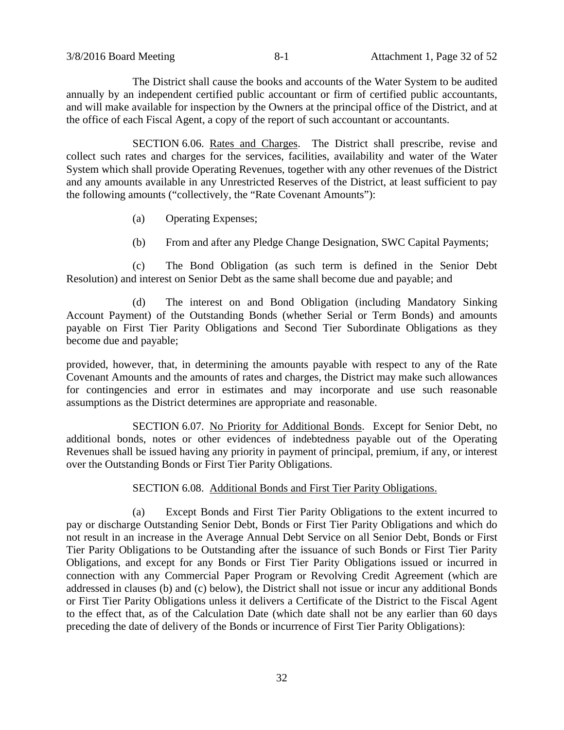The District shall cause the books and accounts of the Water System to be audited annually by an independent certified public accountant or firm of certified public accountants, and will make available for inspection by the Owners at the principal office of the District, and at the office of each Fiscal Agent, a copy of the report of such accountant or accountants.

SECTION 6.06. Rates and Charges. The District shall prescribe, revise and collect such rates and charges for the services, facilities, availability and water of the Water System which shall provide Operating Revenues, together with any other revenues of the District and any amounts available in any Unrestricted Reserves of the District, at least sufficient to pay the following amounts ("collectively, the "Rate Covenant Amounts"):

(a) Operating Expenses;

(b) From and after any Pledge Change Designation, SWC Capital Payments;

(c) The Bond Obligation (as such term is defined in the Senior Debt Resolution) and interest on Senior Debt as the same shall become due and payable; and

(d) The interest on and Bond Obligation (including Mandatory Sinking Account Payment) of the Outstanding Bonds (whether Serial or Term Bonds) and amounts payable on First Tier Parity Obligations and Second Tier Subordinate Obligations as they become due and payable;

provided, however, that, in determining the amounts payable with respect to any of the Rate Covenant Amounts and the amounts of rates and charges, the District may make such allowances for contingencies and error in estimates and may incorporate and use such reasonable assumptions as the District determines are appropriate and reasonable.

SECTION 6.07. No Priority for Additional Bonds. Except for Senior Debt, no additional bonds, notes or other evidences of indebtedness payable out of the Operating Revenues shall be issued having any priority in payment of principal, premium, if any, or interest over the Outstanding Bonds or First Tier Parity Obligations.

SECTION 6.08. Additional Bonds and First Tier Parity Obligations.

(a) Except Bonds and First Tier Parity Obligations to the extent incurred to pay or discharge Outstanding Senior Debt, Bonds or First Tier Parity Obligations and which do not result in an increase in the Average Annual Debt Service on all Senior Debt, Bonds or First Tier Parity Obligations to be Outstanding after the issuance of such Bonds or First Tier Parity Obligations, and except for any Bonds or First Tier Parity Obligations issued or incurred in connection with any Commercial Paper Program or Revolving Credit Agreement (which are addressed in clauses (b) and (c) below), the District shall not issue or incur any additional Bonds or First Tier Parity Obligations unless it delivers a Certificate of the District to the Fiscal Agent to the effect that, as of the Calculation Date (which date shall not be any earlier than 60 days preceding the date of delivery of the Bonds or incurrence of First Tier Parity Obligations):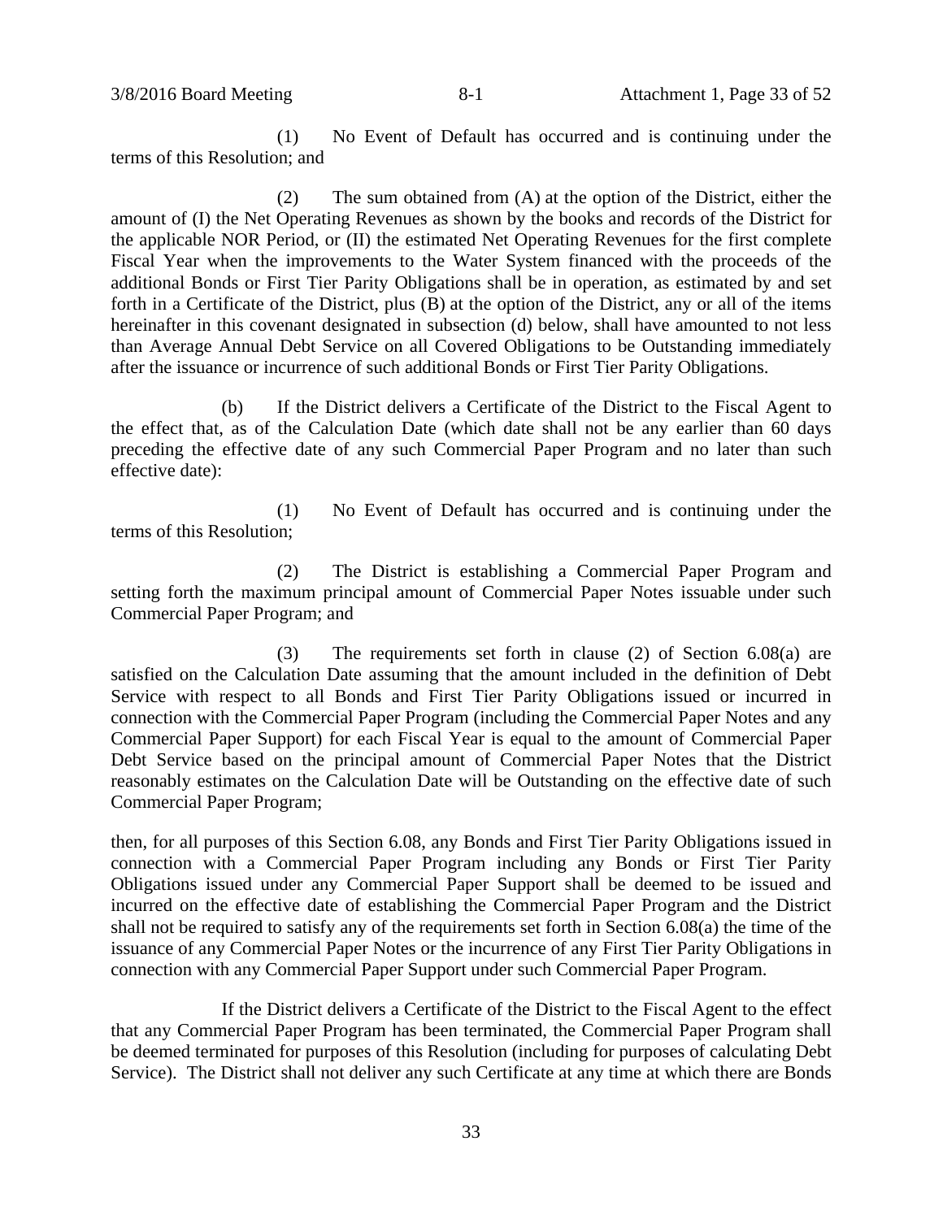(1) No Event of Default has occurred and is continuing under the terms of this Resolution; and

(2) The sum obtained from (A) at the option of the District, either the amount of (I) the Net Operating Revenues as shown by the books and records of the District for the applicable NOR Period, or (II) the estimated Net Operating Revenues for the first complete Fiscal Year when the improvements to the Water System financed with the proceeds of the additional Bonds or First Tier Parity Obligations shall be in operation, as estimated by and set forth in a Certificate of the District, plus (B) at the option of the District, any or all of the items hereinafter in this covenant designated in subsection (d) below, shall have amounted to not less than Average Annual Debt Service on all Covered Obligations to be Outstanding immediately after the issuance or incurrence of such additional Bonds or First Tier Parity Obligations.

(b) If the District delivers a Certificate of the District to the Fiscal Agent to the effect that, as of the Calculation Date (which date shall not be any earlier than 60 days preceding the effective date of any such Commercial Paper Program and no later than such effective date):

(1) No Event of Default has occurred and is continuing under the terms of this Resolution;

(2) The District is establishing a Commercial Paper Program and setting forth the maximum principal amount of Commercial Paper Notes issuable under such Commercial Paper Program; and

(3) The requirements set forth in clause (2) of Section 6.08(a) are satisfied on the Calculation Date assuming that the amount included in the definition of Debt Service with respect to all Bonds and First Tier Parity Obligations issued or incurred in connection with the Commercial Paper Program (including the Commercial Paper Notes and any Commercial Paper Support) for each Fiscal Year is equal to the amount of Commercial Paper Debt Service based on the principal amount of Commercial Paper Notes that the District reasonably estimates on the Calculation Date will be Outstanding on the effective date of such Commercial Paper Program;

then, for all purposes of this Section 6.08, any Bonds and First Tier Parity Obligations issued in connection with a Commercial Paper Program including any Bonds or First Tier Parity Obligations issued under any Commercial Paper Support shall be deemed to be issued and incurred on the effective date of establishing the Commercial Paper Program and the District shall not be required to satisfy any of the requirements set forth in Section 6.08(a) the time of the issuance of any Commercial Paper Notes or the incurrence of any First Tier Parity Obligations in connection with any Commercial Paper Support under such Commercial Paper Program.

If the District delivers a Certificate of the District to the Fiscal Agent to the effect that any Commercial Paper Program has been terminated, the Commercial Paper Program shall be deemed terminated for purposes of this Resolution (including for purposes of calculating Debt Service). The District shall not deliver any such Certificate at any time at which there are Bonds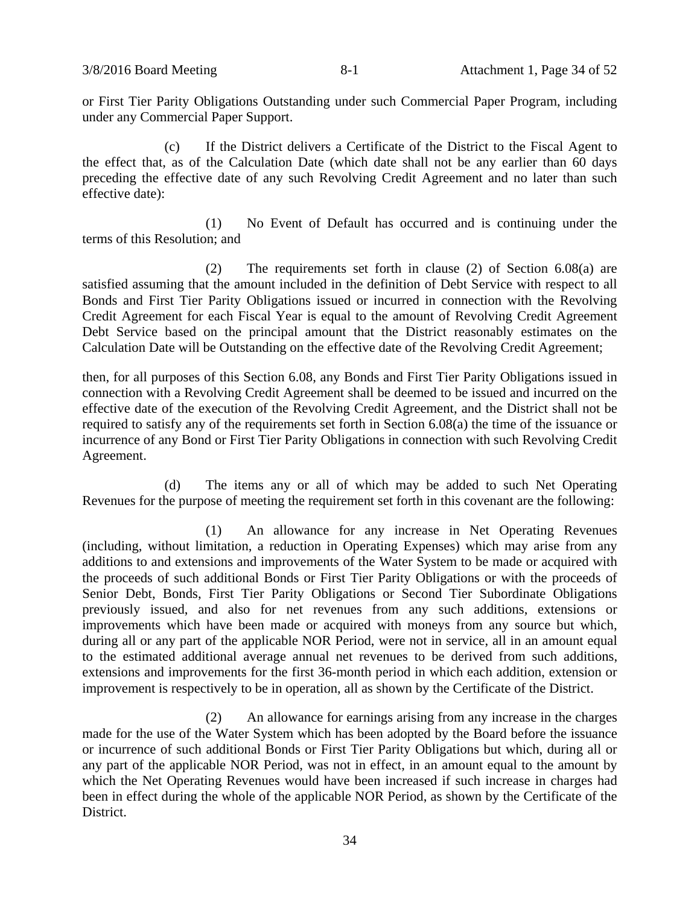or First Tier Parity Obligations Outstanding under such Commercial Paper Program, including under any Commercial Paper Support.

(c) If the District delivers a Certificate of the District to the Fiscal Agent to the effect that, as of the Calculation Date (which date shall not be any earlier than 60 days preceding the effective date of any such Revolving Credit Agreement and no later than such effective date):

(1) No Event of Default has occurred and is continuing under the terms of this Resolution; and

(2) The requirements set forth in clause (2) of Section 6.08(a) are satisfied assuming that the amount included in the definition of Debt Service with respect to all Bonds and First Tier Parity Obligations issued or incurred in connection with the Revolving Credit Agreement for each Fiscal Year is equal to the amount of Revolving Credit Agreement Debt Service based on the principal amount that the District reasonably estimates on the Calculation Date will be Outstanding on the effective date of the Revolving Credit Agreement;

then, for all purposes of this Section 6.08, any Bonds and First Tier Parity Obligations issued in connection with a Revolving Credit Agreement shall be deemed to be issued and incurred on the effective date of the execution of the Revolving Credit Agreement, and the District shall not be required to satisfy any of the requirements set forth in Section 6.08(a) the time of the issuance or incurrence of any Bond or First Tier Parity Obligations in connection with such Revolving Credit Agreement.

(d) The items any or all of which may be added to such Net Operating Revenues for the purpose of meeting the requirement set forth in this covenant are the following:

(1) An allowance for any increase in Net Operating Revenues (including, without limitation, a reduction in Operating Expenses) which may arise from any additions to and extensions and improvements of the Water System to be made or acquired with the proceeds of such additional Bonds or First Tier Parity Obligations or with the proceeds of Senior Debt, Bonds, First Tier Parity Obligations or Second Tier Subordinate Obligations previously issued, and also for net revenues from any such additions, extensions or improvements which have been made or acquired with moneys from any source but which, during all or any part of the applicable NOR Period, were not in service, all in an amount equal to the estimated additional average annual net revenues to be derived from such additions, extensions and improvements for the first 36-month period in which each addition, extension or improvement is respectively to be in operation, all as shown by the Certificate of the District.

(2) An allowance for earnings arising from any increase in the charges made for the use of the Water System which has been adopted by the Board before the issuance or incurrence of such additional Bonds or First Tier Parity Obligations but which, during all or any part of the applicable NOR Period, was not in effect, in an amount equal to the amount by which the Net Operating Revenues would have been increased if such increase in charges had been in effect during the whole of the applicable NOR Period, as shown by the Certificate of the District.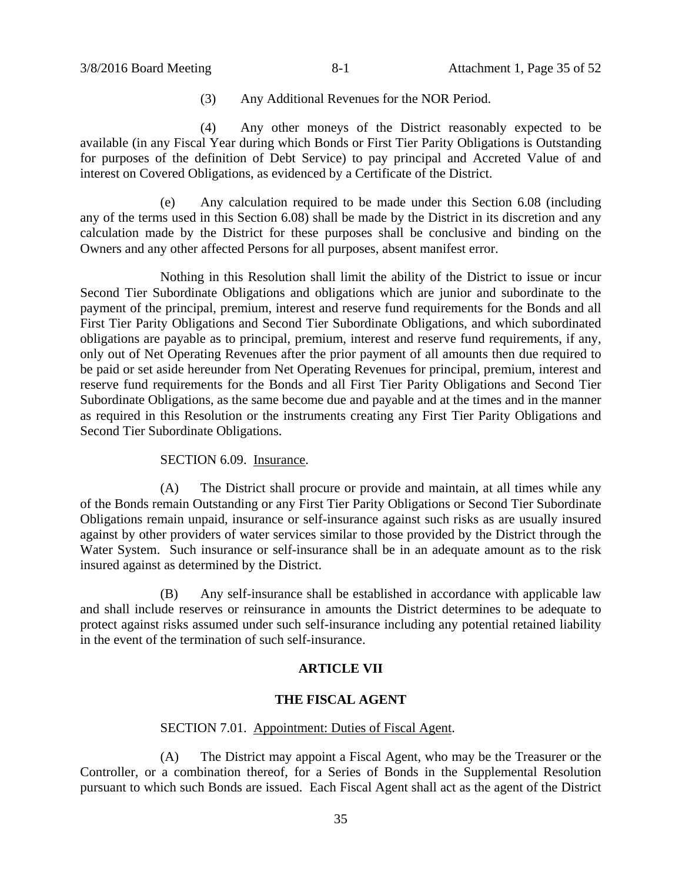(3) Any Additional Revenues for the NOR Period.

(4) Any other moneys of the District reasonably expected to be available (in any Fiscal Year during which Bonds or First Tier Parity Obligations is Outstanding for purposes of the definition of Debt Service) to pay principal and Accreted Value of and interest on Covered Obligations, as evidenced by a Certificate of the District.

(e) Any calculation required to be made under this Section 6.08 (including any of the terms used in this Section 6.08) shall be made by the District in its discretion and any calculation made by the District for these purposes shall be conclusive and binding on the Owners and any other affected Persons for all purposes, absent manifest error.

Nothing in this Resolution shall limit the ability of the District to issue or incur Second Tier Subordinate Obligations and obligations which are junior and subordinate to the payment of the principal, premium, interest and reserve fund requirements for the Bonds and all First Tier Parity Obligations and Second Tier Subordinate Obligations, and which subordinated obligations are payable as to principal, premium, interest and reserve fund requirements, if any, only out of Net Operating Revenues after the prior payment of all amounts then due required to be paid or set aside hereunder from Net Operating Revenues for principal, premium, interest and reserve fund requirements for the Bonds and all First Tier Parity Obligations and Second Tier Subordinate Obligations, as the same become due and payable and at the times and in the manner as required in this Resolution or the instruments creating any First Tier Parity Obligations and Second Tier Subordinate Obligations.

SECTION 6.09. Insurance.

(A) The District shall procure or provide and maintain, at all times while any of the Bonds remain Outstanding or any First Tier Parity Obligations or Second Tier Subordinate Obligations remain unpaid, insurance or self-insurance against such risks as are usually insured against by other providers of water services similar to those provided by the District through the Water System. Such insurance or self-insurance shall be in an adequate amount as to the risk insured against as determined by the District.

(B) Any self-insurance shall be established in accordance with applicable law and shall include reserves or reinsurance in amounts the District determines to be adequate to protect against risks assumed under such self-insurance including any potential retained liability in the event of the termination of such self-insurance.

## ARTICLE VII

## THE FISCAL AGENT

SECTION 7.01. Appointment: Duties of Fiscal Agent.

(A) The District may appoint a Fiscal Agent, who may be the Treasurer or the Controller, or a combination thereof, for a Series of Bonds in the Supplemental Resolution pursuant to which such Bonds are issued. Each Fiscal Agent shall act as the agent of the District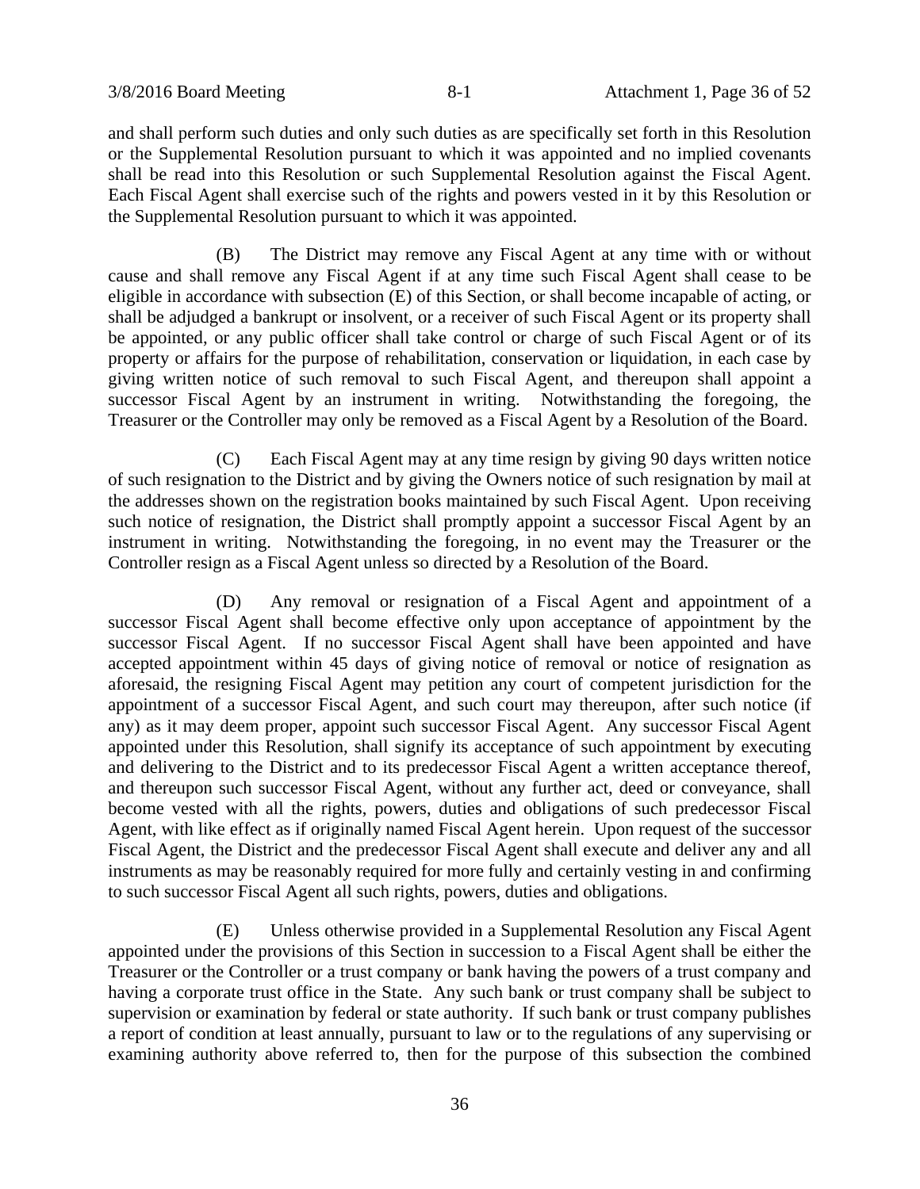and shall perform such duties and only such duties as are specifically set forth in this Resolution or the Supplemental Resolution pursuant to which it was appointed and no implied covenants shall be read into this Resolution or such Supplemental Resolution against the Fiscal Agent. Each Fiscal Agent shall exercise such of the rights and powers vested in it by this Resolution or the Supplemental Resolution pursuant to which it was appointed.

(B) The District may remove any Fiscal Agent at any time with or without cause and shall remove any Fiscal Agent if at any time such Fiscal Agent shall cease to be eligible in accordance with subsection (E) of this Section, or shall become incapable of acting, or shall be adjudged a bankrupt or insolvent, or a receiver of such Fiscal Agent or its property shall be appointed, or any public officer shall take control or charge of such Fiscal Agent or of its property or affairs for the purpose of rehabilitation, conservation or liquidation, in each case by giving written notice of such removal to such Fiscal Agent, and thereupon shall appoint a successor Fiscal Agent by an instrument in writing. Notwithstanding the foregoing, the Treasurer or the Controller may only be removed as a Fiscal Agent by a Resolution of the Board.

(C) Each Fiscal Agent may at any time resign by giving 90 days written notice of such resignation to the District and by giving the Owners notice of such resignation by mail at the addresses shown on the registration books maintained by such Fiscal Agent. Upon receiving such notice of resignation, the District shall promptly appoint a successor Fiscal Agent by an instrument in writing. Notwithstanding the foregoing, in no event may the Treasurer or the Controller resign as a Fiscal Agent unless so directed by a Resolution of the Board.

(D) Any removal or resignation of a Fiscal Agent and appointment of a successor Fiscal Agent shall become effective only upon acceptance of appointment by the successor Fiscal Agent. If no successor Fiscal Agent shall have been appointed and have accepted appointment within 45 days of giving notice of removal or notice of resignation as aforesaid, the resigning Fiscal Agent may petition any court of competent jurisdiction for the appointment of a successor Fiscal Agent, and such court may thereupon, after such notice (if any) as it may deem proper, appoint such successor Fiscal Agent. Any successor Fiscal Agent appointed under this Resolution, shall signify its acceptance of such appointment by executing and delivering to the District and to its predecessor Fiscal Agent a written acceptance thereof, and thereupon such successor Fiscal Agent, without any further act, deed or conveyance, shall become vested with all the rights, powers, duties and obligations of such predecessor Fiscal Agent, with like effect as if originally named Fiscal Agent herein. Upon request of the successor Fiscal Agent, the District and the predecessor Fiscal Agent shall execute and deliver any and all instruments as may be reasonably required for more fully and certainly vesting in and confirming to such successor Fiscal Agent all such rights, powers, duties and obligations.

(E) Unless otherwise provided in a Supplemental Resolution any Fiscal Agent appointed under the provisions of this Section in succession to a Fiscal Agent shall be either the Treasurer or the Controller or a trust company or bank having the powers of a trust company and having a corporate trust office in the State. Any such bank or trust company shall be subject to supervision or examination by federal or state authority. If such bank or trust company publishes a report of condition at least annually, pursuant to law or to the regulations of any supervising or examining authority above referred to, then for the purpose of this subsection the combined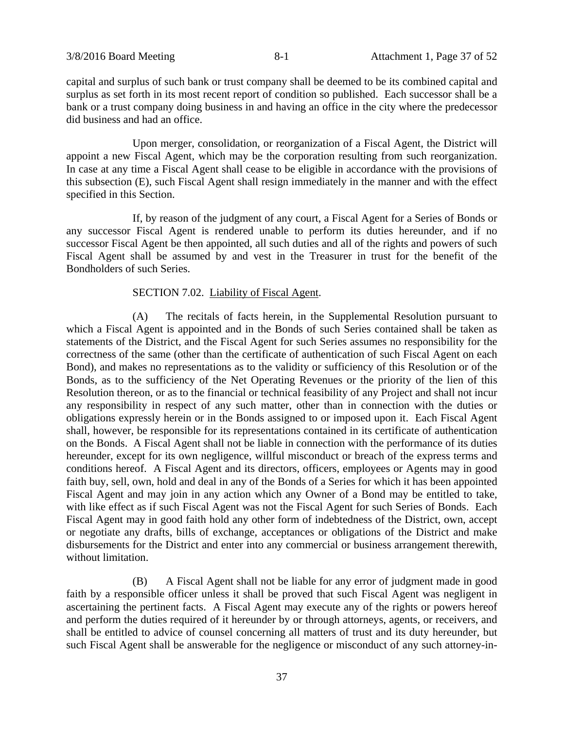capital and surplus of such bank or trust company shall be deemed to be its combined capital and surplus as set forth in its most recent report of condition so published. Each successor shall be a bank or a trust company doing business in and having an office in the city where the predecessor did business and had an office.

Upon merger, consolidation, or reorganization of a Fiscal Agent, the District will appoint a new Fiscal Agent, which may be the corporation resulting from such reorganization. In case at any time a Fiscal Agent shall cease to be eligible in accordance with the provisions of this subsection (E), such Fiscal Agent shall resign immediately in the manner and with the effect specified in this Section.

If, by reason of the judgment of any court, a Fiscal Agent for a Series of Bonds or any successor Fiscal Agent is rendered unable to perform its duties hereunder, and if no successor Fiscal Agent be then appointed, all such duties and all of the rights and powers of such Fiscal Agent shall be assumed by and vest in the Treasurer in trust for the benefit of the Bondholders of such Series.

SECTION 7.02. Liability of Fiscal Agent.

(A) The recitals of facts herein, in the Supplemental Resolution pursuant to which a Fiscal Agent is appointed and in the Bonds of such Series contained shall be taken as statements of the District, and the Fiscal Agent for such Series assumes no responsibility for the correctness of the same (other than the certificate of authentication of such Fiscal Agent on each Bond), and makes no representations as to the validity or sufficiency of this Resolution or of the Bonds, as to the sufficiency of the Net Operating Revenues or the priority of the lien of this Resolution thereon, or as to the financial or technical feasibility of any Project and shall not incur any responsibility in respect of any such matter, other than in connection with the duties or obligations expressly herein or in the Bonds assigned to or imposed upon it. Each Fiscal Agent shall, however, be responsible for its representations contained in its certificate of authentication on the Bonds. A Fiscal Agent shall not be liable in connection with the performance of its duties hereunder, except for its own negligence, willful misconduct or breach of the express terms and conditions hereof. A Fiscal Agent and its directors, officers, employees or Agents may in good faith buy, sell, own, hold and deal in any of the Bonds of a Series for which it has been appointed Fiscal Agent and may join in any action which any Owner of a Bond may be entitled to take, with like effect as if such Fiscal Agent was not the Fiscal Agent for such Series of Bonds. Each Fiscal Agent may in good faith hold any other form of indebtedness of the District, own, accept or negotiate any drafts, bills of exchange, acceptances or obligations of the District and make disbursements for the District and enter into any commercial or business arrangement therewith, without limitation.

(B) A Fiscal Agent shall not be liable for any error of judgment made in good faith by a responsible officer unless it shall be proved that such Fiscal Agent was negligent in ascertaining the pertinent facts. A Fiscal Agent may execute any of the rights or powers hereof and perform the duties required of it hereunder by or through attorneys, agents, or receivers, and shall be entitled to advice of counsel concerning all matters of trust and its duty hereunder, but such Fiscal Agent shall be answerable for the negligence or misconduct of any such attorney-in-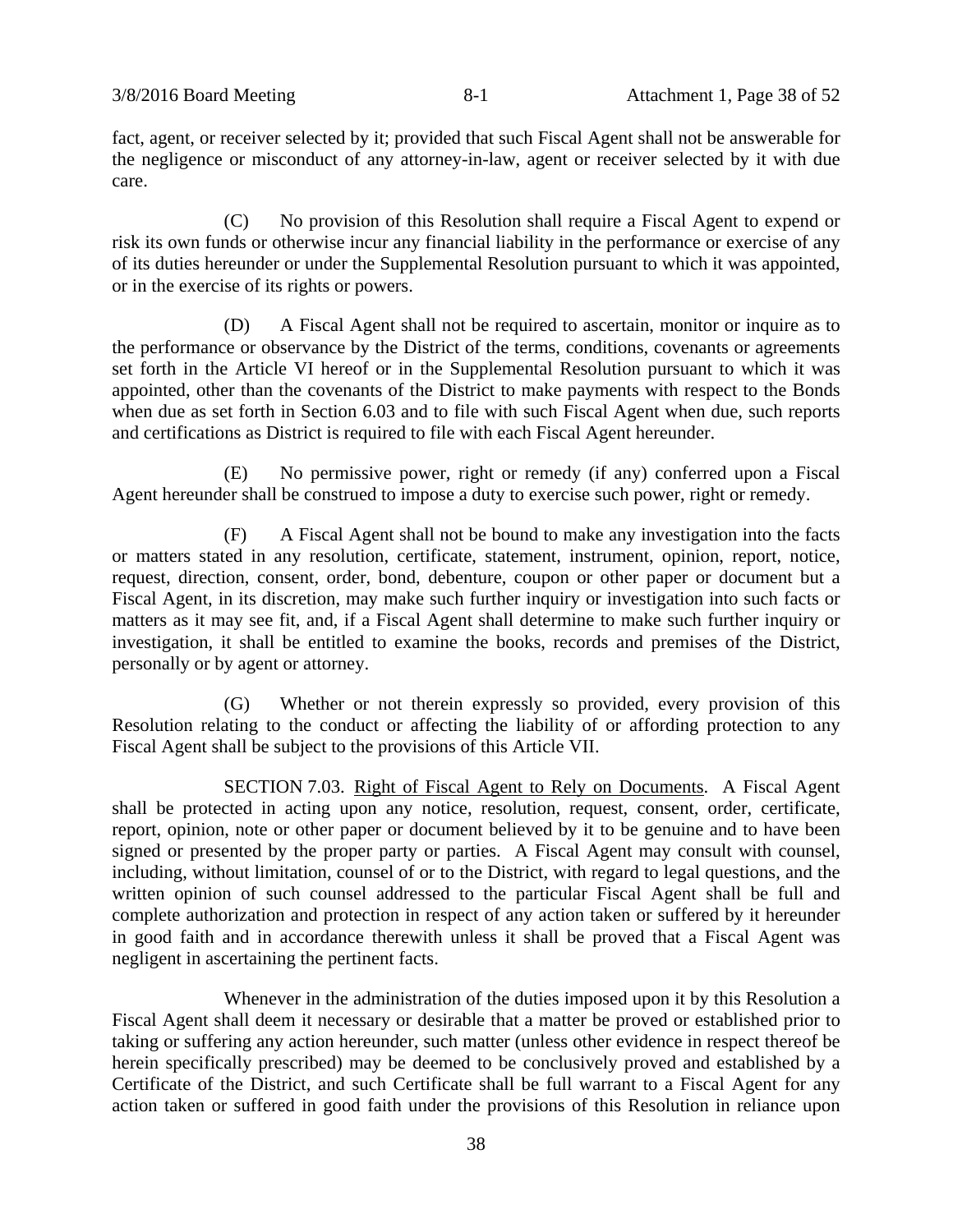fact, agent, or receiver selected by it; provided that such Fiscal Agent shall not be answerable for the negligence or misconduct of any attorney-in-law, agent or receiver selected by it with due care.

(C) No provision of this Resolution shall require a Fiscal Agent to expend or risk its own funds or otherwise incur any financial liability in the performance or exercise of any of its duties hereunder or under the Supplemental Resolution pursuant to which it was appointed, or in the exercise of its rights or powers.

(D) A Fiscal Agent shall not be required to ascertain, monitor or inquire as to the performance or observance by the District of the terms, conditions, covenants or agreements set forth in the Article VI hereof or in the Supplemental Resolution pursuant to which it was appointed, other than the covenants of the District to make payments with respect to the Bonds when due as set forth in Section 6.03 and to file with such Fiscal Agent when due, such reports and certifications as District is required to file with each Fiscal Agent hereunder.

(E) No permissive power, right or remedy (if any) conferred upon a Fiscal Agent hereunder shall be construed to impose a duty to exercise such power, right or remedy.

(F) A Fiscal Agent shall not be bound to make any investigation into the facts or matters stated in any resolution, certificate, statement, instrument, opinion, report, notice, request, direction, consent, order, bond, debenture, coupon or other paper or document but a Fiscal Agent, in its discretion, may make such further inquiry or investigation into such facts or matters as it may see fit, and, if a Fiscal Agent shall determine to make such further inquiry or investigation, it shall be entitled to examine the books, records and premises of the District, personally or by agent or attorney.

(G) Whether or not therein expressly so provided, every provision of this Resolution relating to the conduct or affecting the liability of or affording protection to any Fiscal Agent shall be subject to the provisions of this Article VII.

SECTION 7.03. Right of Fiscal Agent to Rely on Documents. A Fiscal Agent shall be protected in acting upon any notice, resolution, request, consent, order, certificate, report, opinion, note or other paper or document believed by it to be genuine and to have been signed or presented by the proper party or parties. A Fiscal Agent may consult with counsel, including, without limitation, counsel of or to the District, with regard to legal questions, and the written opinion of such counsel addressed to the particular Fiscal Agent shall be full and complete authorization and protection in respect of any action taken or suffered by it hereunder in good faith and in accordance therewith unless it shall be proved that a Fiscal Agent was negligent in ascertaining the pertinent facts.

Whenever in the administration of the duties imposed upon it by this Resolution a Fiscal Agent shall deem it necessary or desirable that a matter be proved or established prior to taking or suffering any action hereunder, such matter (unless other evidence in respect thereof be herein specifically prescribed) may be deemed to be conclusively proved and established by a Certificate of the District, and such Certificate shall be full warrant to a Fiscal Agent for any action taken or suffered in good faith under the provisions of this Resolution in reliance upon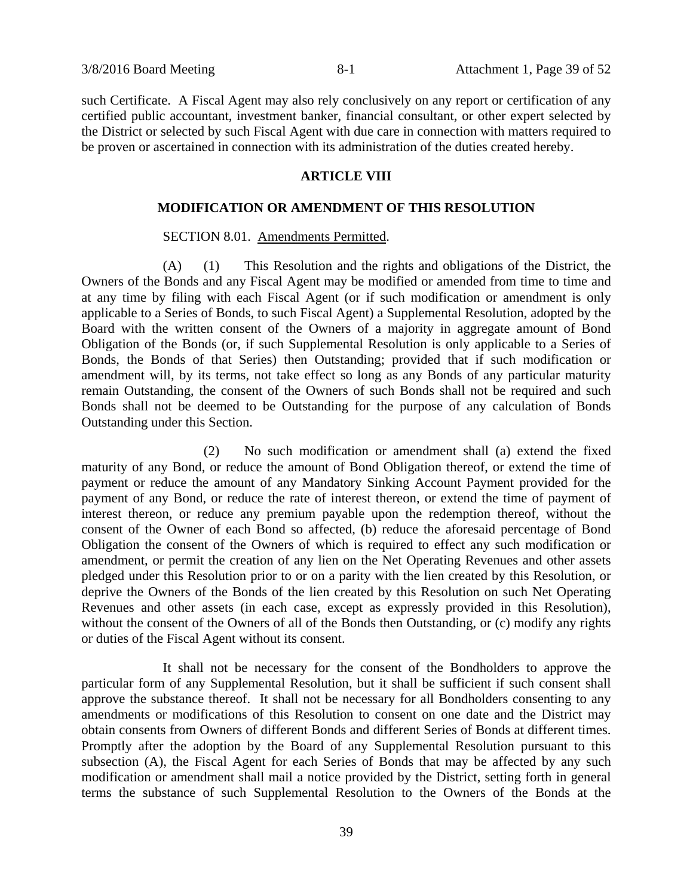such Certificate. A Fiscal Agent may also rely conclusively on any report or certification of any certified public accountant, investment banker, financial consultant, or other expert selected by the District or selected by such Fiscal Agent with due care in connection with matters required to be proven or ascertained in connection with its administration of the duties created hereby.

## ARTICLE VIII

## MODIFICATION OR AMENDMENT OF THIS RESOLUTION

SECTION 8.01. Amendments Permitted.

(A) (1) This Resolution and the rights and obligations of the District, the Owners of the Bonds and any Fiscal Agent may be modified or amended from time to time and at any time by filing with each Fiscal Agent (or if such modification or amendment is only applicable to a Series of Bonds, to such Fiscal Agent) a Supplemental Resolution, adopted by the Board with the written consent of the Owners of a majority in aggregate amount of Bond Obligation of the Bonds (or, if such Supplemental Resolution is only applicable to a Series of Bonds, the Bonds of that Series) then Outstanding; provided that if such modification or amendment will, by its terms, not take effect so long as any Bonds of any particular maturity remain Outstanding, the consent of the Owners of such Bonds shall not be required and such Bonds shall not be deemed to be Outstanding for the purpose of any calculation of Bonds Outstanding under this Section.

(2) No such modification or amendment shall (a) extend the fixed maturity of any Bond, or reduce the amount of Bond Obligation thereof, or extend the time of payment or reduce the amount of any Mandatory Sinking Account Payment provided for the payment of any Bond, or reduce the rate of interest thereon, or extend the time of payment of interest thereon, or reduce any premium payable upon the redemption thereof, without the consent of the Owner of each Bond so affected, (b) reduce the aforesaid percentage of Bond Obligation the consent of the Owners of which is required to effect any such modification or amendment, or permit the creation of any lien on the Net Operating Revenues and other assets pledged under this Resolution prior to or on a parity with the lien created by this Resolution, or deprive the Owners of the Bonds of the lien created by this Resolution on such Net Operating Revenues and other assets (in each case, except as expressly provided in this Resolution), without the consent of the Owners of all of the Bonds then Outstanding, or (c) modify any rights or duties of the Fiscal Agent without its consent.

It shall not be necessary for the consent of the Bondholders to approve the particular form of any Supplemental Resolution, but it shall be sufficient if such consent shall approve the substance thereof. It shall not be necessary for all Bondholders consenting to any amendments or modifications of this Resolution to consent on one date and the District may obtain consents from Owners of different Bonds and different Series of Bonds at different times. Promptly after the adoption by the Board of any Supplemental Resolution pursuant to this subsection (A), the Fiscal Agent for each Series of Bonds that may be affected by any such modification or amendment shall mail a notice provided by the District, setting forth in general terms the substance of such Supplemental Resolution to the Owners of the Bonds at the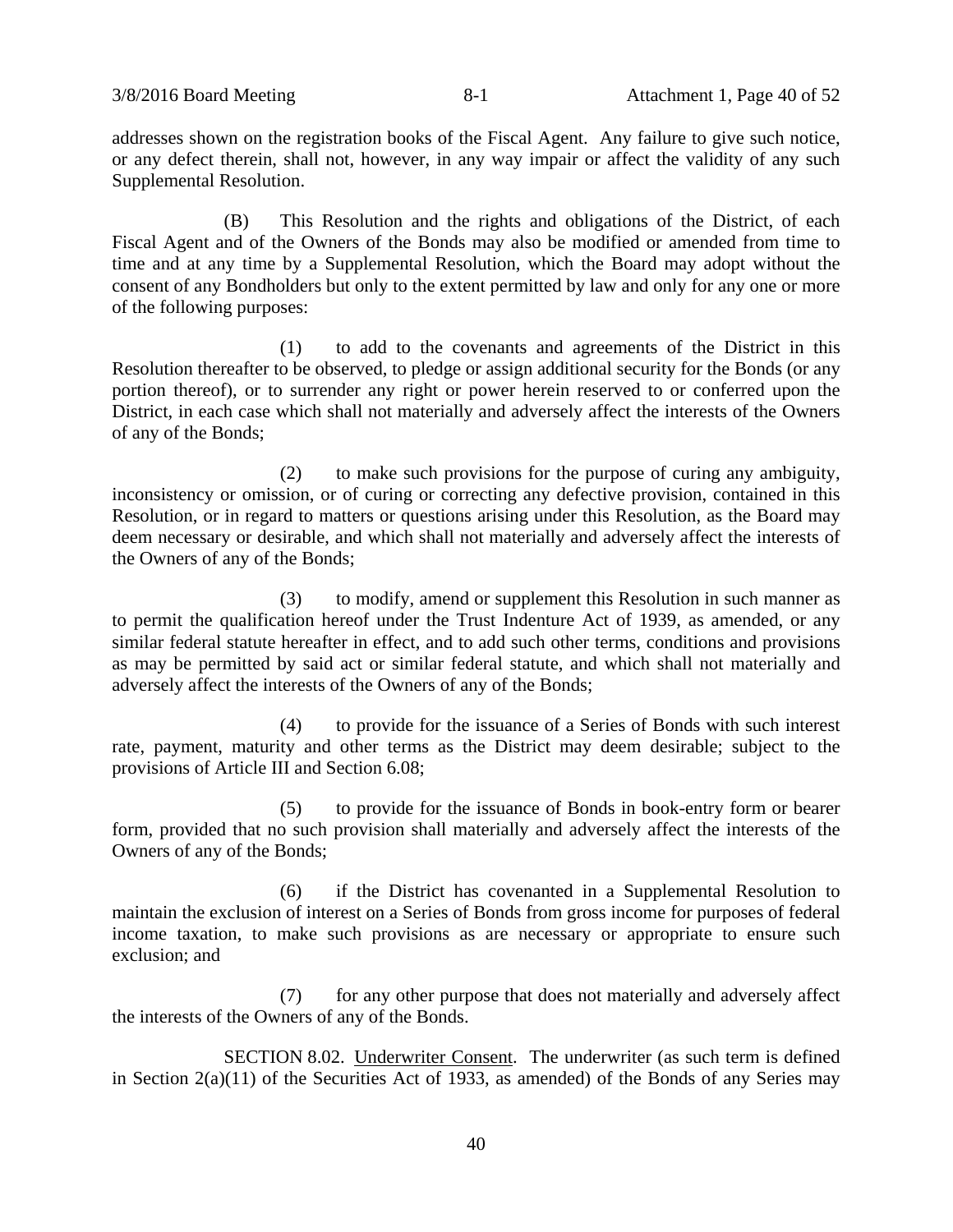addresses shown on the registration books of the Fiscal Agent. Any failure to give such notice, or any defect therein, shall not, however, in any way impair or affect the validity of any such Supplemental Resolution.

(B) This Resolution and the rights and obligations of the District, of each Fiscal Agent and of the Owners of the Bonds may also be modified or amended from time to time and at any time by a Supplemental Resolution, which the Board may adopt without the consent of any Bondholders but only to the extent permitted by law and only for any one or more of the following purposes:

(1) to add to the covenants and agreements of the District in this Resolution thereafter to be observed, to pledge or assign additional security for the Bonds (or any portion thereof), or to surrender any right or power herein reserved to or conferred upon the District, in each case which shall not materially and adversely affect the interests of the Owners of any of the Bonds;

(2) to make such provisions for the purpose of curing any ambiguity, inconsistency or omission, or of curing or correcting any defective provision, contained in this Resolution, or in regard to matters or questions arising under this Resolution, as the Board may deem necessary or desirable, and which shall not materially and adversely affect the interests of the Owners of any of the Bonds;

(3) to modify, amend or supplement this Resolution in such manner as to permit the qualification hereof under the Trust Indenture Act of 1939, as amended, or any similar federal statute hereafter in effect, and to add such other terms, conditions and provisions as may be permitted by said act or similar federal statute, and which shall not materially and adversely affect the interests of the Owners of any of the Bonds;

(4) to provide for the issuance of a Series of Bonds with such interest rate, payment, maturity and other terms as the District may deem desirable; subject to the provisions of Article III and Section 6.08;

(5) to provide for the issuance of Bonds in book-entry form or bearer form, provided that no such provision shall materially and adversely affect the interests of the Owners of any of the Bonds;

(6) if the District has covenanted in a Supplemental Resolution to maintain the exclusion of interest on a Series of Bonds from gross income for purposes of federal income taxation, to make such provisions as are necessary or appropriate to ensure such exclusion; and

(7) for any other purpose that does not materially and adversely affect the interests of the Owners of any of the Bonds.

SECTION 8.02. Underwriter Consent. The underwriter (as such term is defined in Section 2(a)(11) of the Securities Act of 1933, as amended) of the Bonds of any Series may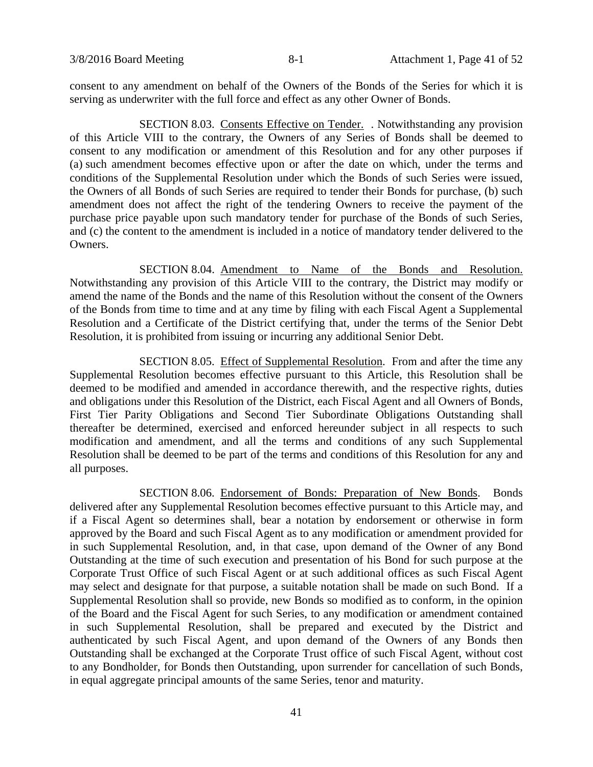consent to any amendment on behalf of the Owners of the Bonds of the Series for which it is serving as underwriter with the full force and effect as any other Owner of Bonds.

SECTION 8.03. Consents Effective on Tender. . Notwithstanding any provision of this Article VIII to the contrary, the Owners of any Series of Bonds shall be deemed to consent to any modification or amendment of this Resolution and for any other purposes if (a) such amendment becomes effective upon or after the date on which, under the terms and conditions of the Supplemental Resolution under which the Bonds of such Series were issued, the Owners of all Bonds of such Series are required to tender their Bonds for purchase, (b) such amendment does not affect the right of the tendering Owners to receive the payment of the purchase price payable upon such mandatory tender for purchase of the Bonds of such Series, and (c) the content to the amendment is included in a notice of mandatory tender delivered to the Owners.

SECTION 8.04. Amendment to Name of the Bonds and Resolution. Notwithstanding any provision of this Article VIII to the contrary, the District may modify or amend the name of the Bonds and the name of this Resolution without the consent of the Owners of the Bonds from time to time and at any time by filing with each Fiscal Agent a Supplemental Resolution and a Certificate of the District certifying that, under the terms of the Senior Debt Resolution, it is prohibited from issuing or incurring any additional Senior Debt.

SECTION 8.05. Effect of Supplemental Resolution. From and after the time any Supplemental Resolution becomes effective pursuant to this Article, this Resolution shall be deemed to be modified and amended in accordance therewith, and the respective rights, duties and obligations under this Resolution of the District, each Fiscal Agent and all Owners of Bonds, First Tier Parity Obligations and Second Tier Subordinate Obligations Outstanding shall thereafter be determined, exercised and enforced hereunder subject in all respects to such modification and amendment, and all the terms and conditions of any such Supplemental Resolution shall be deemed to be part of the terms and conditions of this Resolution for any and all purposes.

SECTION 8.06. Endorsement of Bonds: Preparation of New Bonds. Bonds delivered after any Supplemental Resolution becomes effective pursuant to this Article may, and if a Fiscal Agent so determines shall, bear a notation by endorsement or otherwise in form approved by the Board and such Fiscal Agent as to any modification or amendment provided for in such Supplemental Resolution, and, in that case, upon demand of the Owner of any Bond Outstanding at the time of such execution and presentation of his Bond for such purpose at the Corporate Trust Office of such Fiscal Agent or at such additional offices as such Fiscal Agent may select and designate for that purpose, a suitable notation shall be made on such Bond. If a Supplemental Resolution shall so provide, new Bonds so modified as to conform, in the opinion of the Board and the Fiscal Agent for such Series, to any modification or amendment contained in such Supplemental Resolution, shall be prepared and executed by the District and authenticated by such Fiscal Agent, and upon demand of the Owners of any Bonds then Outstanding shall be exchanged at the Corporate Trust office of such Fiscal Agent, without cost to any Bondholder, for Bonds then Outstanding, upon surrender for cancellation of such Bonds, in equal aggregate principal amounts of the same Series, tenor and maturity.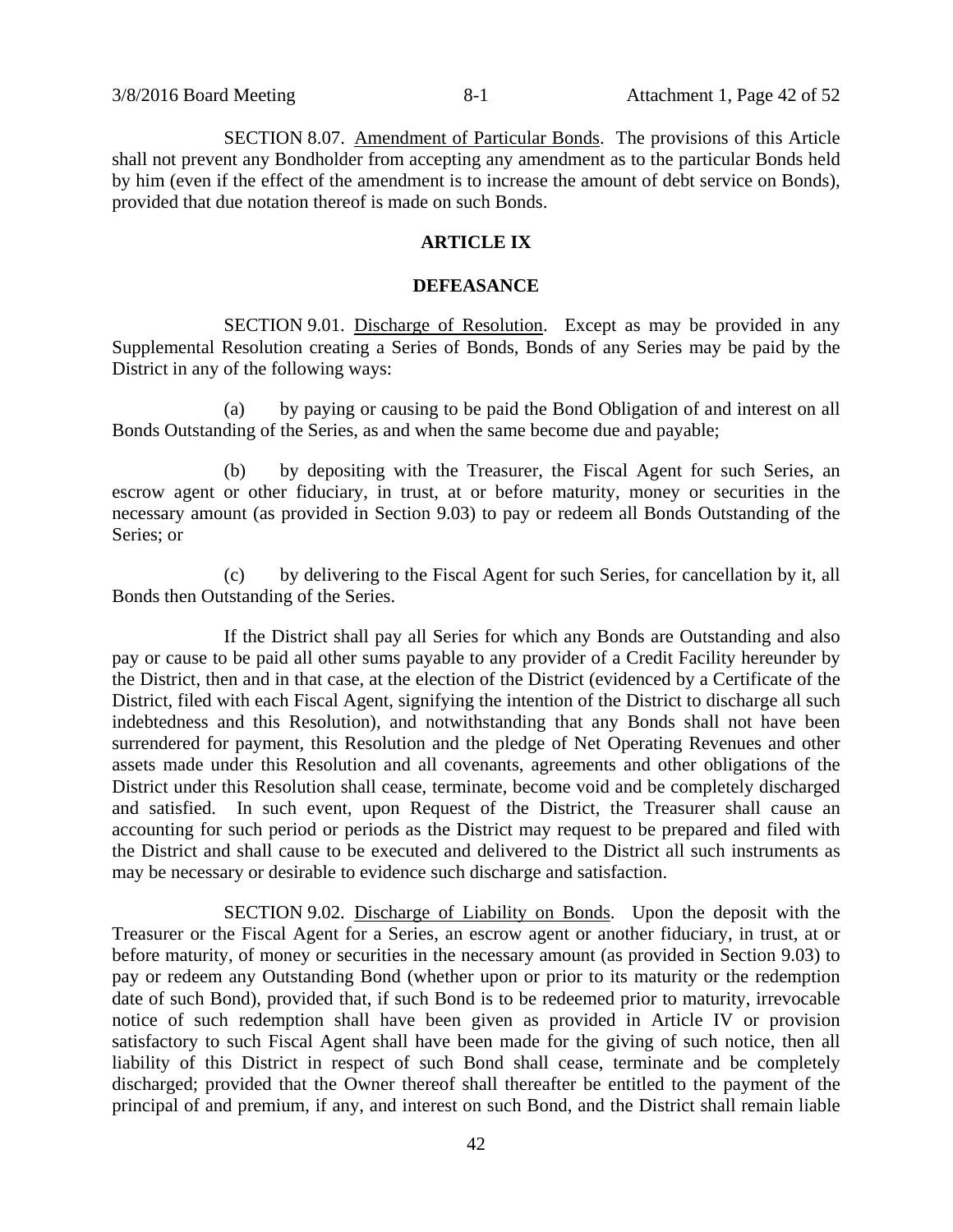SECTION 8.07. Amendment of Particular Bonds. The provisions of this Article shall not prevent any Bondholder from accepting any amendment as to the particular Bonds held by him (even if the effect of the amendment is to increase the amount of debt service on Bonds), provided that due notation thereof is made on such Bonds.

## ARTICLE IX

## DEFEASANCE

SECTION 9.01. Discharge of Resolution. Except as may be provided in any Supplemental Resolution creating a Series of Bonds, Bonds of any Series may be paid by the District in any of the following ways:

(a) by paying or causing to be paid the Bond Obligation of and interest on all Bonds Outstanding of the Series, as and when the same become due and payable;

(b) by depositing with the Treasurer, the Fiscal Agent for such Series, an escrow agent or other fiduciary, in trust, at or before maturity, money or securities in the necessary amount (as provided in Section 9.03) to pay or redeem all Bonds Outstanding of the Series; or

(c) by delivering to the Fiscal Agent for such Series, for cancellation by it, all Bonds then Outstanding of the Series.

If the District shall pay all Series for which any Bonds are Outstanding and also pay or cause to be paid all other sums payable to any provider of a Credit Facility hereunder by the District, then and in that case, at the election of the District (evidenced by a Certificate of the District, filed with each Fiscal Agent, signifying the intention of the District to discharge all such indebtedness and this Resolution), and notwithstanding that any Bonds shall not have been surrendered for payment, this Resolution and the pledge of Net Operating Revenues and other assets made under this Resolution and all covenants, agreements and other obligations of the District under this Resolution shall cease, terminate, become void and be completely discharged and satisfied. In such event, upon Request of the District, the Treasurer shall cause an accounting for such period or periods as the District may request to be prepared and filed with the District and shall cause to be executed and delivered to the District all such instruments as may be necessary or desirable to evidence such discharge and satisfaction.

SECTION 9.02. Discharge of Liability on Bonds. Upon the deposit with the Treasurer or the Fiscal Agent for a Series, an escrow agent or another fiduciary, in trust, at or before maturity, of money or securities in the necessary amount (as provided in Section 9.03) to pay or redeem any Outstanding Bond (whether upon or prior to its maturity or the redemption date of such Bond), provided that, if such Bond is to be redeemed prior to maturity, irrevocable notice of such redemption shall have been given as provided in Article IV or provision satisfactory to such Fiscal Agent shall have been made for the giving of such notice, then all liability of this District in respect of such Bond shall cease, terminate and be completely discharged; provided that the Owner thereof shall thereafter be entitled to the payment of the principal of and premium, if any, and interest on such Bond, and the District shall remain liable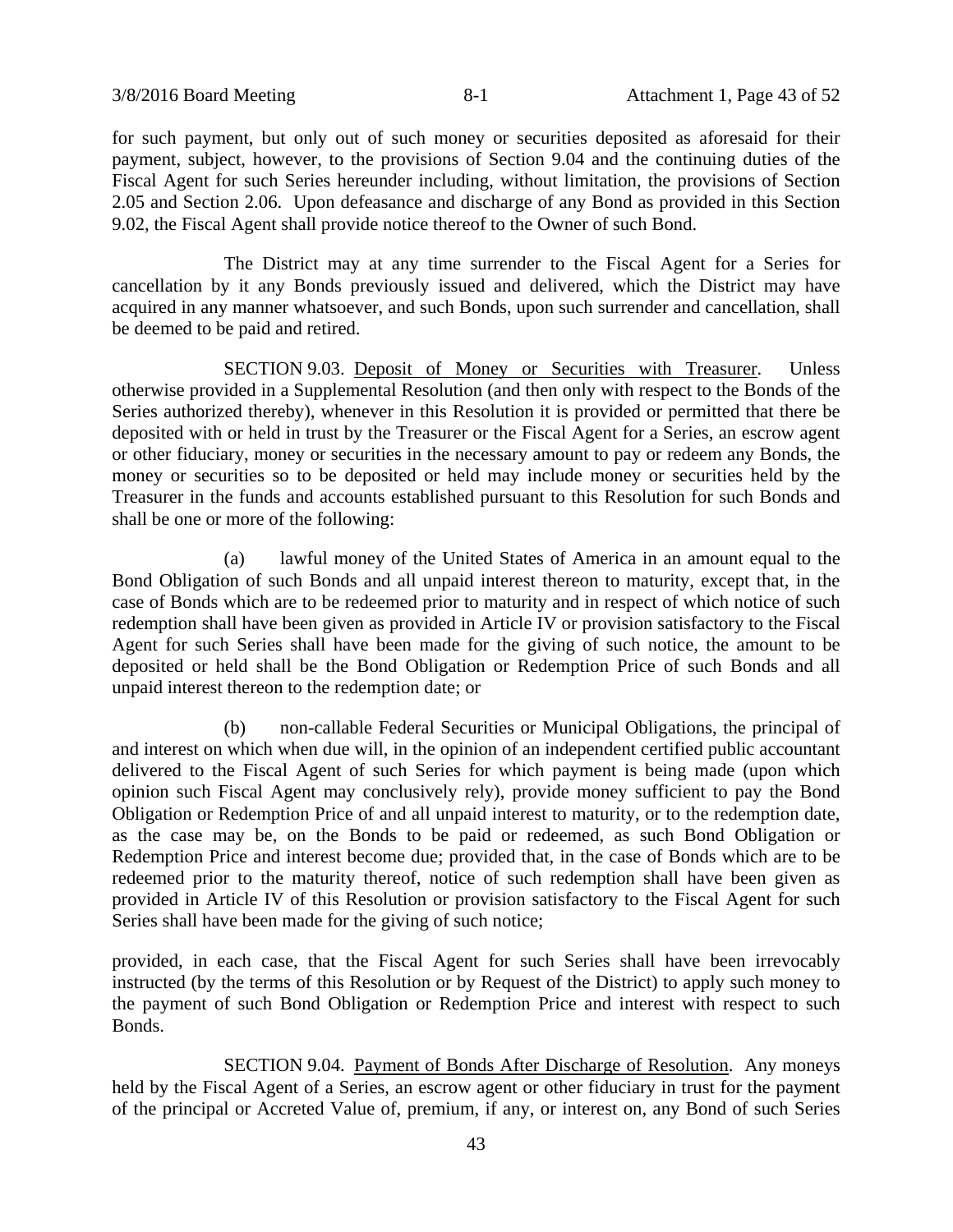for such payment, but only out of such money or securities deposited as aforesaid for their payment, subject, however, to the provisions of Section 9.04 and the continuing duties of the Fiscal Agent for such Series hereunder including, without limitation, the provisions of Section 2.05 and Section 2.06. Upon defeasance and discharge of any Bond as provided in this Section 9.02, the Fiscal Agent shall provide notice thereof to the Owner of such Bond.

The District may at any time surrender to the Fiscal Agent for a Series for cancellation by it any Bonds previously issued and delivered, which the District may have acquired in any manner whatsoever, and such Bonds, upon such surrender and cancellation, shall be deemed to be paid and retired.

SECTION 9.03. Deposit of Money or Securities with Treasurer. Unless otherwise provided in a Supplemental Resolution (and then only with respect to the Bonds of the Series authorized thereby), whenever in this Resolution it is provided or permitted that there be deposited with or held in trust by the Treasurer or the Fiscal Agent for a Series, an escrow agent or other fiduciary, money or securities in the necessary amount to pay or redeem any Bonds, the money or securities so to be deposited or held may include money or securities held by the Treasurer in the funds and accounts established pursuant to this Resolution for such Bonds and shall be one or more of the following:

(a) lawful money of the United States of America in an amount equal to the Bond Obligation of such Bonds and all unpaid interest thereon to maturity, except that, in the case of Bonds which are to be redeemed prior to maturity and in respect of which notice of such redemption shall have been given as provided in Article IV or provision satisfactory to the Fiscal Agent for such Series shall have been made for the giving of such notice, the amount to be deposited or held shall be the Bond Obligation or Redemption Price of such Bonds and all unpaid interest thereon to the redemption date; or

(b) non-callable Federal Securities or Municipal Obligations, the principal of and interest on which when due will, in the opinion of an independent certified public accountant delivered to the Fiscal Agent of such Series for which payment is being made (upon which opinion such Fiscal Agent may conclusively rely), provide money sufficient to pay the Bond Obligation or Redemption Price of and all unpaid interest to maturity, or to the redemption date, as the case may be, on the Bonds to be paid or redeemed, as such Bond Obligation or Redemption Price and interest become due; provided that, in the case of Bonds which are to be redeemed prior to the maturity thereof, notice of such redemption shall have been given as provided in Article IV of this Resolution or provision satisfactory to the Fiscal Agent for such Series shall have been made for the giving of such notice;

provided, in each case, that the Fiscal Agent for such Series shall have been irrevocably instructed (by the terms of this Resolution or by Request of the District) to apply such money to the payment of such Bond Obligation or Redemption Price and interest with respect to such Bonds.

SECTION 9.04. Payment of Bonds After Discharge of Resolution. Any moneys held by the Fiscal Agent of a Series, an escrow agent or other fiduciary in trust for the payment of the principal or Accreted Value of, premium, if any, or interest on, any Bond of such Series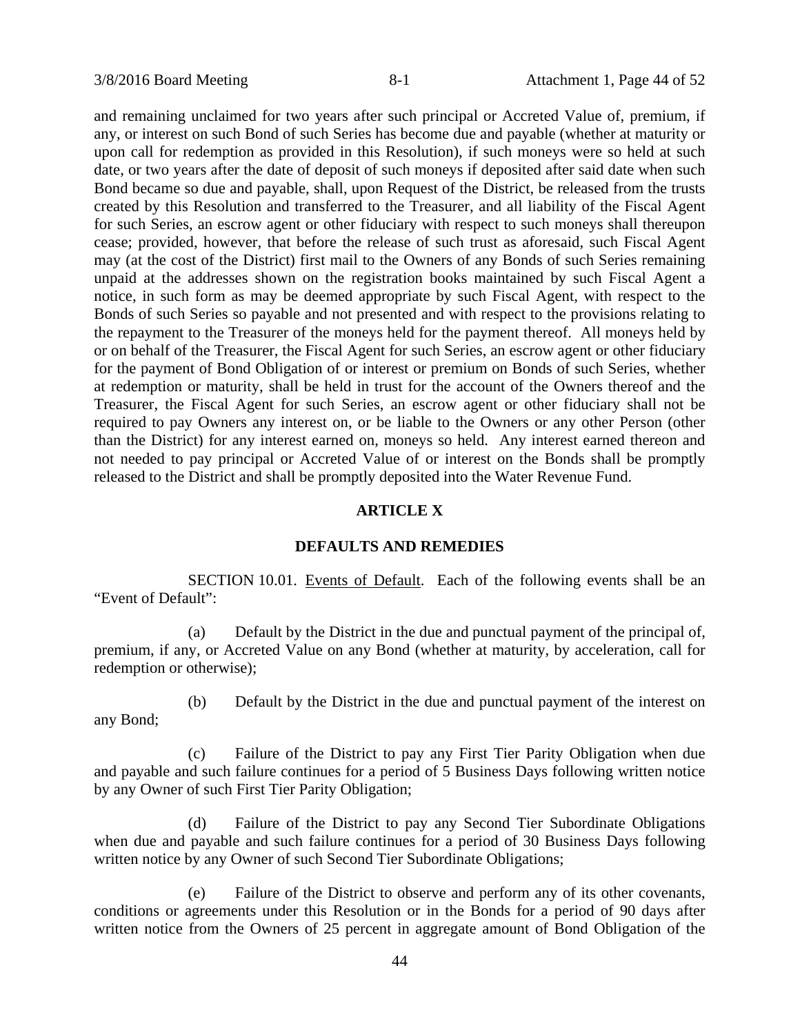and remaining unclaimed for two years after such principal or Accreted Value of, premium, if any, or interest on such Bond of such Series has become due and payable (whether at maturity or upon call for redemption as provided in this Resolution), if such moneys were so held at such date, or two years after the date of deposit of such moneys if deposited after said date when such Bond became so due and payable, shall, upon Request of the District, be released from the trusts created by this Resolution and transferred to the Treasurer, and all liability of the Fiscal Agent for such Series, an escrow agent or other fiduciary with respect to such moneys shall thereupon cease; provided, however, that before the release of such trust as aforesaid, such Fiscal Agent may (at the cost of the District) first mail to the Owners of any Bonds of such Series remaining unpaid at the addresses shown on the registration books maintained by such Fiscal Agent a notice, in such form as may be deemed appropriate by such Fiscal Agent, with respect to the Bonds of such Series so payable and not presented and with respect to the provisions relating to the repayment to the Treasurer of the moneys held for the payment thereof. All moneys held by or on behalf of the Treasurer, the Fiscal Agent for such Series, an escrow agent or other fiduciary for the payment of Bond Obligation of or interest or premium on Bonds of such Series, whether at redemption or maturity, shall be held in trust for the account of the Owners thereof and the Treasurer, the Fiscal Agent for such Series, an escrow agent or other fiduciary shall not be required to pay Owners any interest on, or be liable to the Owners or any other Person (other than the District) for any interest earned on, moneys so held. Any interest earned thereon and not needed to pay principal or Accreted Value of or interest on the Bonds shall be promptly released to the District and shall be promptly deposited into the Water Revenue Fund.

## ARTICLE X

## DEFAULTS AND REMEDIES

SECTION 10.01. Events of Default. Each of the following events shall be an "Event of Default":

(a) Default by the District in the due and punctual payment of the principal of, premium, if any, or Accreted Value on any Bond (whether at maturity, by acceleration, call for redemption or otherwise);

(b) Default by the District in the due and punctual payment of the interest on any Bond;

(c) Failure of the District to pay any First Tier Parity Obligation when due and payable and such failure continues for a period of 5 Business Days following written notice by any Owner of such First Tier Parity Obligation;

(d) Failure of the District to pay any Second Tier Subordinate Obligations when due and payable and such failure continues for a period of 30 Business Days following written notice by any Owner of such Second Tier Subordinate Obligations;

(e) Failure of the District to observe and perform any of its other covenants, conditions or agreements under this Resolution or in the Bonds for a period of 90 days after written notice from the Owners of 25 percent in aggregate amount of Bond Obligation of the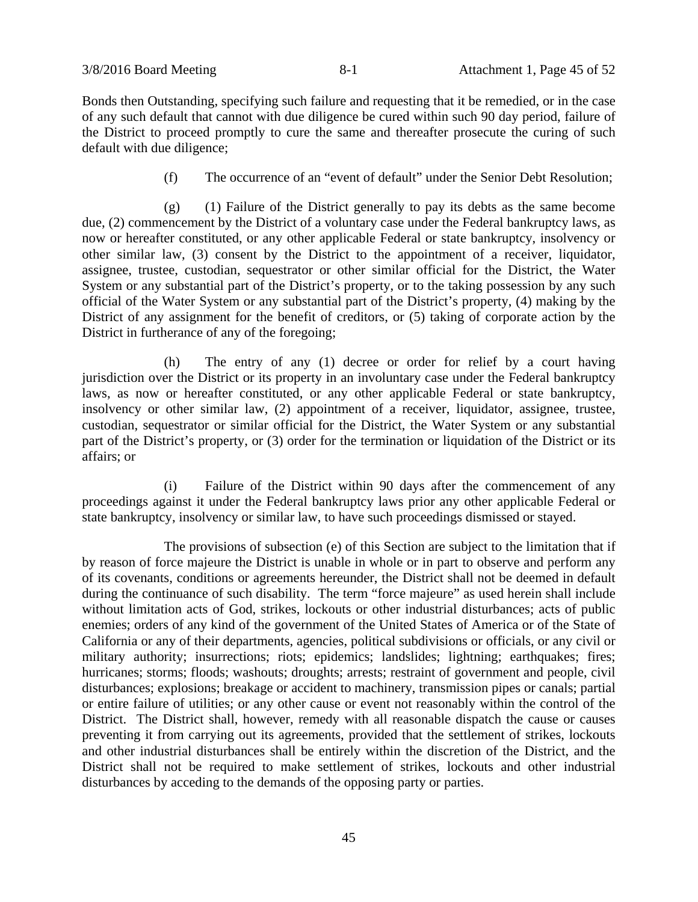Bonds then Outstanding, specifying such failure and requesting that it be remedied, or in the case of any such default that cannot with due diligence be cured within such 90 day period, failure of the District to proceed promptly to cure the same and thereafter prosecute the curing of such default with due diligence;

(f) The occurrence of an "event of default" under the Senior Debt Resolution;

(g) (1) Failure of the District generally to pay its debts as the same become due, (2) commencement by the District of a voluntary case under the Federal bankruptcy laws, as now or hereafter constituted, or any other applicable Federal or state bankruptcy, insolvency or other similar law, (3) consent by the District to the appointment of a receiver, liquidator, assignee, trustee, custodian, sequestrator or other similar official for the District, the Water System or any substantial part of the District's property, or to the taking possession by any such official of the Water System or any substantial part of the District's property, (4) making by the District of any assignment for the benefit of creditors, or (5) taking of corporate action by the District in furtherance of any of the foregoing;

(h) The entry of any (1) decree or order for relief by a court having jurisdiction over the District or its property in an involuntary case under the Federal bankruptcy laws, as now or hereafter constituted, or any other applicable Federal or state bankruptcy, insolvency or other similar law, (2) appointment of a receiver, liquidator, assignee, trustee, custodian, sequestrator or similar official for the District, the Water System or any substantial part of the District's property, or (3) order for the termination or liquidation of the District or its affairs; or

(i) Failure of the District within 90 days after the commencement of any proceedings against it under the Federal bankruptcy laws prior any other applicable Federal or state bankruptcy, insolvency or similar law, to have such proceedings dismissed or stayed.

The provisions of subsection (e) of this Section are subject to the limitation that if by reason of force majeure the District is unable in whole or in part to observe and perform any of its covenants, conditions or agreements hereunder, the District shall not be deemed in default during the continuance of such disability. The term "force majeure" as used herein shall include without limitation acts of God, strikes, lockouts or other industrial disturbances; acts of public enemies; orders of any kind of the government of the United States of America or of the State of California or any of their departments, agencies, political subdivisions or officials, or any civil or military authority; insurrections; riots; epidemics; landslides; lightning; earthquakes; fires; hurricanes; storms; floods; washouts; droughts; arrests; restraint of government and people, civil disturbances; explosions; breakage or accident to machinery, transmission pipes or canals; partial or entire failure of utilities; or any other cause or event not reasonably within the control of the District. The District shall, however, remedy with all reasonable dispatch the cause or causes preventing it from carrying out its agreements, provided that the settlement of strikes, lockouts and other industrial disturbances shall be entirely within the discretion of the District, and the District shall not be required to make settlement of strikes, lockouts and other industrial disturbances by acceding to the demands of the opposing party or parties.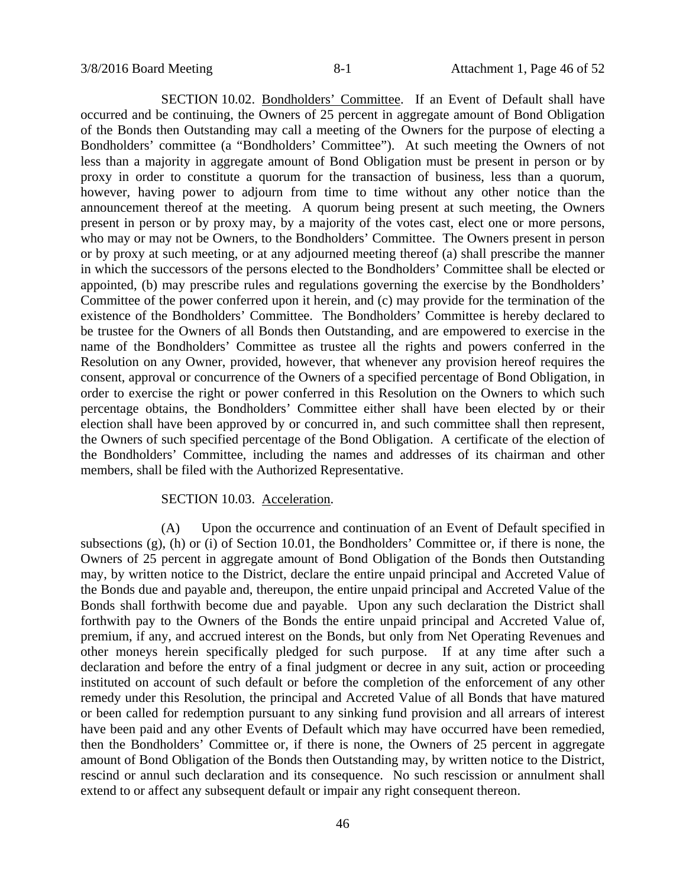SECTION 10.02. Bondholders' Committee. If an Event of Default shall have occurred and be continuing, the Owners of 25 percent in aggregate amount of Bond Obligation of the Bonds then Outstanding may call a meeting of the Owners for the purpose of electing a Bondholders' committee (a "Bondholders' Committee"). At such meeting the Owners of not less than a majority in aggregate amount of Bond Obligation must be present in person or by proxy in order to constitute a quorum for the transaction of business, less than a quorum, however, having power to adjourn from time to time without any other notice than the announcement thereof at the meeting. A quorum being present at such meeting, the Owners present in person or by proxy may, by a majority of the votes cast, elect one or more persons, who may or may not be Owners, to the Bondholders' Committee. The Owners present in person or by proxy at such meeting, or at any adjourned meeting thereof (a) shall prescribe the manner in which the successors of the persons elected to the Bondholders' Committee shall be elected or appointed, (b) may prescribe rules and regulations governing the exercise by the Bondholders' Committee of the power conferred upon it herein, and (c) may provide for the termination of the existence of the Bondholders' Committee. The Bondholders' Committee is hereby declared to be trustee for the Owners of all Bonds then Outstanding, and are empowered to exercise in the name of the Bondholders' Committee as trustee all the rights and powers conferred in the Resolution on any Owner, provided, however, that whenever any provision hereof requires the consent, approval or concurrence of the Owners of a specified percentage of Bond Obligation, in order to exercise the right or power conferred in this Resolution on the Owners to which such percentage obtains, the Bondholders' Committee either shall have been elected by or their election shall have been approved by or concurred in, and such committee shall then represent, the Owners of such specified percentage of the Bond Obligation. A certificate of the election of the Bondholders' Committee, including the names and addresses of its chairman and other members, shall be filed with the Authorized Representative.

SECTION 10.03. Acceleration.

(A) Upon the occurrence and continuation of an Event of Default specified in subsections (g), (h) or (i) of Section 10.01, the Bondholders' Committee or, if there is none, the Owners of 25 percent in aggregate amount of Bond Obligation of the Bonds then Outstanding may, by written notice to the District, declare the entire unpaid principal and Accreted Value of the Bonds due and payable and, thereupon, the entire unpaid principal and Accreted Value of the Bonds shall forthwith become due and payable. Upon any such declaration the District shall forthwith pay to the Owners of the Bonds the entire unpaid principal and Accreted Value of, premium, if any, and accrued interest on the Bonds, but only from Net Operating Revenues and other moneys herein specifically pledged for such purpose. If at any time after such a declaration and before the entry of a final judgment or decree in any suit, action or proceeding instituted on account of such default or before the completion of the enforcement of any other remedy under this Resolution, the principal and Accreted Value of all Bonds that have matured or been called for redemption pursuant to any sinking fund provision and all arrears of interest have been paid and any other Events of Default which may have occurred have been remedied, then the Bondholders' Committee or, if there is none, the Owners of 25 percent in aggregate amount of Bond Obligation of the Bonds then Outstanding may, by written notice to the District, rescind or annul such declaration and its consequence. No such rescission or annulment shall extend to or affect any subsequent default or impair any right consequent thereon.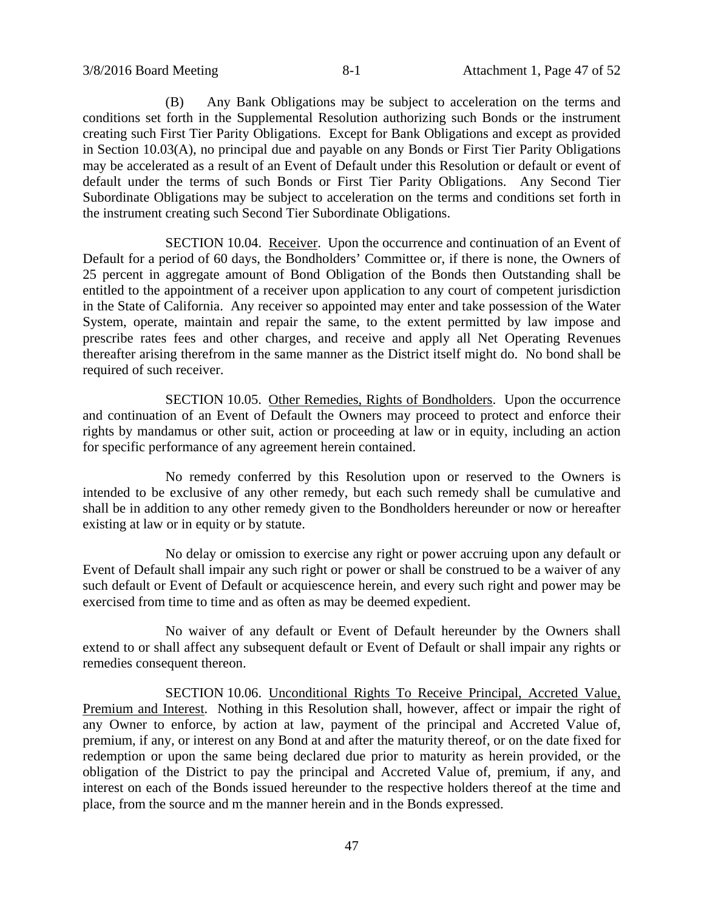(B) Any Bank Obligations may be subject to acceleration on the terms and conditions set forth in the Supplemental Resolution authorizing such Bonds or the instrument creating such First Tier Parity Obligations. Except for Bank Obligations and except as provided in Section 10.03(A), no principal due and payable on any Bonds or First Tier Parity Obligations may be accelerated as a result of an Event of Default under this Resolution or default or event of default under the terms of such Bonds or First Tier Parity Obligations. Any Second Tier Subordinate Obligations may be subject to acceleration on the terms and conditions set forth in the instrument creating such Second Tier Subordinate Obligations.

SECTION 10.04. Receiver. Upon the occurrence and continuation of an Event of Default for a period of 60 days, the Bondholders' Committee or, if there is none, the Owners of 25 percent in aggregate amount of Bond Obligation of the Bonds then Outstanding shall be entitled to the appointment of a receiver upon application to any court of competent jurisdiction in the State of California. Any receiver so appointed may enter and take possession of the Water System, operate, maintain and repair the same, to the extent permitted by law impose and prescribe rates fees and other charges, and receive and apply all Net Operating Revenues thereafter arising therefrom in the same manner as the District itself might do. No bond shall be required of such receiver.

SECTION 10.05. Other Remedies, Rights of Bondholders. Upon the occurrence and continuation of an Event of Default the Owners may proceed to protect and enforce their rights by mandamus or other suit, action or proceeding at law or in equity, including an action for specific performance of any agreement herein contained.

No remedy conferred by this Resolution upon or reserved to the Owners is intended to be exclusive of any other remedy, but each such remedy shall be cumulative and shall be in addition to any other remedy given to the Bondholders hereunder or now or hereafter existing at law or in equity or by statute.

No delay or omission to exercise any right or power accruing upon any default or Event of Default shall impair any such right or power or shall be construed to be a waiver of any such default or Event of Default or acquiescence herein, and every such right and power may be exercised from time to time and as often as may be deemed expedient.

No waiver of any default or Event of Default hereunder by the Owners shall extend to or shall affect any subsequent default or Event of Default or shall impair any rights or remedies consequent thereon.

SECTION 10.06. Unconditional Rights To Receive Principal, Accreted Value, Premium and Interest. Nothing in this Resolution shall, however, affect or impair the right of any Owner to enforce, by action at law, payment of the principal and Accreted Value of, premium, if any, or interest on any Bond at and after the maturity thereof, or on the date fixed for redemption or upon the same being declared due prior to maturity as herein provided, or the obligation of the District to pay the principal and Accreted Value of, premium, if any, and interest on each of the Bonds issued hereunder to the respective holders thereof at the time and place, from the source and m the manner herein and in the Bonds expressed.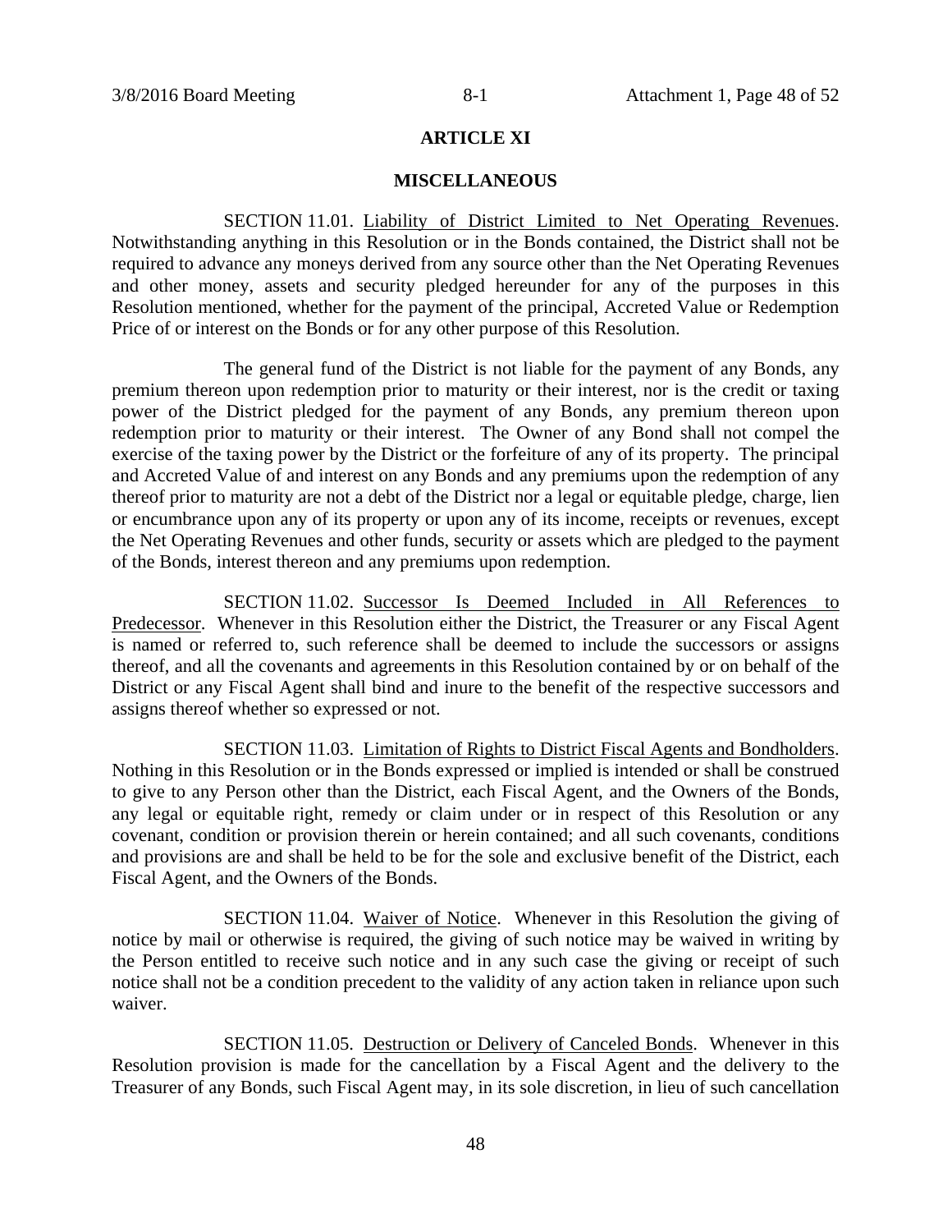## ARTICLE XI

## MISCELLANEOUS

SECTION 11.01. Liability of District Limited to Net Operating Revenues. Notwithstanding anything in this Resolution or in the Bonds contained, the District shall not be required to advance any moneys derived from any source other than the Net Operating Revenues and other money, assets and security pledged hereunder for any of the purposes in this Resolution mentioned, whether for the payment of the principal, Accreted Value or Redemption Price of or interest on the Bonds or for any other purpose of this Resolution.

The general fund of the District is not liable for the payment of any Bonds, any premium thereon upon redemption prior to maturity or their interest, nor is the credit or taxing power of the District pledged for the payment of any Bonds, any premium thereon upon redemption prior to maturity or their interest. The Owner of any Bond shall not compel the exercise of the taxing power by the District or the forfeiture of any of its property. The principal and Accreted Value of and interest on any Bonds and any premiums upon the redemption of any thereof prior to maturity are not a debt of the District nor a legal or equitable pledge, charge, lien or encumbrance upon any of its property or upon any of its income, receipts or revenues, except the Net Operating Revenues and other funds, security or assets which are pledged to the payment of the Bonds, interest thereon and any premiums upon redemption.

SECTION 11.02. Successor Is Deemed Included in All References to Predecessor. Whenever in this Resolution either the District, the Treasurer or any Fiscal Agent is named or referred to, such reference shall be deemed to include the successors or assigns thereof, and all the covenants and agreements in this Resolution contained by or on behalf of the District or any Fiscal Agent shall bind and inure to the benefit of the respective successors and assigns thereof whether so expressed or not.

SECTION 11.03. Limitation of Rights to District Fiscal Agents and Bondholders. Nothing in this Resolution or in the Bonds expressed or implied is intended or shall be construed to give to any Person other than the District, each Fiscal Agent, and the Owners of the Bonds, any legal or equitable right, remedy or claim under or in respect of this Resolution or any covenant, condition or provision therein or herein contained; and all such covenants, conditions and provisions are and shall be held to be for the sole and exclusive benefit of the District, each Fiscal Agent, and the Owners of the Bonds.

SECTION 11.04. Waiver of Notice. Whenever in this Resolution the giving of notice by mail or otherwise is required, the giving of such notice may be waived in writing by the Person entitled to receive such notice and in any such case the giving or receipt of such notice shall not be a condition precedent to the validity of any action taken in reliance upon such waiver.

SECTION 11.05. Destruction or Delivery of Canceled Bonds. Whenever in this Resolution provision is made for the cancellation by a Fiscal Agent and the delivery to the Treasurer of any Bonds, such Fiscal Agent may, in its sole discretion, in lieu of such cancellation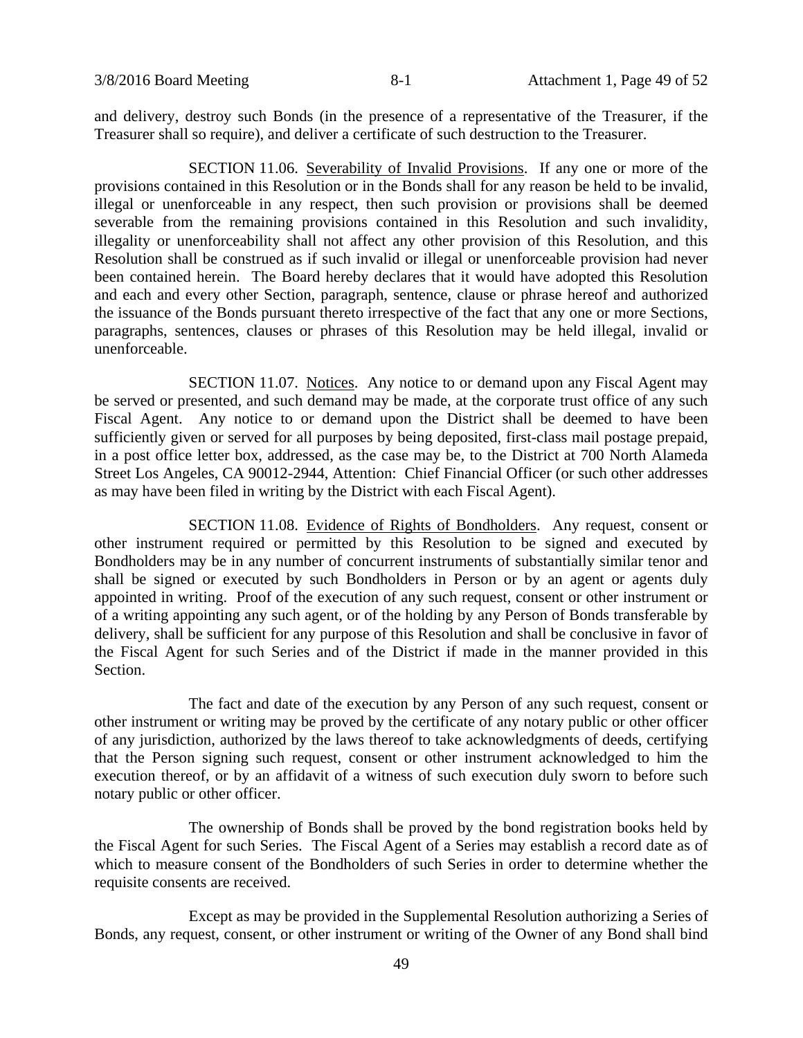and delivery, destroy such Bonds (in the presence of a representative of the Treasurer, if the Treasurer shall so require), and deliver a certificate of such destruction to the Treasurer.

SECTION 11.06. Severability of Invalid Provisions. If any one or more of the provisions contained in this Resolution or in the Bonds shall for any reason be held to be invalid, illegal or unenforceable in any respect, then such provision or provisions shall be deemed severable from the remaining provisions contained in this Resolution and such invalidity, illegality or unenforceability shall not affect any other provision of this Resolution, and this Resolution shall be construed as if such invalid or illegal or unenforceable provision had never been contained herein. The Board hereby declares that it would have adopted this Resolution and each and every other Section, paragraph, sentence, clause or phrase hereof and authorized the issuance of the Bonds pursuant thereto irrespective of the fact that any one or more Sections, paragraphs, sentences, clauses or phrases of this Resolution may be held illegal, invalid or unenforceable.

SECTION 11.07. Notices. Any notice to or demand upon any Fiscal Agent may be served or presented, and such demand may be made, at the corporate trust office of any such Fiscal Agent. Any notice to or demand upon the District shall be deemed to have been sufficiently given or served for all purposes by being deposited, first-class mail postage prepaid, in a post office letter box, addressed, as the case may be, to the District at 700 North Alameda Street Los Angeles, CA 90012-2944, Attention: Chief Financial Officer (or such other addresses as may have been filed in writing by the District with each Fiscal Agent).

SECTION 11.08. Evidence of Rights of Bondholders. Any request, consent or other instrument required or permitted by this Resolution to be signed and executed by Bondholders may be in any number of concurrent instruments of substantially similar tenor and shall be signed or executed by such Bondholders in Person or by an agent or agents duly appointed in writing. Proof of the execution of any such request, consent or other instrument or of a writing appointing any such agent, or of the holding by any Person of Bonds transferable by delivery, shall be sufficient for any purpose of this Resolution and shall be conclusive in favor of the Fiscal Agent for such Series and of the District if made in the manner provided in this Section.

The fact and date of the execution by any Person of any such request, consent or other instrument or writing may be proved by the certificate of any notary public or other officer of any jurisdiction, authorized by the laws thereof to take acknowledgments of deeds, certifying that the Person signing such request, consent or other instrument acknowledged to him the execution thereof, or by an affidavit of a witness of such execution duly sworn to before such notary public or other officer.

The ownership of Bonds shall be proved by the bond registration books held by the Fiscal Agent for such Series. The Fiscal Agent of a Series may establish a record date as of which to measure consent of the Bondholders of such Series in order to determine whether the requisite consents are received.

Except as may be provided in the Supplemental Resolution authorizing a Series of Bonds, any request, consent, or other instrument or writing of the Owner of any Bond shall bind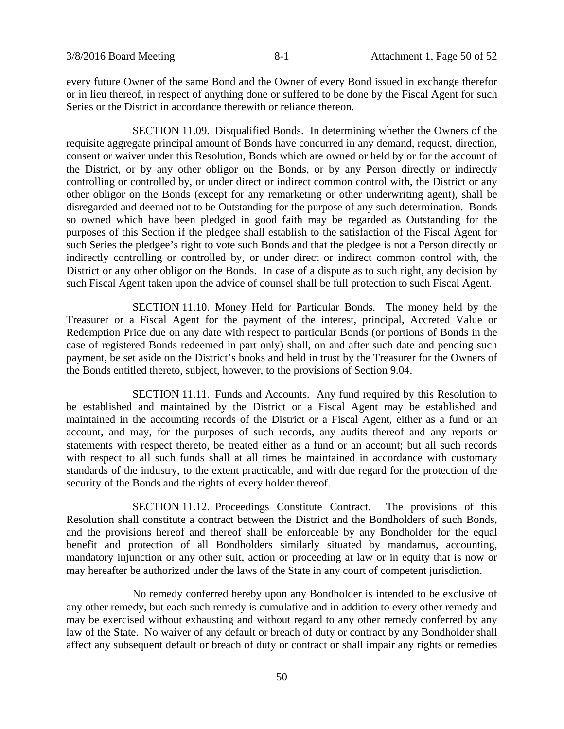every future Owner of the same Bond and the Owner of every Bond issued in exchange therefor or in lieu thereof, in respect of anything done or suffered to be done by the Fiscal Agent for such Series or the District in accordance therewith or reliance thereon.

SECTION 11.09. Disqualified Bonds. In determining whether the Owners of the requisite aggregate principal amount of Bonds have concurred in any demand, request, direction, consent or waiver under this Resolution, Bonds which are owned or held by or for the account of the District, or by any other obligor on the Bonds, or by any Person directly or indirectly controlling or controlled by, or under direct or indirect common control with, the District or any other obligor on the Bonds (except for any remarketing or other underwriting agent), shall be disregarded and deemed not to be Outstanding for the purpose of any such determination. Bonds so owned which have been pledged in good faith may be regarded as Outstanding for the purposes of this Section if the pledgee shall establish to the satisfaction of the Fiscal Agent for such Series the pledgee's right to vote such Bonds and that the pledgee is not a Person directly or indirectly controlling or controlled by, or under direct or indirect common control with, the District or any other obligor on the Bonds. In case of a dispute as to such right, any decision by such Fiscal Agent taken upon the advice of counsel shall be full protection to such Fiscal Agent.

SECTION 11.10. Money Held for Particular Bonds. The money held by the Treasurer or a Fiscal Agent for the payment of the interest, principal, Accreted Value or Redemption Price due on any date with respect to particular Bonds (or portions of Bonds in the case of registered Bonds redeemed in part only) shall, on and after such date and pending such payment, be set aside on the District's books and held in trust by the Treasurer for the Owners of the Bonds entitled thereto, subject, however, to the provisions of Section 9.04.

SECTION 11.11. Funds and Accounts. Any fund required by this Resolution to be established and maintained by the District or a Fiscal Agent may be established and maintained in the accounting records of the District or a Fiscal Agent, either as a fund or an account, and may, for the purposes of such records, any audits thereof and any reports or statements with respect thereto, be treated either as a fund or an account; but all such records with respect to all such funds shall at all times be maintained in accordance with customary standards of the industry, to the extent practicable, and with due regard for the protection of the security of the Bonds and the rights of every holder thereof.

SECTION 11.12. Proceedings Constitute Contract. The provisions of this Resolution shall constitute a contract between the District and the Bondholders of such Bonds, and the provisions hereof and thereof shall be enforceable by any Bondholder for the equal benefit and protection of all Bondholders similarly situated by mandamus, accounting, mandatory injunction or any other suit, action or proceeding at law or in equity that is now or may hereafter be authorized under the laws of the State in any court of competent jurisdiction.

No remedy conferred hereby upon any Bondholder is intended to be exclusive of any other remedy, but each such remedy is cumulative and in addition to every other remedy and may be exercised without exhausting and without regard to any other remedy conferred by any law of the State. No waiver of any default or breach of duty or contract by any Bondholder shall affect any subsequent default or breach of duty or contract or shall impair any rights or remedies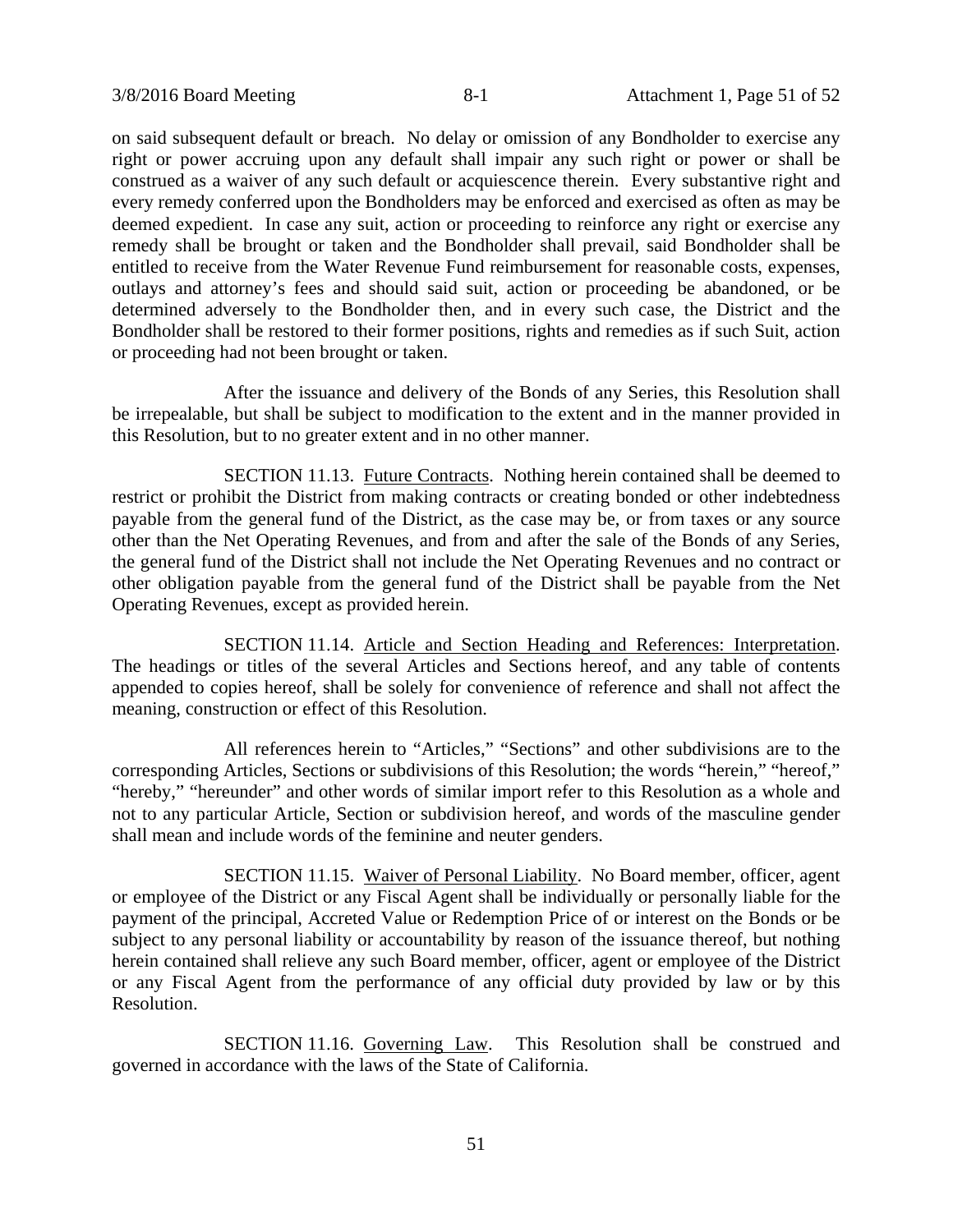on said subsequent default or breach. No delay or omission of any Bondholder to exercise any right or power accruing upon any default shall impair any such right or power or shall be construed as a waiver of any such default or acquiescence therein. Every substantive right and every remedy conferred upon the Bondholders may be enforced and exercised as often as may be deemed expedient. In case any suit, action or proceeding to reinforce any right or exercise any remedy shall be brought or taken and the Bondholder shall prevail, said Bondholder shall be entitled to receive from the Water Revenue Fund reimbursement for reasonable costs, expenses, outlays and attorney's fees and should said suit, action or proceeding be abandoned, or be determined adversely to the Bondholder then, and in every such case, the District and the Bondholder shall be restored to their former positions, rights and remedies as if such Suit, action or proceeding had not been brought or taken.

After the issuance and delivery of the Bonds of any Series, this Resolution shall be irrepealable, but shall be subject to modification to the extent and in the manner provided in this Resolution, but to no greater extent and in no other manner.

SECTION 11.13. Future Contracts. Nothing herein contained shall be deemed to restrict or prohibit the District from making contracts or creating bonded or other indebtedness payable from the general fund of the District, as the case may be, or from taxes or any source other than the Net Operating Revenues, and from and after the sale of the Bonds of any Series, the general fund of the District shall not include the Net Operating Revenues and no contract or other obligation payable from the general fund of the District shall be payable from the Net Operating Revenues, except as provided herein.

SECTION 11.14. Article and Section Heading and References: Interpretation. The headings or titles of the several Articles and Sections hereof, and any table of contents appended to copies hereof, shall be solely for convenience of reference and shall not affect the meaning, construction or effect of this Resolution.

All references herein to "Articles," "Sections" and other subdivisions are to the corresponding Articles, Sections or subdivisions of this Resolution; the words "herein," "hereof," "hereby," "hereunder" and other words of similar import refer to this Resolution as a whole and not to any particular Article, Section or subdivision hereof, and words of the masculine gender shall mean and include words of the feminine and neuter genders.

SECTION 11.15. Waiver of Personal Liability. No Board member, officer, agent or employee of the District or any Fiscal Agent shall be individually or personally liable for the payment of the principal, Accreted Value or Redemption Price of or interest on the Bonds or be subject to any personal liability or accountability by reason of the issuance thereof, but nothing herein contained shall relieve any such Board member, officer, agent or employee of the District or any Fiscal Agent from the performance of any official duty provided by law or by this Resolution.

SECTION 11.16. Governing Law. This Resolution shall be construed and governed in accordance with the laws of the State of California.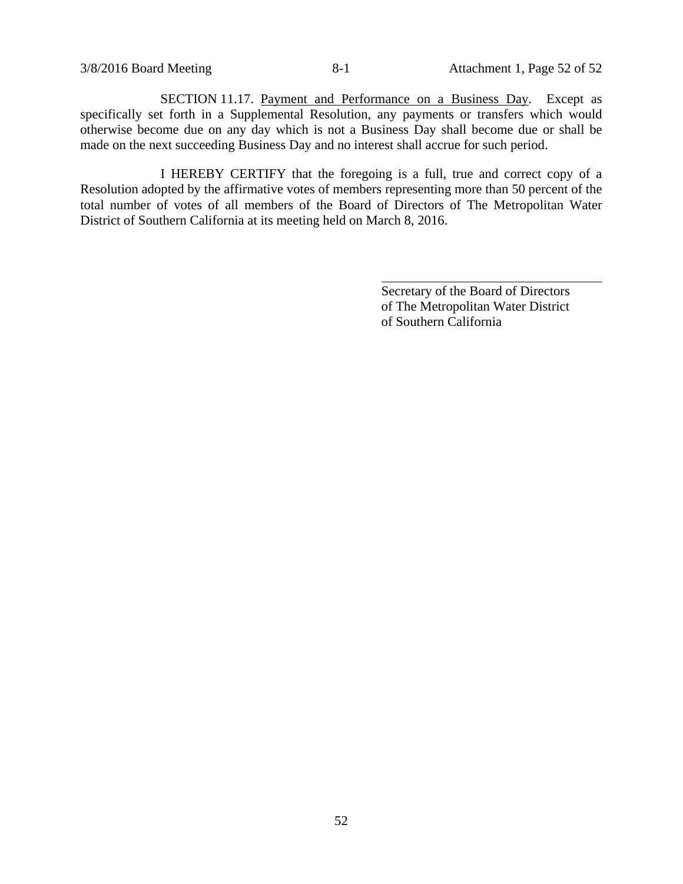SECTION 11.17. Payment and Performance on a Business Day. Except as specifically set forth in a Supplemental Resolution, any payments or transfers which would otherwise become due on any day which is not a Business Day shall become due or shall be made on the next succeeding Business Day and no interest shall accrue for such period.

I HEREBY CERTIFY that the foregoing is a full, true and correct copy of a Resolution adopted by the affirmative votes of members representing more than 50 percent of the total number of votes of all members of the Board of Directors of The Metropolitan Water District of Southern California at its meeting held on March 8, 2016.

\_\_\_\_\_\_\_\_\_\_\_\_\_\_\_\_\_\_\_\_\_\_\_\_\_\_\_\_\_\_\_\_\_\_\_\_

Secretary of the Board of Directors
of The Metropolitan Water District
of Southern California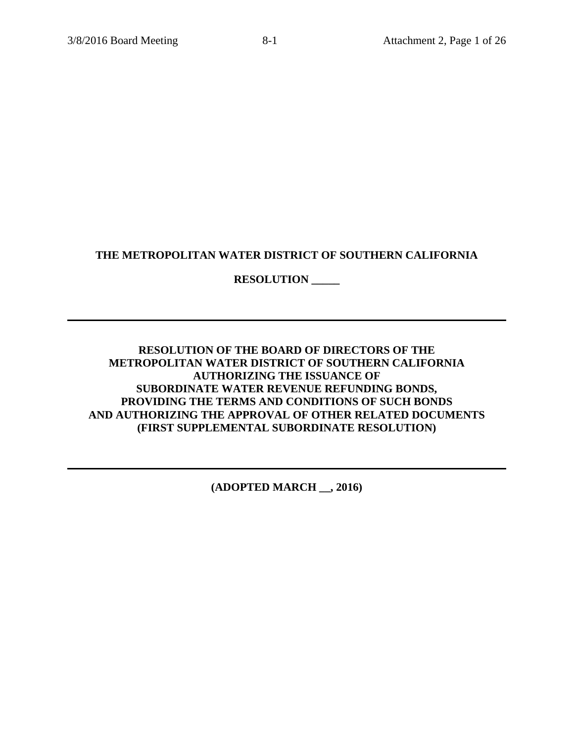**THE METROPOLITAN WATER DISTRICT OF SOUTHERN CALIFORNIA**

**RESOLUTION _____**

---

**RESOLUTION OF THE BOARD OF DIRECTORS OF THE METROPOLITAN WATER DISTRICT OF SOUTHERN CALIFORNIA AUTHORIZING THE ISSUANCE OF SUBORDINATE WATER REVENUE REFUNDING BONDS, PROVIDING THE TERMS AND CONDITIONS OF SUCH BONDS AND AUTHORIZING THE APPROVAL OF OTHER RELATED DOCUMENTS (FIRST SUPPLEMENTAL SUBORDINATE RESOLUTION)**

---

**(ADOPTED MARCH __, 2016)**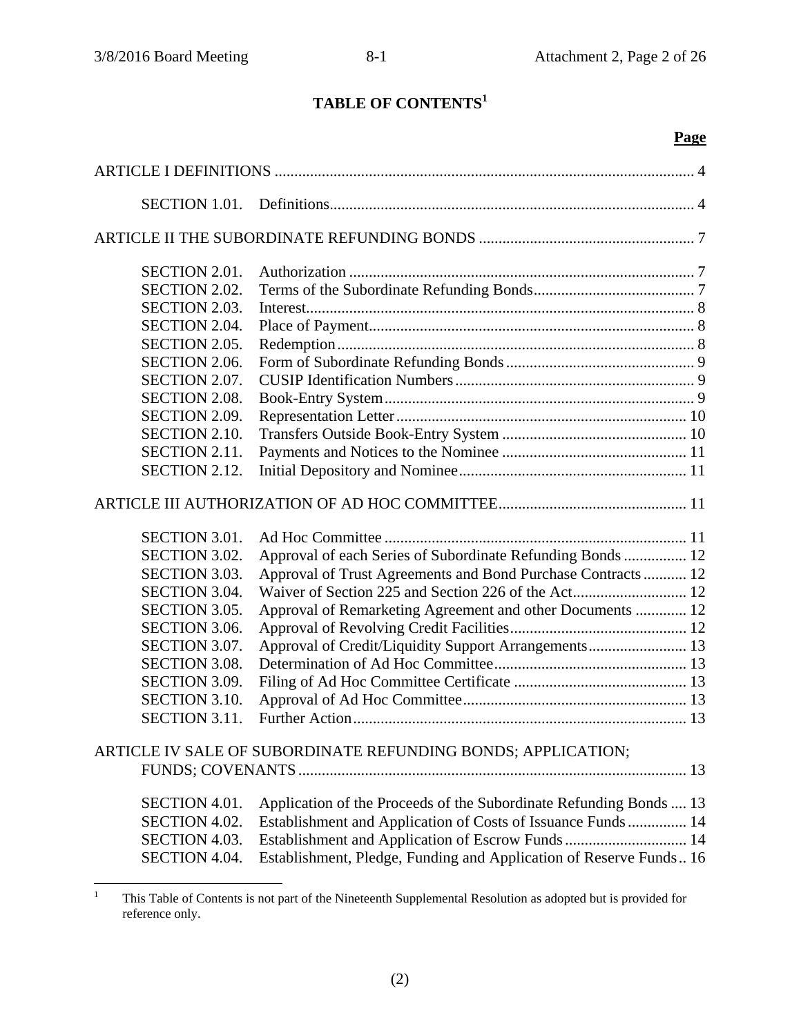# TABLE OF CONTENTS[1]

| | | Page |
|---|---|---|
| ARTICLE I DEFINITIONS | | 4 |
| SECTION 1.01. | Definitions | 4 |
| ARTICLE II THE SUBORDINATE REFUNDING BONDS | | 7 |
| SECTION 2.01. | Authorization | 7 |
| SECTION 2.02. | Terms of the Subordinate Refunding Bonds | 7 |
| SECTION 2.03. | Interest | 8 |
| SECTION 2.04. | Place of Payment | 8 |
| SECTION 2.05. | Redemption | 8 |
| SECTION 2.06. | Form of Subordinate Refunding Bonds | 9 |
| SECTION 2.07. | CUSIP Identification Numbers | 9 |
| SECTION 2.08. | Book-Entry System | 9 |
| SECTION 2.09. | Representation Letter | 10 |
| SECTION 2.10. | Transfers Outside Book-Entry System | 10 |
| SECTION 2.11. | Payments and Notices to the Nominee | 11 |
| SECTION 2.12. | Initial Depository and Nominee | 11 |
| ARTICLE III AUTHORIZATION OF AD HOC COMMITTEE | | 11 |
| SECTION 3.01. | Ad Hoc Committee | 11 |
| SECTION 3.02. | Approval of each Series of Subordinate Refunding Bonds | 12 |
| SECTION 3.03. | Approval of Trust Agreements and Bond Purchase Contracts | 12 |
| SECTION 3.04. | Waiver of Section 225 and Section 226 of the Act | 12 |
| SECTION 3.05. | Approval of Remarketing Agreement and other Documents | 12 |
| SECTION 3.06. | Approval of Revolving Credit Facilities | 12 |
| SECTION 3.07. | Approval of Credit/Liquidity Support Arrangements | 13 |
| SECTION 3.08. | Determination of Ad Hoc Committee | 13 |
| SECTION 3.09. | Filing of Ad Hoc Committee Certificate | 13 |
| SECTION 3.10. | Approval of Ad Hoc Committee | 13 |
| SECTION 3.11. | Further Action | 13 |
| ARTICLE IV SALE OF SUBORDINATE REFUNDING BONDS; APPLICATION; FUNDS; COVENANTS | | 13 |
| SECTION 4.01. | Application of the Proceeds of the Subordinate Refunding Bonds | 13 |
| SECTION 4.02. | Establishment and Application of Costs of Issuance Funds | 14 |
| SECTION 4.03. | Establishment and Application of Escrow Funds | 14 |
| SECTION 4.04. | Establishment, Pledge, Funding and Application of Reserve Funds | 16 |

[1] This Table of Contents is not part of the Nineteenth Supplemental Resolution as adopted but is provided for reference only.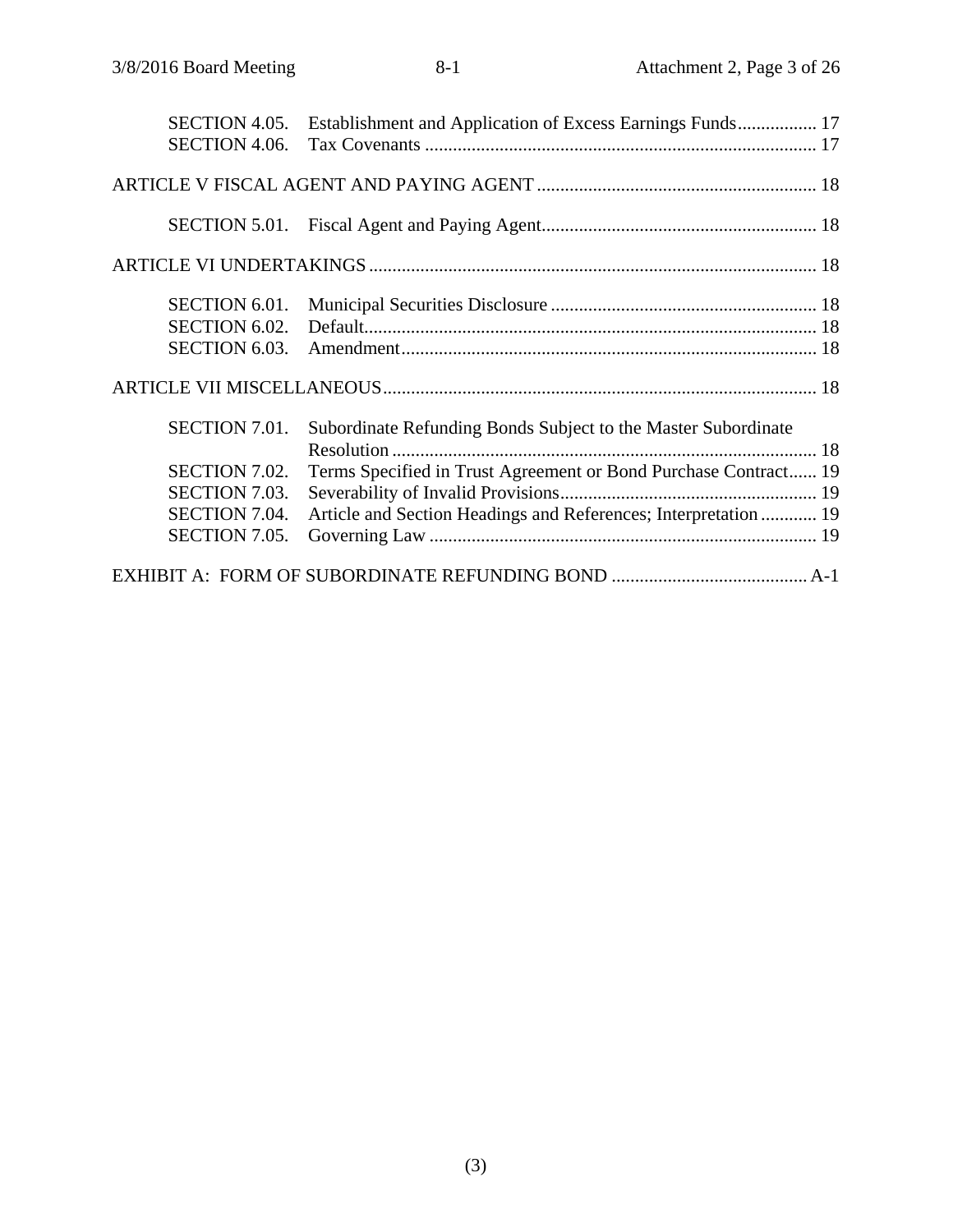| | | |
|---|---|---|
| SECTION 4.05. | Establishment and Application of Excess Earnings Funds | 17 |
| SECTION 4.06. | Tax Covenants | 17 |
| ARTICLE V FISCAL AGENT AND PAYING AGENT | | 18 |
| SECTION 5.01. | Fiscal Agent and Paying Agent | 18 |
| ARTICLE VI UNDERTAKINGS | | 18 |
| SECTION 6.01. | Municipal Securities Disclosure | 18 |
| SECTION 6.02. | Default | 18 |
| SECTION 6.03. | Amendment | 18 |
| ARTICLE VII MISCELLANEOUS | | 18 |
| SECTION 7.01. | Subordinate Refunding Bonds Subject to the Master Subordinate Resolution | 18 |
| SECTION 7.02. | Terms Specified in Trust Agreement or Bond Purchase Contract | 19 |
| SECTION 7.03. | Severability of Invalid Provisions | 19 |
| SECTION 7.04. | Article and Section Headings and References; Interpretation | 19 |
| SECTION 7.05. | Governing Law | 19 |
| EXHIBIT A: FORM OF SUBORDINATE REFUNDING BOND | | A-1 |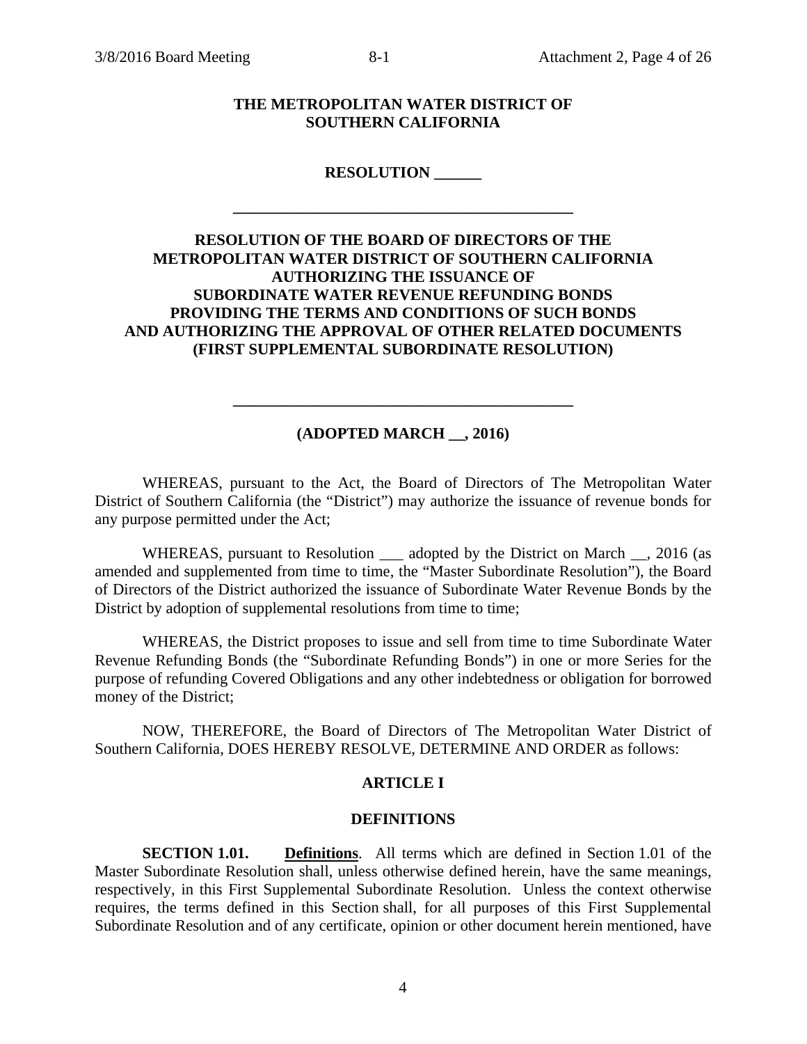**THE METROPOLITAN WATER DISTRICT OF SOUTHERN CALIFORNIA**

**RESOLUTION ______**

---

**RESOLUTION OF THE BOARD OF DIRECTORS OF THE METROPOLITAN WATER DISTRICT OF SOUTHERN CALIFORNIA AUTHORIZING THE ISSUANCE OF SUBORDINATE WATER REVENUE REFUNDING BONDS PROVIDING THE TERMS AND CONDITIONS OF SUCH BONDS AND AUTHORIZING THE APPROVAL OF OTHER RELATED DOCUMENTS (FIRST SUPPLEMENTAL SUBORDINATE RESOLUTION)**

---

**(ADOPTED MARCH __, 2016)**

WHEREAS, pursuant to the Act, the Board of Directors of The Metropolitan Water District of Southern California (the "District") may authorize the issuance of revenue bonds for any purpose permitted under the Act;

WHEREAS, pursuant to Resolution ___ adopted by the District on March __, 2016 (as amended and supplemented from time to time, the "Master Subordinate Resolution"), the Board of Directors of the District authorized the issuance of Subordinate Water Revenue Bonds by the District by adoption of supplemental resolutions from time to time;

WHEREAS, the District proposes to issue and sell from time to time Subordinate Water Revenue Refunding Bonds (the "Subordinate Refunding Bonds") in one or more Series for the purpose of refunding Covered Obligations and any other indebtedness or obligation for borrowed money of the District;

NOW, THEREFORE, the Board of Directors of The Metropolitan Water District of Southern California, DOES HEREBY RESOLVE, DETERMINE AND ORDER as follows:

## ARTICLE I

## DEFINITIONS

**SECTION 1.01. Definitions**. All terms which are defined in Section 1.01 of the Master Subordinate Resolution shall, unless otherwise defined herein, have the same meanings, respectively, in this First Supplemental Subordinate Resolution. Unless the context otherwise requires, the terms defined in this Section shall, for all purposes of this First Supplemental Subordinate Resolution and of any certificate, opinion or other document herein mentioned, have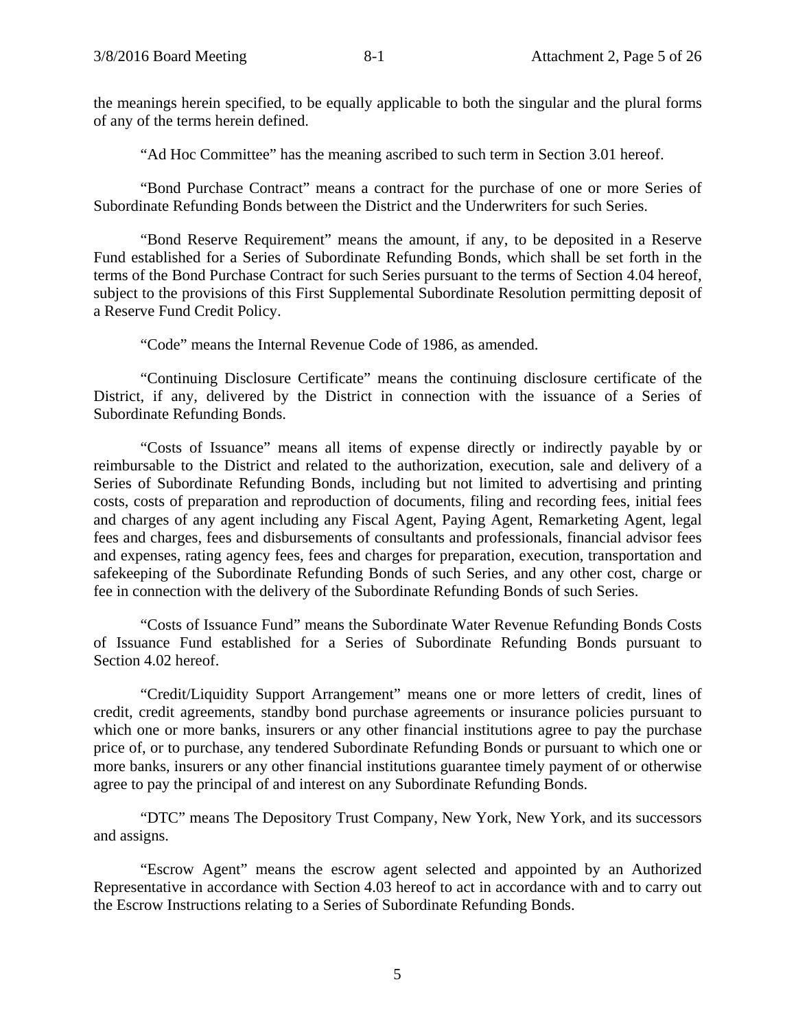the meanings herein specified, to be equally applicable to both the singular and the plural forms of any of the terms herein defined.

“Ad Hoc Committee” has the meaning ascribed to such term in Section 3.01 hereof.

“Bond Purchase Contract” means a contract for the purchase of one or more Series of Subordinate Refunding Bonds between the District and the Underwriters for such Series.

“Bond Reserve Requirement” means the amount, if any, to be deposited in a Reserve Fund established for a Series of Subordinate Refunding Bonds, which shall be set forth in the terms of the Bond Purchase Contract for such Series pursuant to the terms of Section 4.04 hereof, subject to the provisions of this First Supplemental Subordinate Resolution permitting deposit of a Reserve Fund Credit Policy.

“Code” means the Internal Revenue Code of 1986, as amended.

“Continuing Disclosure Certificate” means the continuing disclosure certificate of the District, if any, delivered by the District in connection with the issuance of a Series of Subordinate Refunding Bonds.

“Costs of Issuance” means all items of expense directly or indirectly payable by or reimbursable to the District and related to the authorization, execution, sale and delivery of a Series of Subordinate Refunding Bonds, including but not limited to advertising and printing costs, costs of preparation and reproduction of documents, filing and recording fees, initial fees and charges of any agent including any Fiscal Agent, Paying Agent, Remarketing Agent, legal fees and charges, fees and disbursements of consultants and professionals, financial advisor fees and expenses, rating agency fees, fees and charges for preparation, execution, transportation and safekeeping of the Subordinate Refunding Bonds of such Series, and any other cost, charge or fee in connection with the delivery of the Subordinate Refunding Bonds of such Series.

“Costs of Issuance Fund” means the Subordinate Water Revenue Refunding Bonds Costs of Issuance Fund established for a Series of Subordinate Refunding Bonds pursuant to Section 4.02 hereof.

“Credit/Liquidity Support Arrangement” means one or more letters of credit, lines of credit, credit agreements, standby bond purchase agreements or insurance policies pursuant to which one or more banks, insurers or any other financial institutions agree to pay the purchase price of, or to purchase, any tendered Subordinate Refunding Bonds or pursuant to which one or more banks, insurers or any other financial institutions guarantee timely payment of or otherwise agree to pay the principal of and interest on any Subordinate Refunding Bonds.

“DTC” means The Depository Trust Company, New York, New York, and its successors and assigns.

“Escrow Agent” means the escrow agent selected and appointed by an Authorized Representative in accordance with Section 4.03 hereof to act in accordance with and to carry out the Escrow Instructions relating to a Series of Subordinate Refunding Bonds.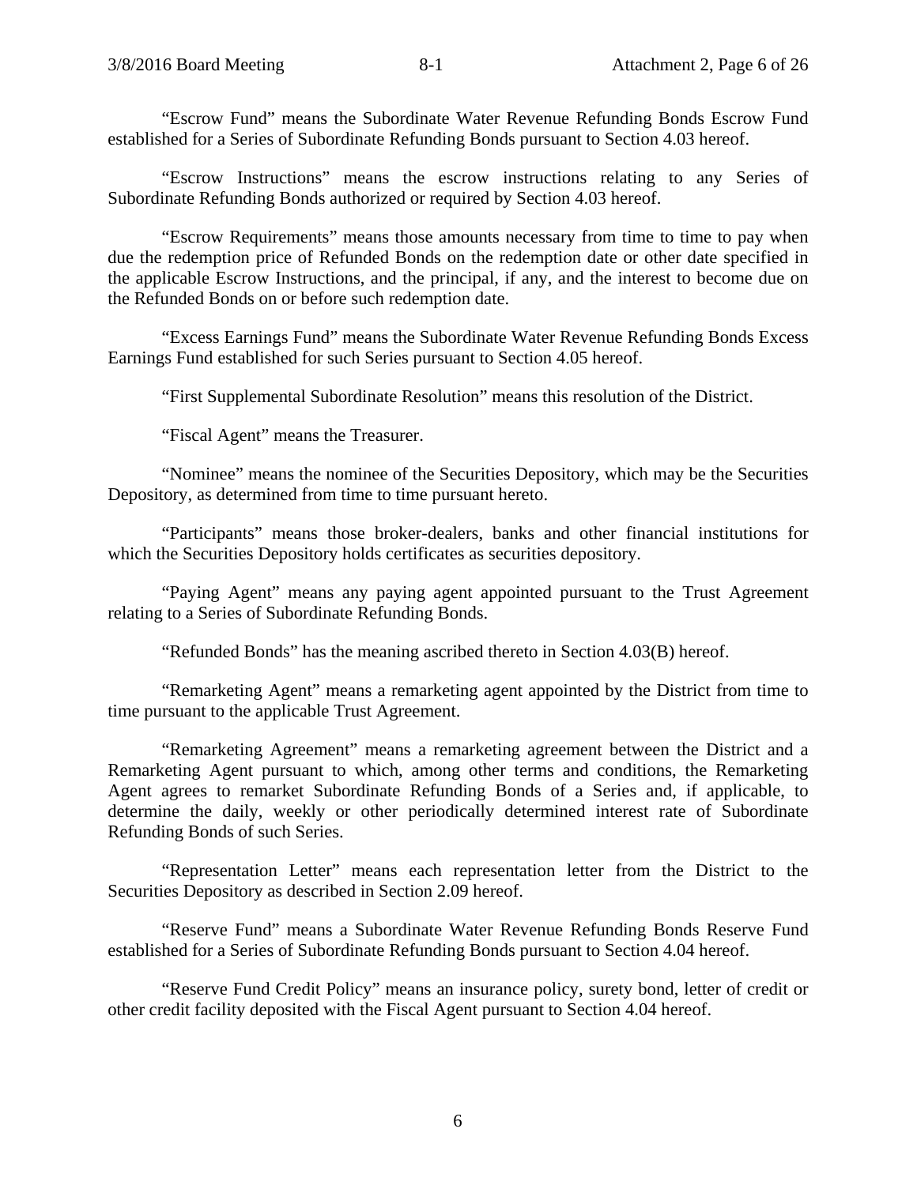"Escrow Fund" means the Subordinate Water Revenue Refunding Bonds Escrow Fund established for a Series of Subordinate Refunding Bonds pursuant to Section 4.03 hereof.

"Escrow Instructions" means the escrow instructions relating to any Series of Subordinate Refunding Bonds authorized or required by Section 4.03 hereof.

"Escrow Requirements" means those amounts necessary from time to time to pay when due the redemption price of Refunded Bonds on the redemption date or other date specified in the applicable Escrow Instructions, and the principal, if any, and the interest to become due on the Refunded Bonds on or before such redemption date.

"Excess Earnings Fund" means the Subordinate Water Revenue Refunding Bonds Excess Earnings Fund established for such Series pursuant to Section 4.05 hereof.

"First Supplemental Subordinate Resolution" means this resolution of the District.

"Fiscal Agent" means the Treasurer.

"Nominee" means the nominee of the Securities Depository, which may be the Securities Depository, as determined from time to time pursuant hereto.

"Participants" means those broker-dealers, banks and other financial institutions for which the Securities Depository holds certificates as securities depository.

"Paying Agent" means any paying agent appointed pursuant to the Trust Agreement relating to a Series of Subordinate Refunding Bonds.

"Refunded Bonds" has the meaning ascribed thereto in Section 4.03(B) hereof.

"Remarketing Agent" means a remarketing agent appointed by the District from time to time pursuant to the applicable Trust Agreement.

"Remarketing Agreement" means a remarketing agreement between the District and a Remarketing Agent pursuant to which, among other terms and conditions, the Remarketing Agent agrees to remarket Subordinate Refunding Bonds of a Series and, if applicable, to determine the daily, weekly or other periodically determined interest rate of Subordinate Refunding Bonds of such Series.

"Representation Letter" means each representation letter from the District to the Securities Depository as described in Section 2.09 hereof.

"Reserve Fund" means a Subordinate Water Revenue Refunding Bonds Reserve Fund established for a Series of Subordinate Refunding Bonds pursuant to Section 4.04 hereof.

"Reserve Fund Credit Policy" means an insurance policy, surety bond, letter of credit or other credit facility deposited with the Fiscal Agent pursuant to Section 4.04 hereof.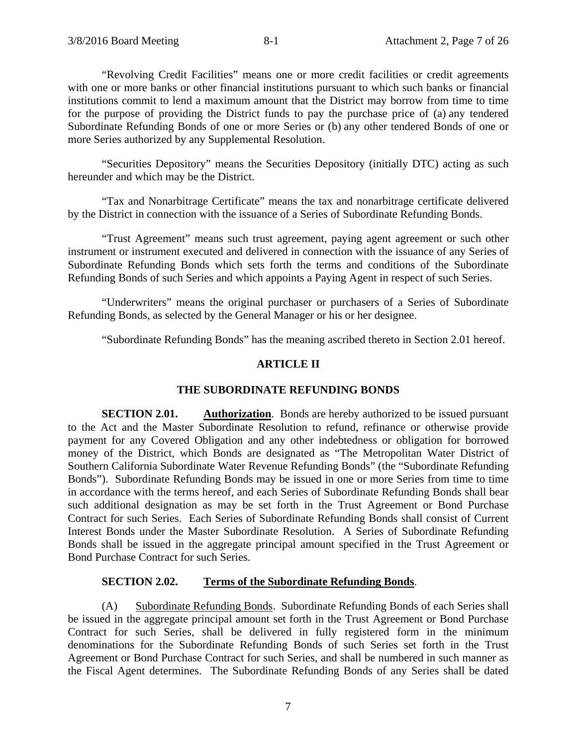"Revolving Credit Facilities" means one or more credit facilities or credit agreements with one or more banks or other financial institutions pursuant to which such banks or financial institutions commit to lend a maximum amount that the District may borrow from time to time for the purpose of providing the District funds to pay the purchase price of (a) any tendered Subordinate Refunding Bonds of one or more Series or (b) any other tendered Bonds of one or more Series authorized by any Supplemental Resolution.

"Securities Depository" means the Securities Depository (initially DTC) acting as such hereunder and which may be the District.

"Tax and Nonarbitrage Certificate" means the tax and nonarbitrage certificate delivered by the District in connection with the issuance of a Series of Subordinate Refunding Bonds.

"Trust Agreement" means such trust agreement, paying agent agreement or such other instrument or instrument executed and delivered in connection with the issuance of any Series of Subordinate Refunding Bonds which sets forth the terms and conditions of the Subordinate Refunding Bonds of such Series and which appoints a Paying Agent in respect of such Series.

"Underwriters" means the original purchaser or purchasers of a Series of Subordinate Refunding Bonds, as selected by the General Manager or his or her designee.

"Subordinate Refunding Bonds" has the meaning ascribed thereto in Section 2.01 hereof.

## ARTICLE II

## THE SUBORDINATE REFUNDING BONDS

**SECTION 2.01. Authorization**. Bonds are hereby authorized to be issued pursuant to the Act and the Master Subordinate Resolution to refund, refinance or otherwise provide payment for any Covered Obligation and any other indebtedness or obligation for borrowed money of the District, which Bonds are designated as "The Metropolitan Water District of Southern California Subordinate Water Revenue Refunding Bonds" (the "Subordinate Refunding Bonds"). Subordinate Refunding Bonds may be issued in one or more Series from time to time in accordance with the terms hereof, and each Series of Subordinate Refunding Bonds shall bear such additional designation as may be set forth in the Trust Agreement or Bond Purchase Contract for such Series. Each Series of Subordinate Refunding Bonds shall consist of Current Interest Bonds under the Master Subordinate Resolution. A Series of Subordinate Refunding Bonds shall be issued in the aggregate principal amount specified in the Trust Agreement or Bond Purchase Contract for such Series.

**SECTION 2.02. Terms of the Subordinate Refunding Bonds**.

(A) Subordinate Refunding Bonds. Subordinate Refunding Bonds of each Series shall be issued in the aggregate principal amount set forth in the Trust Agreement or Bond Purchase Contract for such Series, shall be delivered in fully registered form in the minimum denominations for the Subordinate Refunding Bonds of such Series set forth in the Trust Agreement or Bond Purchase Contract for such Series, and shall be numbered in such manner as the Fiscal Agent determines. The Subordinate Refunding Bonds of any Series shall be dated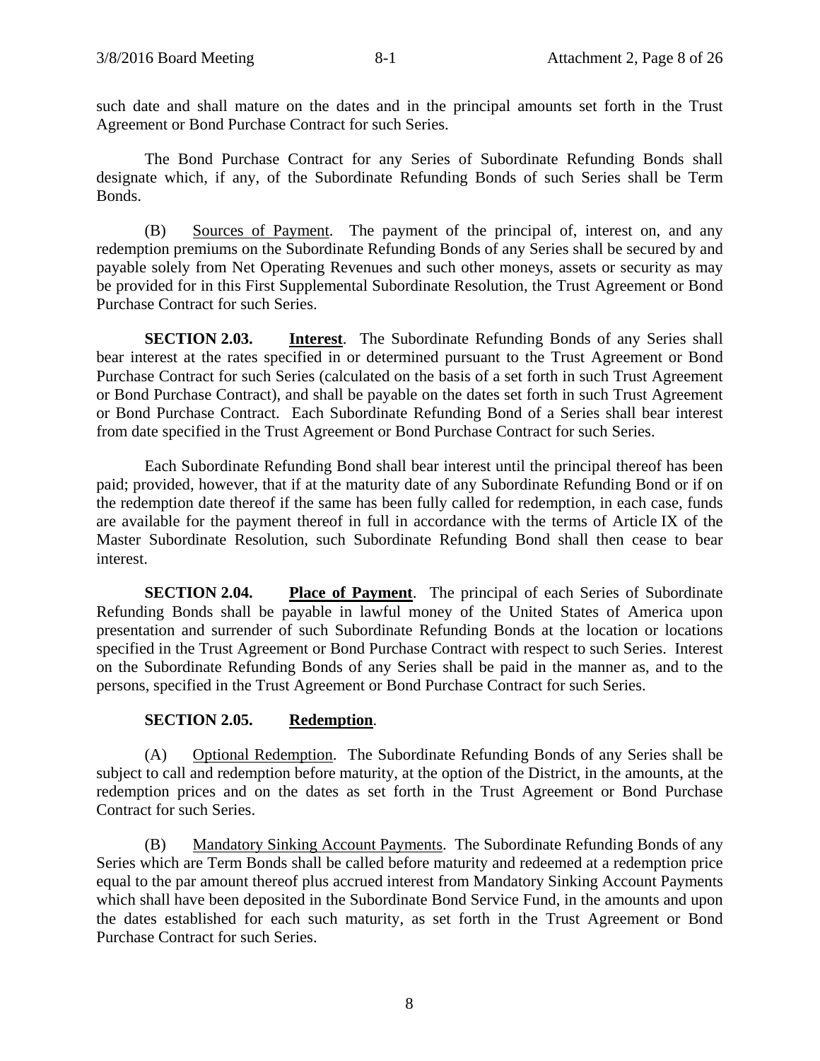such date and shall mature on the dates and in the principal amounts set forth in the Trust Agreement or Bond Purchase Contract for such Series.

The Bond Purchase Contract for any Series of Subordinate Refunding Bonds shall designate which, if any, of the Subordinate Refunding Bonds of such Series shall be Term Bonds.

(B) Sources of Payment. The payment of the principal of, interest on, and any redemption premiums on the Subordinate Refunding Bonds of any Series shall be secured by and payable solely from Net Operating Revenues and such other moneys, assets or security as may be provided for in this First Supplemental Subordinate Resolution, the Trust Agreement or Bond Purchase Contract for such Series.

**SECTION 2.03. Interest**. The Subordinate Refunding Bonds of any Series shall bear interest at the rates specified in or determined pursuant to the Trust Agreement or Bond Purchase Contract for such Series (calculated on the basis of a set forth in such Trust Agreement or Bond Purchase Contract), and shall be payable on the dates set forth in such Trust Agreement or Bond Purchase Contract. Each Subordinate Refunding Bond of a Series shall bear interest from date specified in the Trust Agreement or Bond Purchase Contract for such Series.

Each Subordinate Refunding Bond shall bear interest until the principal thereof has been paid; provided, however, that if at the maturity date of any Subordinate Refunding Bond or if on the redemption date thereof if the same has been fully called for redemption, in each case, funds are available for the payment thereof in full in accordance with the terms of Article IX of the Master Subordinate Resolution, such Subordinate Refunding Bond shall then cease to bear interest.

**SECTION 2.04. Place of Payment**. The principal of each Series of Subordinate Refunding Bonds shall be payable in lawful money of the United States of America upon presentation and surrender of such Subordinate Refunding Bonds at the location or locations specified in the Trust Agreement or Bond Purchase Contract with respect to such Series. Interest on the Subordinate Refunding Bonds of any Series shall be paid in the manner as, and to the persons, specified in the Trust Agreement or Bond Purchase Contract for such Series.

**SECTION 2.05. Redemption**.

(A) Optional Redemption. The Subordinate Refunding Bonds of any Series shall be subject to call and redemption before maturity, at the option of the District, in the amounts, at the redemption prices and on the dates as set forth in the Trust Agreement or Bond Purchase Contract for such Series.

(B) Mandatory Sinking Account Payments. The Subordinate Refunding Bonds of any Series which are Term Bonds shall be called before maturity and redeemed at a redemption price equal to the par amount thereof plus accrued interest from Mandatory Sinking Account Payments which shall have been deposited in the Subordinate Bond Service Fund, in the amounts and upon the dates established for each such maturity, as set forth in the Trust Agreement or Bond Purchase Contract for such Series.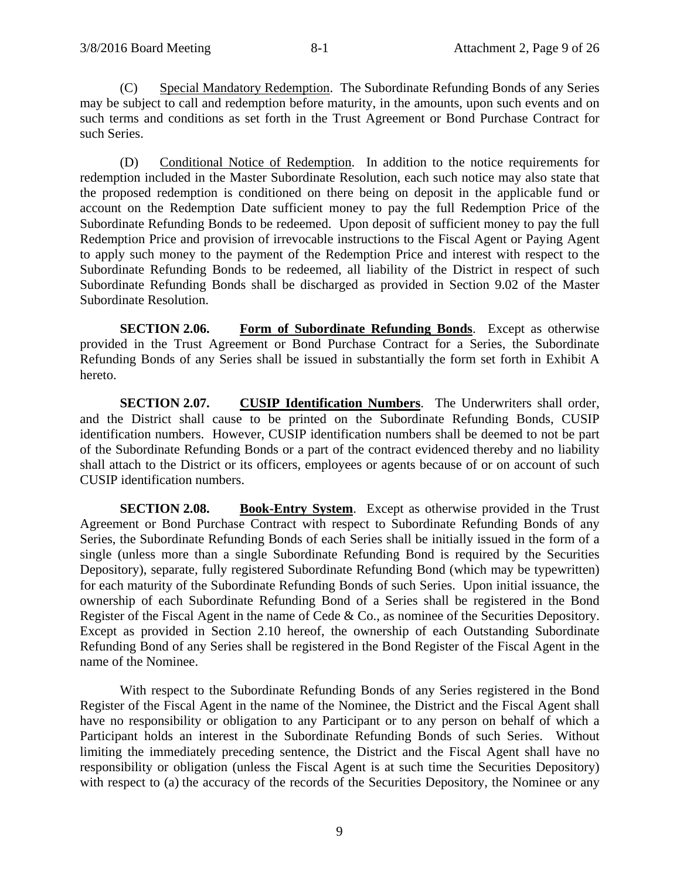(C) Special Mandatory Redemption. The Subordinate Refunding Bonds of any Series may be subject to call and redemption before maturity, in the amounts, upon such events and on such terms and conditions as set forth in the Trust Agreement or Bond Purchase Contract for such Series.

(D) Conditional Notice of Redemption. In addition to the notice requirements for redemption included in the Master Subordinate Resolution, each such notice may also state that the proposed redemption is conditioned on there being on deposit in the applicable fund or account on the Redemption Date sufficient money to pay the full Redemption Price of the Subordinate Refunding Bonds to be redeemed. Upon deposit of sufficient money to pay the full Redemption Price and provision of irrevocable instructions to the Fiscal Agent or Paying Agent to apply such money to the payment of the Redemption Price and interest with respect to the Subordinate Refunding Bonds to be redeemed, all liability of the District in respect of such Subordinate Refunding Bonds shall be discharged as provided in Section 9.02 of the Master Subordinate Resolution.

**SECTION 2.06. Form of Subordinate Refunding Bonds**. Except as otherwise provided in the Trust Agreement or Bond Purchase Contract for a Series, the Subordinate Refunding Bonds of any Series shall be issued in substantially the form set forth in Exhibit A hereto.

**SECTION 2.07. CUSIP Identification Numbers**. The Underwriters shall order, and the District shall cause to be printed on the Subordinate Refunding Bonds, CUSIP identification numbers. However, CUSIP identification numbers shall be deemed to not be part of the Subordinate Refunding Bonds or a part of the contract evidenced thereby and no liability shall attach to the District or its officers, employees or agents because of or on account of such CUSIP identification numbers.

**SECTION 2.08. Book-Entry System**. Except as otherwise provided in the Trust Agreement or Bond Purchase Contract with respect to Subordinate Refunding Bonds of any Series, the Subordinate Refunding Bonds of each Series shall be initially issued in the form of a single (unless more than a single Subordinate Refunding Bond is required by the Securities Depository), separate, fully registered Subordinate Refunding Bond (which may be typewritten) for each maturity of the Subordinate Refunding Bonds of such Series. Upon initial issuance, the ownership of each Subordinate Refunding Bond of a Series shall be registered in the Bond Register of the Fiscal Agent in the name of Cede & Co., as nominee of the Securities Depository. Except as provided in Section 2.10 hereof, the ownership of each Outstanding Subordinate Refunding Bond of any Series shall be registered in the Bond Register of the Fiscal Agent in the name of the Nominee.

With respect to the Subordinate Refunding Bonds of any Series registered in the Bond Register of the Fiscal Agent in the name of the Nominee, the District and the Fiscal Agent shall have no responsibility or obligation to any Participant or to any person on behalf of which a Participant holds an interest in the Subordinate Refunding Bonds of such Series. Without limiting the immediately preceding sentence, the District and the Fiscal Agent shall have no responsibility or obligation (unless the Fiscal Agent is at such time the Securities Depository) with respect to (a) the accuracy of the records of the Securities Depository, the Nominee or any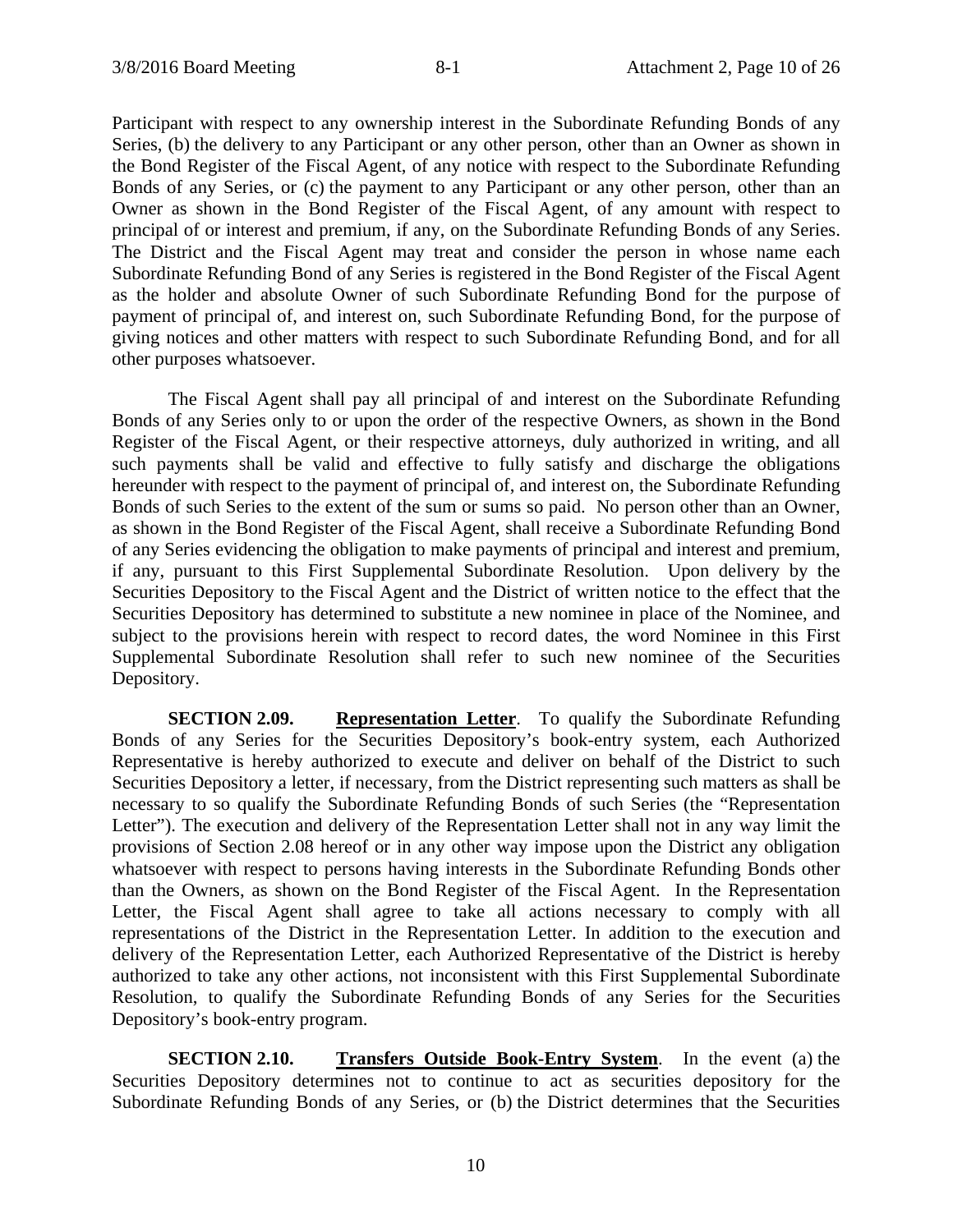Participant with respect to any ownership interest in the Subordinate Refunding Bonds of any Series, (b) the delivery to any Participant or any other person, other than an Owner as shown in the Bond Register of the Fiscal Agent, of any notice with respect to the Subordinate Refunding Bonds of any Series, or (c) the payment to any Participant or any other person, other than an Owner as shown in the Bond Register of the Fiscal Agent, of any amount with respect to principal of or interest and premium, if any, on the Subordinate Refunding Bonds of any Series. The District and the Fiscal Agent may treat and consider the person in whose name each Subordinate Refunding Bond of any Series is registered in the Bond Register of the Fiscal Agent as the holder and absolute Owner of such Subordinate Refunding Bond for the purpose of payment of principal of, and interest on, such Subordinate Refunding Bond, for the purpose of giving notices and other matters with respect to such Subordinate Refunding Bond, and for all other purposes whatsoever.

The Fiscal Agent shall pay all principal of and interest on the Subordinate Refunding Bonds of any Series only to or upon the order of the respective Owners, as shown in the Bond Register of the Fiscal Agent, or their respective attorneys, duly authorized in writing, and all such payments shall be valid and effective to fully satisfy and discharge the obligations hereunder with respect to the payment of principal of, and interest on, the Subordinate Refunding Bonds of such Series to the extent of the sum or sums so paid. No person other than an Owner, as shown in the Bond Register of the Fiscal Agent, shall receive a Subordinate Refunding Bond of any Series evidencing the obligation to make payments of principal and interest and premium, if any, pursuant to this First Supplemental Subordinate Resolution. Upon delivery by the Securities Depository to the Fiscal Agent and the District of written notice to the effect that the Securities Depository has determined to substitute a new nominee in place of the Nominee, and subject to the provisions herein with respect to record dates, the word Nominee in this First Supplemental Subordinate Resolution shall refer to such new nominee of the Securities Depository.

**SECTION 2.09. Representation Letter**. To qualify the Subordinate Refunding Bonds of any Series for the Securities Depository's book-entry system, each Authorized Representative is hereby authorized to execute and deliver on behalf of the District to such Securities Depository a letter, if necessary, from the District representing such matters as shall be necessary to so qualify the Subordinate Refunding Bonds of such Series (the "Representation Letter"). The execution and delivery of the Representation Letter shall not in any way limit the provisions of Section 2.08 hereof or in any other way impose upon the District any obligation whatsoever with respect to persons having interests in the Subordinate Refunding Bonds other than the Owners, as shown on the Bond Register of the Fiscal Agent. In the Representation Letter, the Fiscal Agent shall agree to take all actions necessary to comply with all representations of the District in the Representation Letter. In addition to the execution and delivery of the Representation Letter, each Authorized Representative of the District is hereby authorized to take any other actions, not inconsistent with this First Supplemental Subordinate Resolution, to qualify the Subordinate Refunding Bonds of any Series for the Securities Depository's book-entry program.

**SECTION 2.10. Transfers Outside Book-Entry System**. In the event (a) the Securities Depository determines not to continue to act as securities depository for the Subordinate Refunding Bonds of any Series, or (b) the District determines that the Securities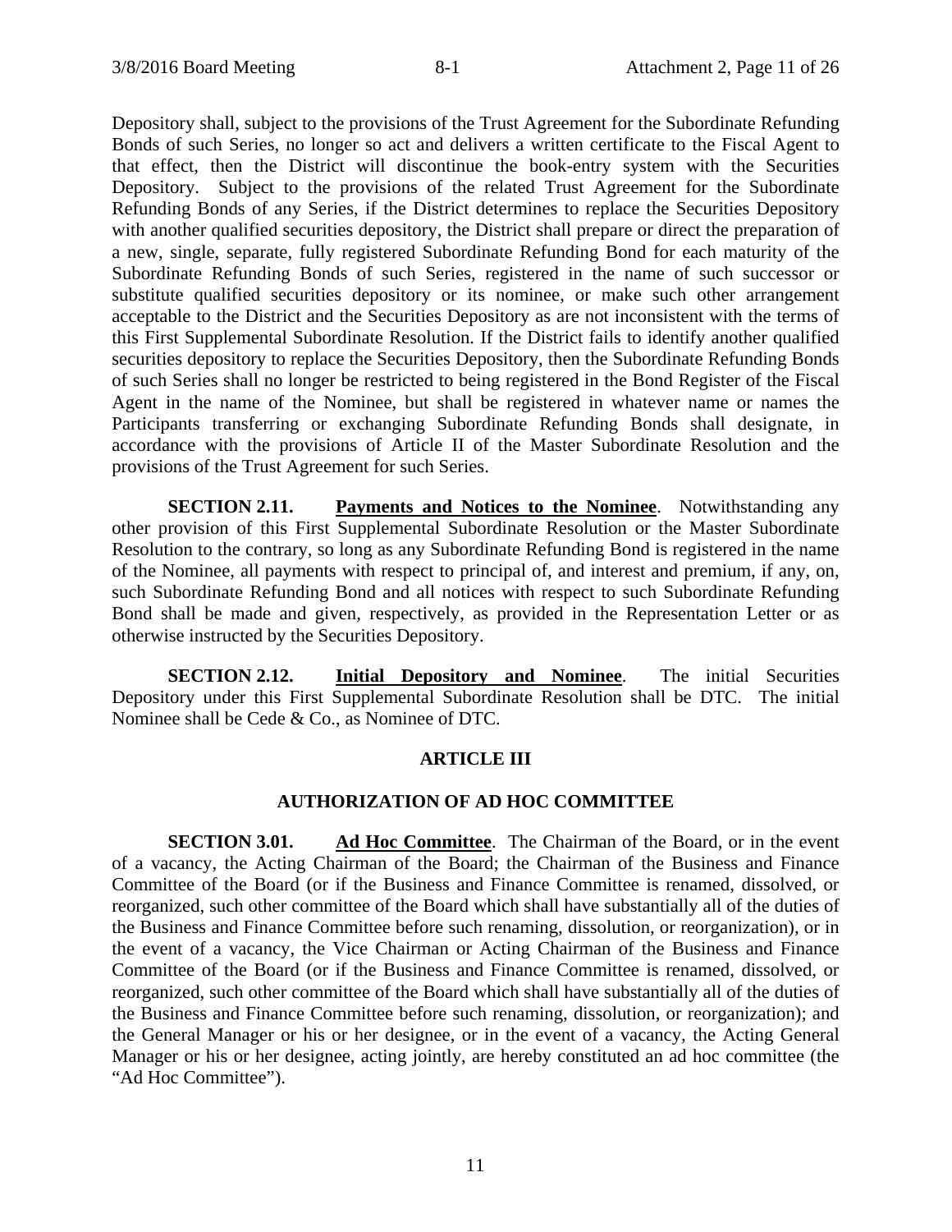Depository shall, subject to the provisions of the Trust Agreement for the Subordinate Refunding Bonds of such Series, no longer so act and delivers a written certificate to the Fiscal Agent to that effect, then the District will discontinue the book-entry system with the Securities Depository. Subject to the provisions of the related Trust Agreement for the Subordinate Refunding Bonds of any Series, if the District determines to replace the Securities Depository with another qualified securities depository, the District shall prepare or direct the preparation of a new, single, separate, fully registered Subordinate Refunding Bond for each maturity of the Subordinate Refunding Bonds of such Series, registered in the name of such successor or substitute qualified securities depository or its nominee, or make such other arrangement acceptable to the District and the Securities Depository as are not inconsistent with the terms of this First Supplemental Subordinate Resolution. If the District fails to identify another qualified securities depository to replace the Securities Depository, then the Subordinate Refunding Bonds of such Series shall no longer be restricted to being registered in the Bond Register of the Fiscal Agent in the name of the Nominee, but shall be registered in whatever name or names the Participants transferring or exchanging Subordinate Refunding Bonds shall designate, in accordance with the provisions of Article II of the Master Subordinate Resolution and the provisions of the Trust Agreement for such Series.

**SECTION 2.11.** **Payments and Notices to the Nominee**. Notwithstanding any other provision of this First Supplemental Subordinate Resolution or the Master Subordinate Resolution to the contrary, so long as any Subordinate Refunding Bond is registered in the name of the Nominee, all payments with respect to principal of, and interest and premium, if any, on, such Subordinate Refunding Bond and all notices with respect to such Subordinate Refunding Bond shall be made and given, respectively, as provided in the Representation Letter or as otherwise instructed by the Securities Depository.

**SECTION 2.12.** **Initial Depository and Nominee**. The initial Securities Depository under this First Supplemental Subordinate Resolution shall be DTC. The initial Nominee shall be Cede & Co., as Nominee of DTC.

## ARTICLE III

## AUTHORIZATION OF AD HOC COMMITTEE

**SECTION 3.01.** **Ad Hoc Committee**. The Chairman of the Board, or in the event of a vacancy, the Acting Chairman of the Board; the Chairman of the Business and Finance Committee of the Board (or if the Business and Finance Committee is renamed, dissolved, or reorganized, such other committee of the Board which shall have substantially all of the duties of the Business and Finance Committee before such renaming, dissolution, or reorganization), or in the event of a vacancy, the Vice Chairman or Acting Chairman of the Business and Finance Committee of the Board (or if the Business and Finance Committee is renamed, dissolved, or reorganized, such other committee of the Board which shall have substantially all of the duties of the Business and Finance Committee before such renaming, dissolution, or reorganization); and the General Manager or his or her designee, or in the event of a vacancy, the Acting General Manager or his or her designee, acting jointly, are hereby constituted an ad hoc committee (the "Ad Hoc Committee").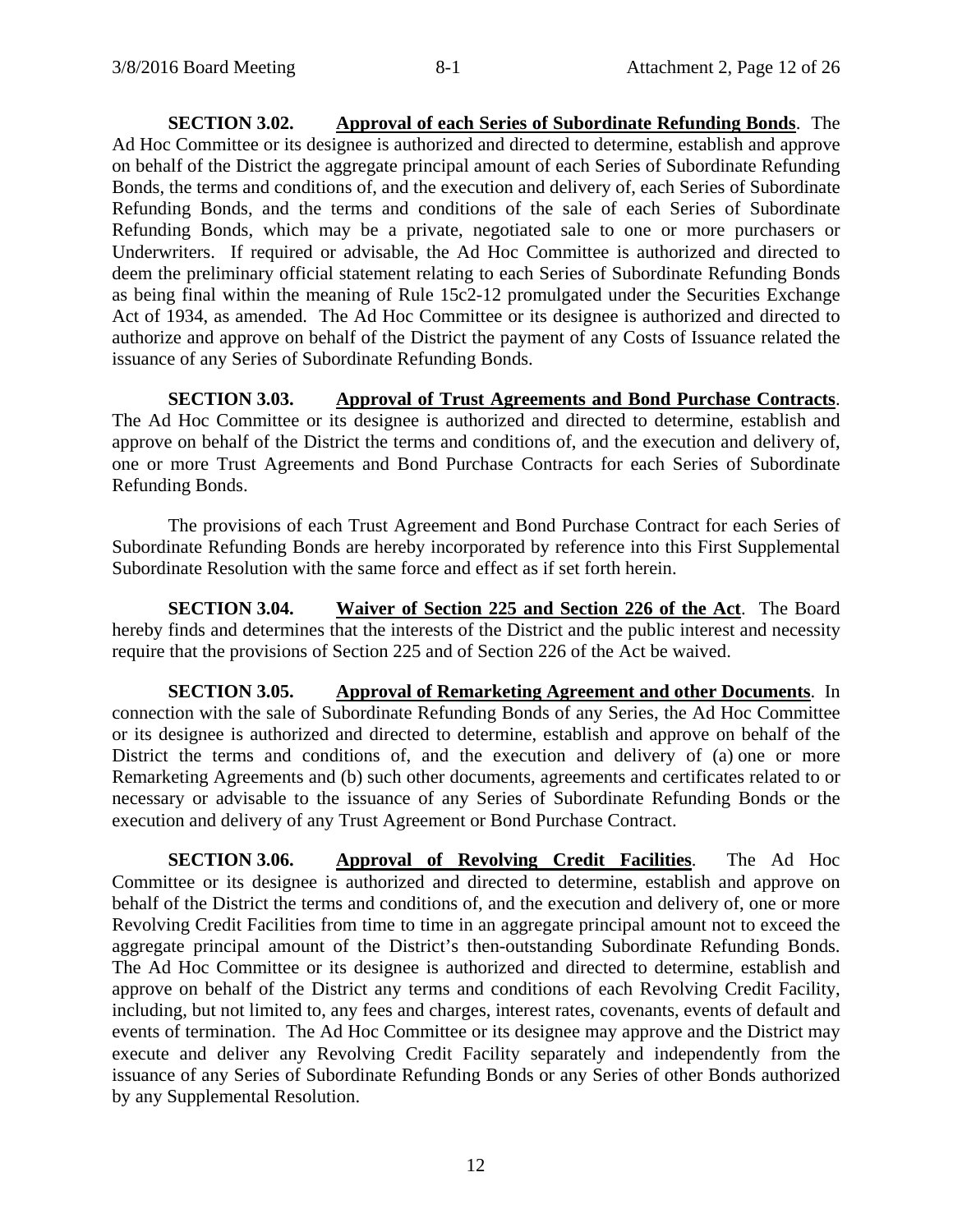**SECTION 3.02.** **Approval of each Series of Subordinate Refunding Bonds**. The Ad Hoc Committee or its designee is authorized and directed to determine, establish and approve on behalf of the District the aggregate principal amount of each Series of Subordinate Refunding Bonds, the terms and conditions of, and the execution and delivery of, each Series of Subordinate Refunding Bonds, and the terms and conditions of the sale of each Series of Subordinate Refunding Bonds, which may be a private, negotiated sale to one or more purchasers or Underwriters. If required or advisable, the Ad Hoc Committee is authorized and directed to deem the preliminary official statement relating to each Series of Subordinate Refunding Bonds as being final within the meaning of Rule 15c2-12 promulgated under the Securities Exchange Act of 1934, as amended. The Ad Hoc Committee or its designee is authorized and directed to authorize and approve on behalf of the District the payment of any Costs of Issuance related the issuance of any Series of Subordinate Refunding Bonds.

**SECTION 3.03.** **Approval of Trust Agreements and Bond Purchase Contracts**. The Ad Hoc Committee or its designee is authorized and directed to determine, establish and approve on behalf of the District the terms and conditions of, and the execution and delivery of, one or more Trust Agreements and Bond Purchase Contracts for each Series of Subordinate Refunding Bonds.

The provisions of each Trust Agreement and Bond Purchase Contract for each Series of Subordinate Refunding Bonds are hereby incorporated by reference into this First Supplemental Subordinate Resolution with the same force and effect as if set forth herein.

**SECTION 3.04.** **Waiver of Section 225 and Section 226 of the Act**. The Board hereby finds and determines that the interests of the District and the public interest and necessity require that the provisions of Section 225 and of Section 226 of the Act be waived.

**SECTION 3.05.** **Approval of Remarketing Agreement and other Documents**. In connection with the sale of Subordinate Refunding Bonds of any Series, the Ad Hoc Committee or its designee is authorized and directed to determine, establish and approve on behalf of the District the terms and conditions of, and the execution and delivery of (a) one or more Remarketing Agreements and (b) such other documents, agreements and certificates related to or necessary or advisable to the issuance of any Series of Subordinate Refunding Bonds or the execution and delivery of any Trust Agreement or Bond Purchase Contract.

**SECTION 3.06.** **Approval of Revolving Credit Facilities**. The Ad Hoc Committee or its designee is authorized and directed to determine, establish and approve on behalf of the District the terms and conditions of, and the execution and delivery of, one or more Revolving Credit Facilities from time to time in an aggregate principal amount not to exceed the aggregate principal amount of the District's then-outstanding Subordinate Refunding Bonds. The Ad Hoc Committee or its designee is authorized and directed to determine, establish and approve on behalf of the District any terms and conditions of each Revolving Credit Facility, including, but not limited to, any fees and charges, interest rates, covenants, events of default and events of termination. The Ad Hoc Committee or its designee may approve and the District may execute and deliver any Revolving Credit Facility separately and independently from the issuance of any Series of Subordinate Refunding Bonds or any Series of other Bonds authorized by any Supplemental Resolution.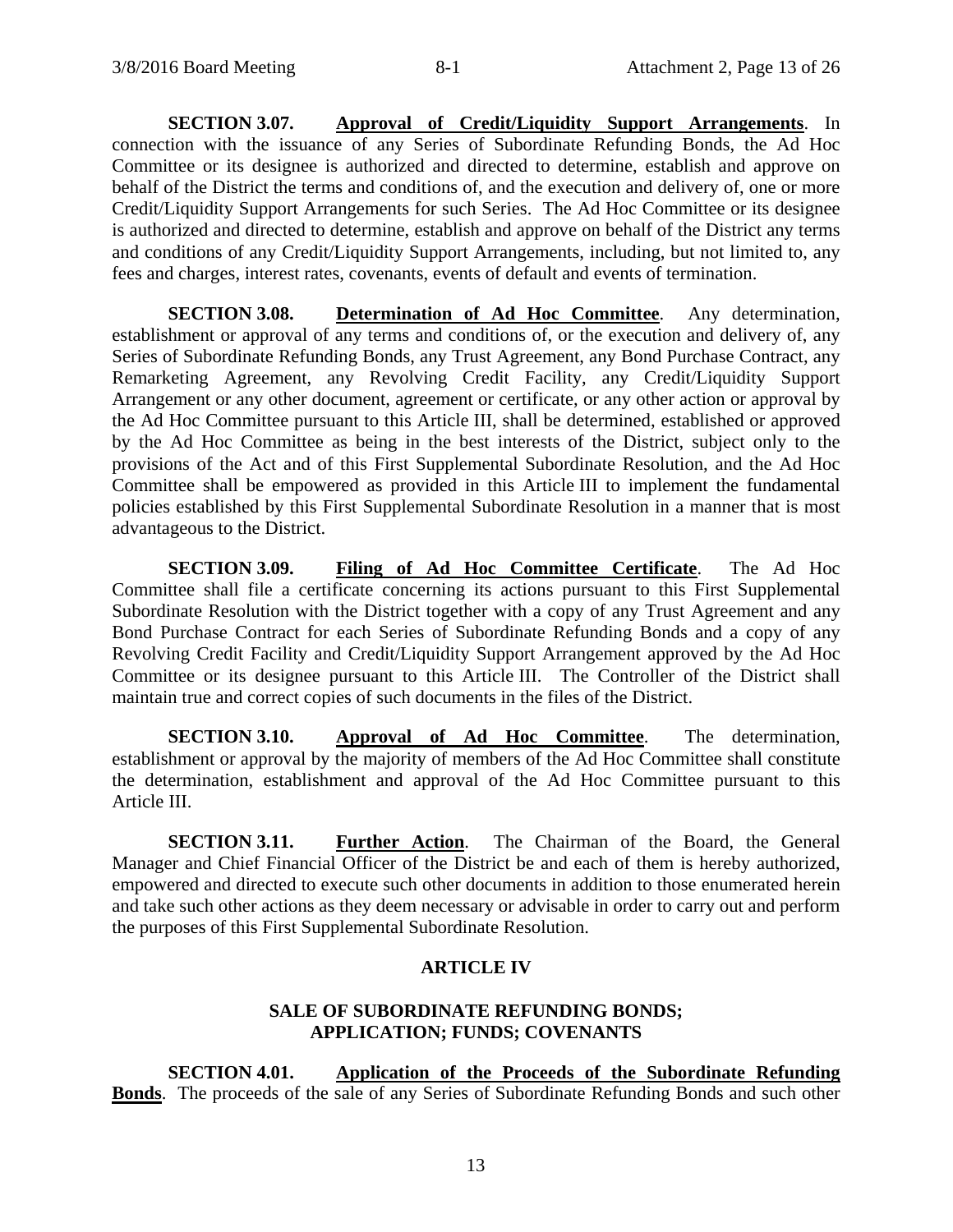**SECTION 3.07. Approval of Credit/Liquidity Support Arrangements**. In connection with the issuance of any Series of Subordinate Refunding Bonds, the Ad Hoc Committee or its designee is authorized and directed to determine, establish and approve on behalf of the District the terms and conditions of, and the execution and delivery of, one or more Credit/Liquidity Support Arrangements for such Series. The Ad Hoc Committee or its designee is authorized and directed to determine, establish and approve on behalf of the District any terms and conditions of any Credit/Liquidity Support Arrangements, including, but not limited to, any fees and charges, interest rates, covenants, events of default and events of termination.

**SECTION 3.08. Determination of Ad Hoc Committee**. Any determination, establishment or approval of any terms and conditions of, or the execution and delivery of, any Series of Subordinate Refunding Bonds, any Trust Agreement, any Bond Purchase Contract, any Remarketing Agreement, any Revolving Credit Facility, any Credit/Liquidity Support Arrangement or any other document, agreement or certificate, or any other action or approval by the Ad Hoc Committee pursuant to this Article III, shall be determined, established or approved by the Ad Hoc Committee as being in the best interests of the District, subject only to the provisions of the Act and of this First Supplemental Subordinate Resolution, and the Ad Hoc Committee shall be empowered as provided in this Article III to implement the fundamental policies established by this First Supplemental Subordinate Resolution in a manner that is most advantageous to the District.

**SECTION 3.09. Filing of Ad Hoc Committee Certificate**. The Ad Hoc Committee shall file a certificate concerning its actions pursuant to this First Supplemental Subordinate Resolution with the District together with a copy of any Trust Agreement and any Bond Purchase Contract for each Series of Subordinate Refunding Bonds and a copy of any Revolving Credit Facility and Credit/Liquidity Support Arrangement approved by the Ad Hoc Committee or its designee pursuant to this Article III. The Controller of the District shall maintain true and correct copies of such documents in the files of the District.

**SECTION 3.10. Approval of Ad Hoc Committee**. The determination, establishment or approval by the majority of members of the Ad Hoc Committee shall constitute the determination, establishment and approval of the Ad Hoc Committee pursuant to this Article III.

**SECTION 3.11. Further Action**. The Chairman of the Board, the General Manager and Chief Financial Officer of the District be and each of them is hereby authorized, empowered and directed to execute such other documents in addition to those enumerated herein and take such other actions as they deem necessary or advisable in order to carry out and perform the purposes of this First Supplemental Subordinate Resolution.

## ARTICLE IV

## SALE OF SUBORDINATE REFUNDING BONDS; APPLICATION; FUNDS; COVENANTS

**SECTION 4.01. Application of the Proceeds of the Subordinate Refunding Bonds**. The proceeds of the sale of any Series of Subordinate Refunding Bonds and such other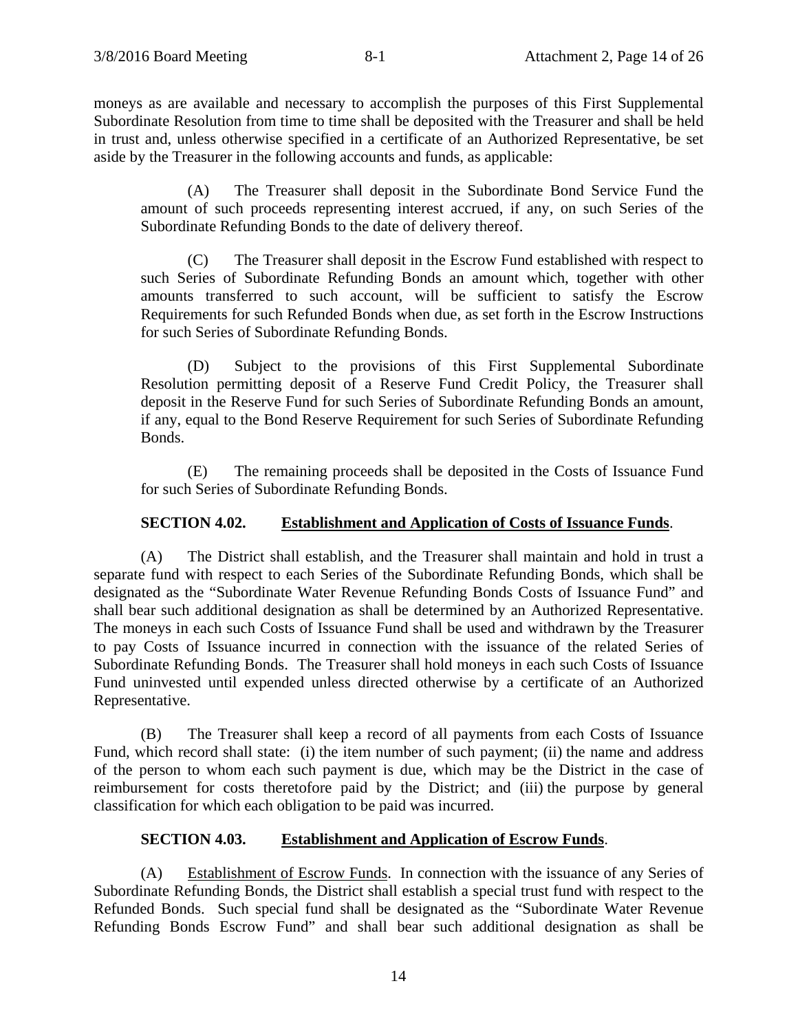moneys as are available and necessary to accomplish the purposes of this First Supplemental Subordinate Resolution from time to time shall be deposited with the Treasurer and shall be held in trust and, unless otherwise specified in a certificate of an Authorized Representative, be set aside by the Treasurer in the following accounts and funds, as applicable:

(A) The Treasurer shall deposit in the Subordinate Bond Service Fund the amount of such proceeds representing interest accrued, if any, on such Series of the Subordinate Refunding Bonds to the date of delivery thereof.

(C) The Treasurer shall deposit in the Escrow Fund established with respect to such Series of Subordinate Refunding Bonds an amount which, together with other amounts transferred to such account, will be sufficient to satisfy the Escrow Requirements for such Refunded Bonds when due, as set forth in the Escrow Instructions for such Series of Subordinate Refunding Bonds.

(D) Subject to the provisions of this First Supplemental Subordinate Resolution permitting deposit of a Reserve Fund Credit Policy, the Treasurer shall deposit in the Reserve Fund for such Series of Subordinate Refunding Bonds an amount, if any, equal to the Bond Reserve Requirement for such Series of Subordinate Refunding Bonds.

(E) The remaining proceeds shall be deposited in the Costs of Issuance Fund for such Series of Subordinate Refunding Bonds.

**SECTION 4.02. Establishment and Application of Costs of Issuance Funds.**

(A) The District shall establish, and the Treasurer shall maintain and hold in trust a separate fund with respect to each Series of the Subordinate Refunding Bonds, which shall be designated as the "Subordinate Water Revenue Refunding Bonds Costs of Issuance Fund" and shall bear such additional designation as shall be determined by an Authorized Representative. The moneys in each such Costs of Issuance Fund shall be used and withdrawn by the Treasurer to pay Costs of Issuance incurred in connection with the issuance of the related Series of Subordinate Refunding Bonds. The Treasurer shall hold moneys in each such Costs of Issuance Fund uninvested until expended unless directed otherwise by a certificate of an Authorized Representative.

(B) The Treasurer shall keep a record of all payments from each Costs of Issuance Fund, which record shall state: (i) the item number of such payment; (ii) the name and address of the person to whom each such payment is due, which may be the District in the case of reimbursement for costs theretofore paid by the District; and (iii) the purpose by general classification for which each obligation to be paid was incurred.

**SECTION 4.03. Establishment and Application of Escrow Funds.**

(A) Establishment of Escrow Funds. In connection with the issuance of any Series of Subordinate Refunding Bonds, the District shall establish a special trust fund with respect to the Refunded Bonds. Such special fund shall be designated as the "Subordinate Water Revenue Refunding Bonds Escrow Fund" and shall bear such additional designation as shall be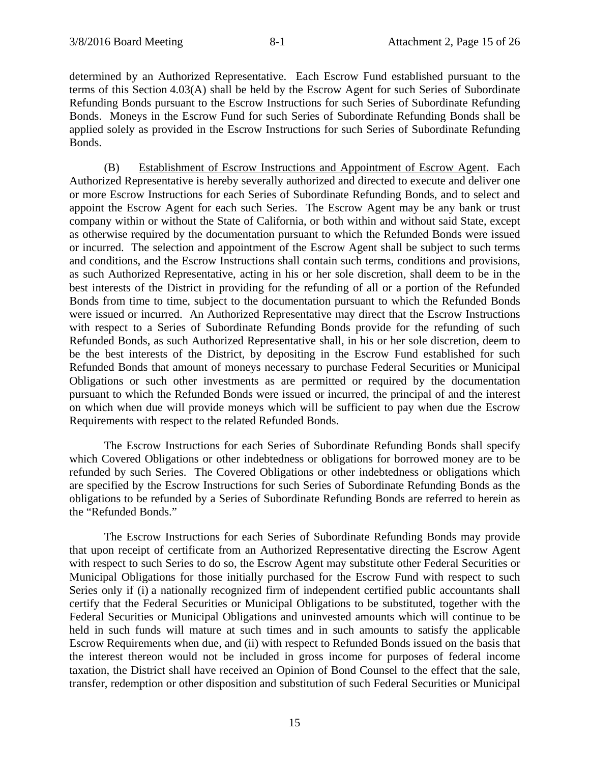determined by an Authorized Representative. Each Escrow Fund established pursuant to the terms of this Section 4.03(A) shall be held by the Escrow Agent for such Series of Subordinate Refunding Bonds pursuant to the Escrow Instructions for such Series of Subordinate Refunding Bonds. Moneys in the Escrow Fund for such Series of Subordinate Refunding Bonds shall be applied solely as provided in the Escrow Instructions for such Series of Subordinate Refunding Bonds.

(B) Establishment of Escrow Instructions and Appointment of Escrow Agent. Each Authorized Representative is hereby severally authorized and directed to execute and deliver one or more Escrow Instructions for each Series of Subordinate Refunding Bonds, and to select and appoint the Escrow Agent for each such Series. The Escrow Agent may be any bank or trust company within or without the State of California, or both within and without said State, except as otherwise required by the documentation pursuant to which the Refunded Bonds were issued or incurred. The selection and appointment of the Escrow Agent shall be subject to such terms and conditions, and the Escrow Instructions shall contain such terms, conditions and provisions, as such Authorized Representative, acting in his or her sole discretion, shall deem to be in the best interests of the District in providing for the refunding of all or a portion of the Refunded Bonds from time to time, subject to the documentation pursuant to which the Refunded Bonds were issued or incurred. An Authorized Representative may direct that the Escrow Instructions with respect to a Series of Subordinate Refunding Bonds provide for the refunding of such Refunded Bonds, as such Authorized Representative shall, in his or her sole discretion, deem to be the best interests of the District, by depositing in the Escrow Fund established for such Refunded Bonds that amount of moneys necessary to purchase Federal Securities or Municipal Obligations or such other investments as are permitted or required by the documentation pursuant to which the Refunded Bonds were issued or incurred, the principal of and the interest on which when due will provide moneys which will be sufficient to pay when due the Escrow Requirements with respect to the related Refunded Bonds.

The Escrow Instructions for each Series of Subordinate Refunding Bonds shall specify which Covered Obligations or other indebtedness or obligations for borrowed money are to be refunded by such Series. The Covered Obligations or other indebtedness or obligations which are specified by the Escrow Instructions for such Series of Subordinate Refunding Bonds as the obligations to be refunded by a Series of Subordinate Refunding Bonds are referred to herein as the "Refunded Bonds."

The Escrow Instructions for each Series of Subordinate Refunding Bonds may provide that upon receipt of certificate from an Authorized Representative directing the Escrow Agent with respect to such Series to do so, the Escrow Agent may substitute other Federal Securities or Municipal Obligations for those initially purchased for the Escrow Fund with respect to such Series only if (i) a nationally recognized firm of independent certified public accountants shall certify that the Federal Securities or Municipal Obligations to be substituted, together with the Federal Securities or Municipal Obligations and uninvested amounts which will continue to be held in such funds will mature at such times and in such amounts to satisfy the applicable Escrow Requirements when due, and (ii) with respect to Refunded Bonds issued on the basis that the interest thereon would not be included in gross income for purposes of federal income taxation, the District shall have received an Opinion of Bond Counsel to the effect that the sale, transfer, redemption or other disposition and substitution of such Federal Securities or Municipal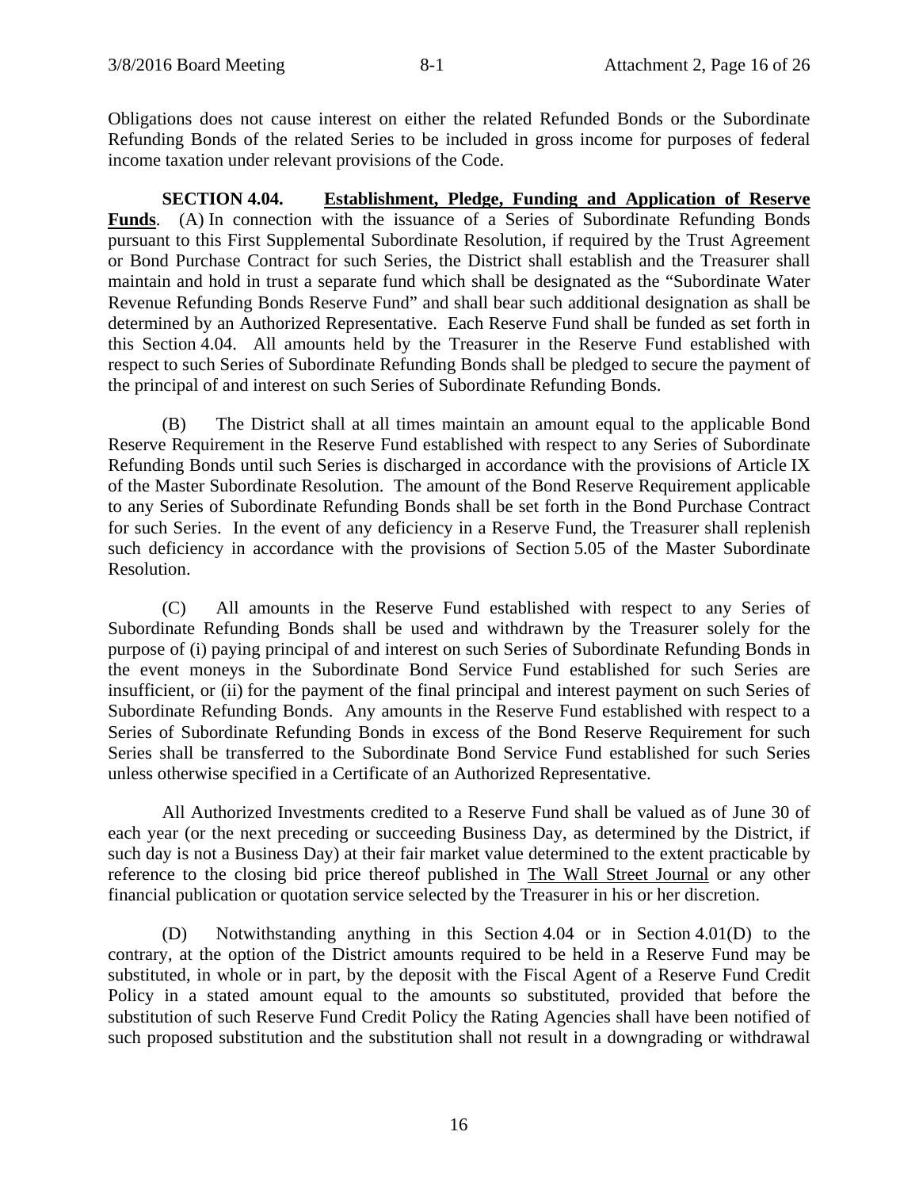Obligations does not cause interest on either the related Refunded Bonds or the Subordinate Refunding Bonds of the related Series to be included in gross income for purposes of federal income taxation under relevant provisions of the Code.

**SECTION 4.04. Establishment, Pledge, Funding and Application of Reserve Funds**. (A) In connection with the issuance of a Series of Subordinate Refunding Bonds pursuant to this First Supplemental Subordinate Resolution, if required by the Trust Agreement or Bond Purchase Contract for such Series, the District shall establish and the Treasurer shall maintain and hold in trust a separate fund which shall be designated as the "Subordinate Water Revenue Refunding Bonds Reserve Fund" and shall bear such additional designation as shall be determined by an Authorized Representative. Each Reserve Fund shall be funded as set forth in this Section 4.04. All amounts held by the Treasurer in the Reserve Fund established with respect to such Series of Subordinate Refunding Bonds shall be pledged to secure the payment of the principal of and interest on such Series of Subordinate Refunding Bonds.

(B) The District shall at all times maintain an amount equal to the applicable Bond Reserve Requirement in the Reserve Fund established with respect to any Series of Subordinate Refunding Bonds until such Series is discharged in accordance with the provisions of Article IX of the Master Subordinate Resolution. The amount of the Bond Reserve Requirement applicable to any Series of Subordinate Refunding Bonds shall be set forth in the Bond Purchase Contract for such Series. In the event of any deficiency in a Reserve Fund, the Treasurer shall replenish such deficiency in accordance with the provisions of Section 5.05 of the Master Subordinate Resolution.

(C) All amounts in the Reserve Fund established with respect to any Series of Subordinate Refunding Bonds shall be used and withdrawn by the Treasurer solely for the purpose of (i) paying principal of and interest on such Series of Subordinate Refunding Bonds in the event moneys in the Subordinate Bond Service Fund established for such Series are insufficient, or (ii) for the payment of the final principal and interest payment on such Series of Subordinate Refunding Bonds. Any amounts in the Reserve Fund established with respect to a Series of Subordinate Refunding Bonds in excess of the Bond Reserve Requirement for such Series shall be transferred to the Subordinate Bond Service Fund established for such Series unless otherwise specified in a Certificate of an Authorized Representative.

All Authorized Investments credited to a Reserve Fund shall be valued as of June 30 of each year (or the next preceding or succeeding Business Day, as determined by the District, if such day is not a Business Day) at their fair market value determined to the extent practicable by reference to the closing bid price thereof published in The Wall Street Journal or any other financial publication or quotation service selected by the Treasurer in his or her discretion.

(D) Notwithstanding anything in this Section 4.04 or in Section 4.01(D) to the contrary, at the option of the District amounts required to be held in a Reserve Fund may be substituted, in whole or in part, by the deposit with the Fiscal Agent of a Reserve Fund Credit Policy in a stated amount equal to the amounts so substituted, provided that before the substitution of such Reserve Fund Credit Policy the Rating Agencies shall have been notified of such proposed substitution and the substitution shall not result in a downgrading or withdrawal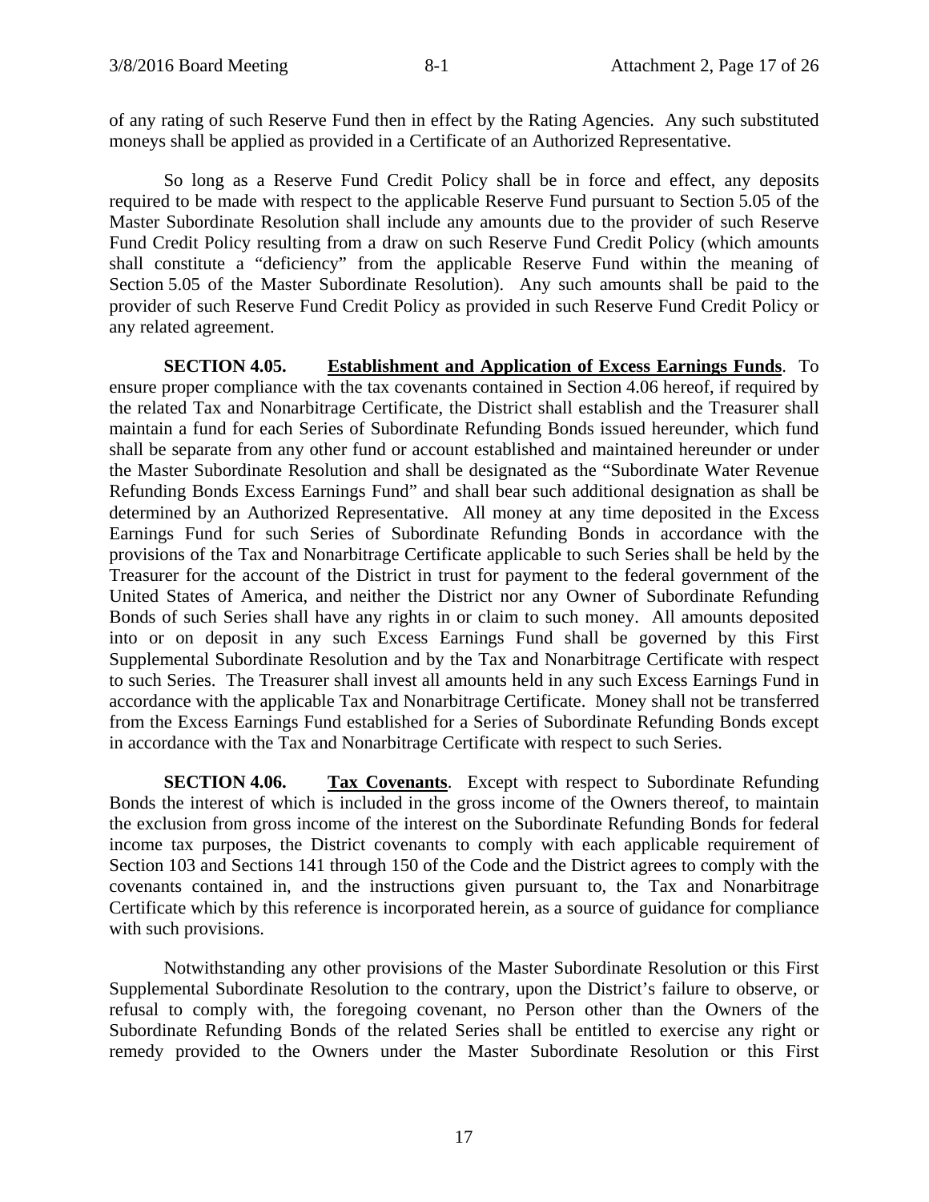of any rating of such Reserve Fund then in effect by the Rating Agencies. Any such substituted moneys shall be applied as provided in a Certificate of an Authorized Representative.

So long as a Reserve Fund Credit Policy shall be in force and effect, any deposits required to be made with respect to the applicable Reserve Fund pursuant to Section 5.05 of the Master Subordinate Resolution shall include any amounts due to the provider of such Reserve Fund Credit Policy resulting from a draw on such Reserve Fund Credit Policy (which amounts shall constitute a "deficiency" from the applicable Reserve Fund within the meaning of Section 5.05 of the Master Subordinate Resolution). Any such amounts shall be paid to the provider of such Reserve Fund Credit Policy as provided in such Reserve Fund Credit Policy or any related agreement.

**SECTION 4.05. Establishment and Application of Excess Earnings Funds**. To ensure proper compliance with the tax covenants contained in Section 4.06 hereof, if required by the related Tax and Nonarbitrage Certificate, the District shall establish and the Treasurer shall maintain a fund for each Series of Subordinate Refunding Bonds issued hereunder, which fund shall be separate from any other fund or account established and maintained hereunder or under the Master Subordinate Resolution and shall be designated as the "Subordinate Water Revenue Refunding Bonds Excess Earnings Fund" and shall bear such additional designation as shall be determined by an Authorized Representative. All money at any time deposited in the Excess Earnings Fund for such Series of Subordinate Refunding Bonds in accordance with the provisions of the Tax and Nonarbitrage Certificate applicable to such Series shall be held by the Treasurer for the account of the District in trust for payment to the federal government of the United States of America, and neither the District nor any Owner of Subordinate Refunding Bonds of such Series shall have any rights in or claim to such money. All amounts deposited into or on deposit in any such Excess Earnings Fund shall be governed by this First Supplemental Subordinate Resolution and by the Tax and Nonarbitrage Certificate with respect to such Series. The Treasurer shall invest all amounts held in any such Excess Earnings Fund in accordance with the applicable Tax and Nonarbitrage Certificate. Money shall not be transferred from the Excess Earnings Fund established for a Series of Subordinate Refunding Bonds except in accordance with the Tax and Nonarbitrage Certificate with respect to such Series.

**SECTION 4.06. Tax Covenants**. Except with respect to Subordinate Refunding Bonds the interest of which is included in the gross income of the Owners thereof, to maintain the exclusion from gross income of the interest on the Subordinate Refunding Bonds for federal income tax purposes, the District covenants to comply with each applicable requirement of Section 103 and Sections 141 through 150 of the Code and the District agrees to comply with the covenants contained in, and the instructions given pursuant to, the Tax and Nonarbitrage Certificate which by this reference is incorporated herein, as a source of guidance for compliance with such provisions.

Notwithstanding any other provisions of the Master Subordinate Resolution or this First Supplemental Subordinate Resolution to the contrary, upon the District's failure to observe, or refusal to comply with, the foregoing covenant, no Person other than the Owners of the Subordinate Refunding Bonds of the related Series shall be entitled to exercise any right or remedy provided to the Owners under the Master Subordinate Resolution or this First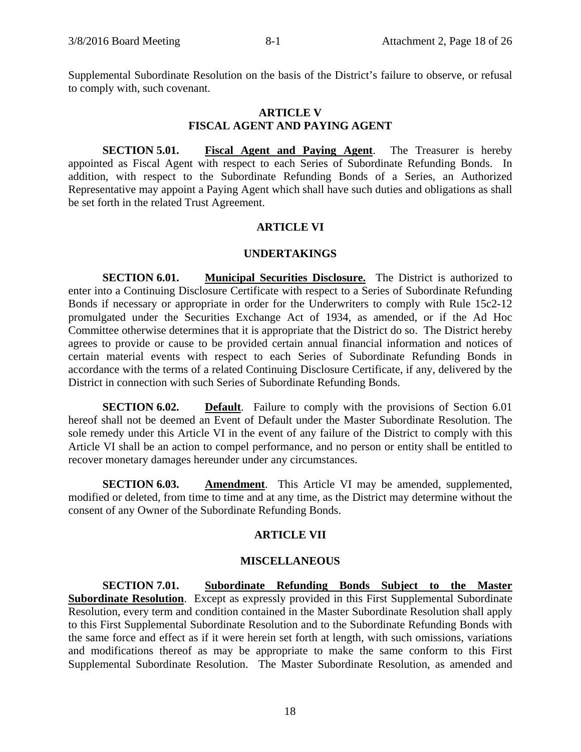Supplemental Subordinate Resolution on the basis of the District's failure to observe, or refusal to comply with, such covenant.

## ARTICLE V
## FISCAL AGENT AND PAYING AGENT

**SECTION 5.01.** **Fiscal Agent and Paying Agent**. The Treasurer is hereby appointed as Fiscal Agent with respect to each Series of Subordinate Refunding Bonds. In addition, with respect to the Subordinate Refunding Bonds of a Series, an Authorized Representative may appoint a Paying Agent which shall have such duties and obligations as shall be set forth in the related Trust Agreement.

## ARTICLE VI

## UNDERTAKINGS

**SECTION 6.01.** **Municipal Securities Disclosure.** The District is authorized to enter into a Continuing Disclosure Certificate with respect to a Series of Subordinate Refunding Bonds if necessary or appropriate in order for the Underwriters to comply with Rule 15c2-12 promulgated under the Securities Exchange Act of 1934, as amended, or if the Ad Hoc Committee otherwise determines that it is appropriate that the District do so. The District hereby agrees to provide or cause to be provided certain annual financial information and notices of certain material events with respect to each Series of Subordinate Refunding Bonds in accordance with the terms of a related Continuing Disclosure Certificate, if any, delivered by the District in connection with such Series of Subordinate Refunding Bonds.

**SECTION 6.02.** **Default**. Failure to comply with the provisions of Section 6.01 hereof shall not be deemed an Event of Default under the Master Subordinate Resolution. The sole remedy under this Article VI in the event of any failure of the District to comply with this Article VI shall be an action to compel performance, and no person or entity shall be entitled to recover monetary damages hereunder under any circumstances.

**SECTION 6.03.** **Amendment**. This Article VI may be amended, supplemented, modified or deleted, from time to time and at any time, as the District may determine without the consent of any Owner of the Subordinate Refunding Bonds.

## ARTICLE VII

## MISCELLANEOUS

**SECTION 7.01.** **Subordinate Refunding Bonds Subject to the Master Subordinate Resolution**. Except as expressly provided in this First Supplemental Subordinate Resolution, every term and condition contained in the Master Subordinate Resolution shall apply to this First Supplemental Subordinate Resolution and to the Subordinate Refunding Bonds with the same force and effect as if it were herein set forth at length, with such omissions, variations and modifications thereof as may be appropriate to make the same conform to this First Supplemental Subordinate Resolution. The Master Subordinate Resolution, as amended and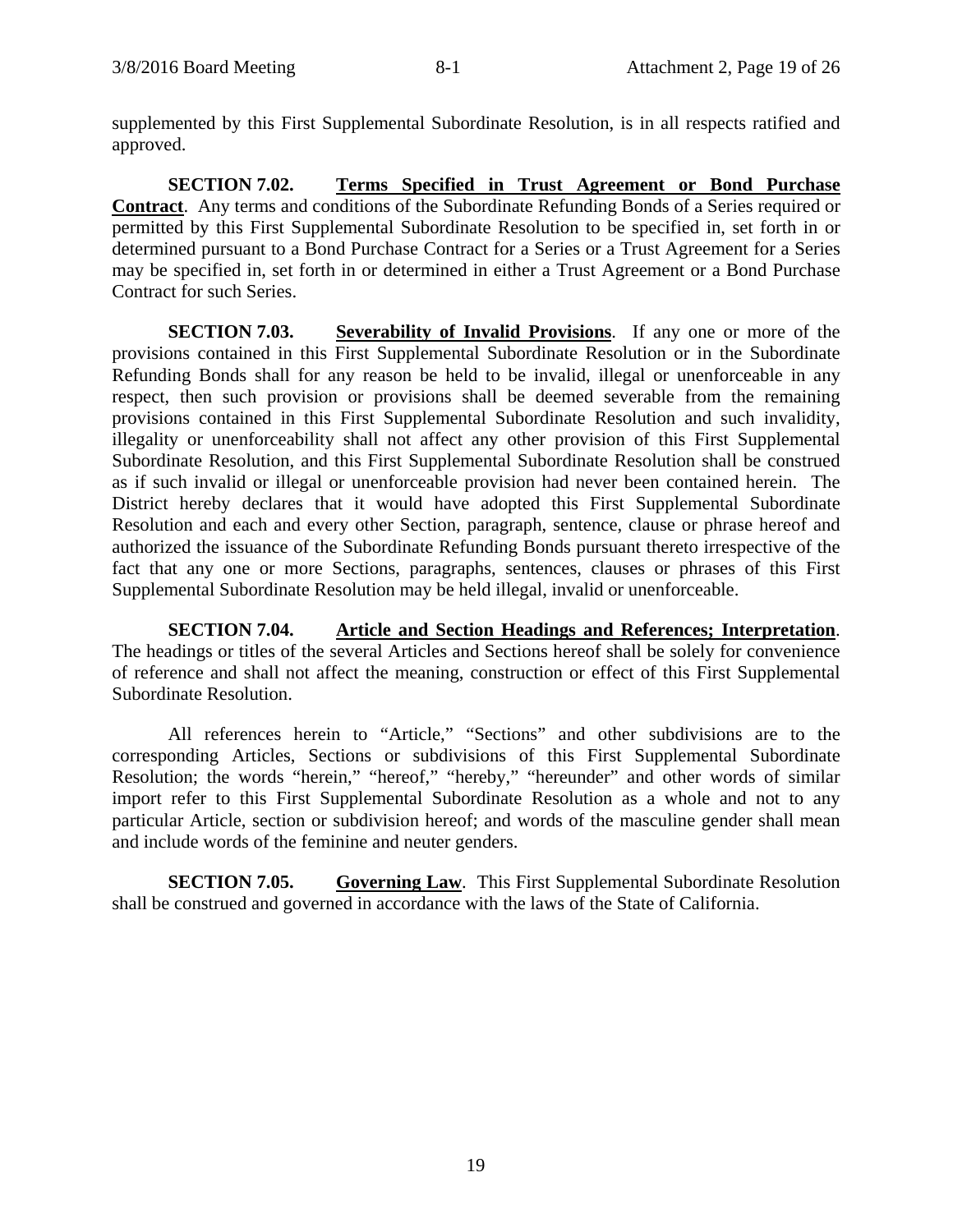supplemented by this First Supplemental Subordinate Resolution, is in all respects ratified and approved.

**SECTION 7.02. Terms Specified in Trust Agreement or Bond Purchase Contract**. Any terms and conditions of the Subordinate Refunding Bonds of a Series required or permitted by this First Supplemental Subordinate Resolution to be specified in, set forth in or determined pursuant to a Bond Purchase Contract for a Series or a Trust Agreement for a Series may be specified in, set forth in or determined in either a Trust Agreement or a Bond Purchase Contract for such Series.

**SECTION 7.03. Severability of Invalid Provisions**. If any one or more of the provisions contained in this First Supplemental Subordinate Resolution or in the Subordinate Refunding Bonds shall for any reason be held to be invalid, illegal or unenforceable in any respect, then such provision or provisions shall be deemed severable from the remaining provisions contained in this First Supplemental Subordinate Resolution and such invalidity, illegality or unenforceability shall not affect any other provision of this First Supplemental Subordinate Resolution, and this First Supplemental Subordinate Resolution shall be construed as if such invalid or illegal or unenforceable provision had never been contained herein. The District hereby declares that it would have adopted this First Supplemental Subordinate Resolution and each and every other Section, paragraph, sentence, clause or phrase hereof and authorized the issuance of the Subordinate Refunding Bonds pursuant thereto irrespective of the fact that any one or more Sections, paragraphs, sentences, clauses or phrases of this First Supplemental Subordinate Resolution may be held illegal, invalid or unenforceable.

**SECTION 7.04. Article and Section Headings and References; Interpretation**. The headings or titles of the several Articles and Sections hereof shall be solely for convenience of reference and shall not affect the meaning, construction or effect of this First Supplemental Subordinate Resolution.

All references herein to "Article," "Sections" and other subdivisions are to the corresponding Articles, Sections or subdivisions of this First Supplemental Subordinate Resolution; the words "herein," "hereof," "hereby," "hereunder" and other words of similar import refer to this First Supplemental Subordinate Resolution as a whole and not to any particular Article, section or subdivision hereof; and words of the masculine gender shall mean and include words of the feminine and neuter genders.

**SECTION 7.05. Governing Law**. This First Supplemental Subordinate Resolution shall be construed and governed in accordance with the laws of the State of California.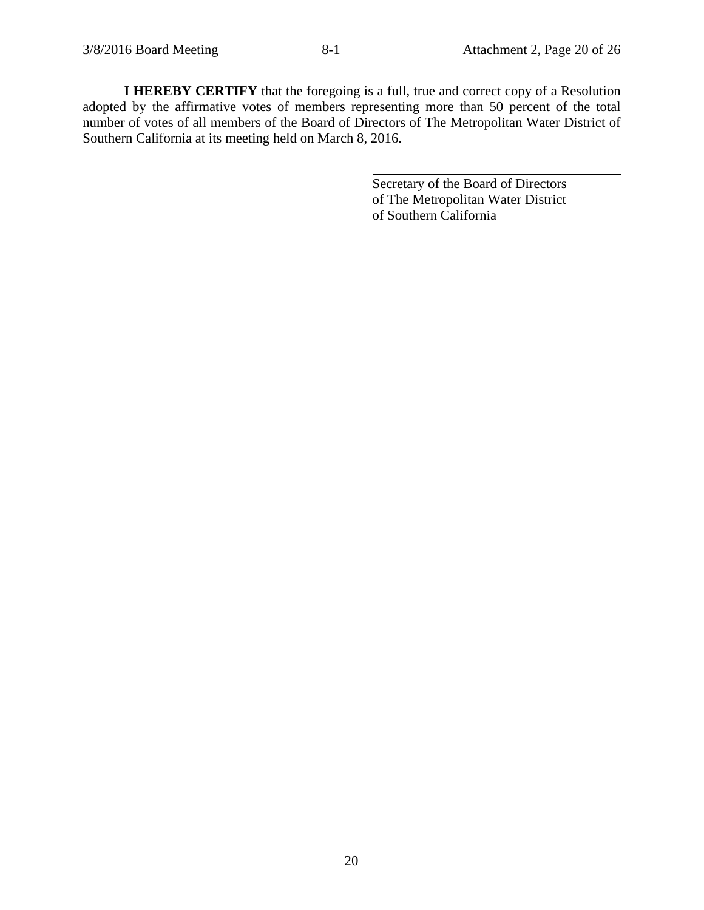**I HEREBY CERTIFY** that the foregoing is a full, true and correct copy of a Resolution adopted by the affirmative votes of members representing more than 50 percent of the total number of votes of all members of the Board of Directors of The Metropolitan Water District of Southern California at its meeting held on March 8, 2016.

\_\_\_\_\_\_\_\_\_\_\_\_\_\_\_\_\_\_\_\_\_\_\_\_\_\_\_\_\_\_\_\_\_\_\_\_

Secretary of the Board of Directors
of The Metropolitan Water District
of Southern California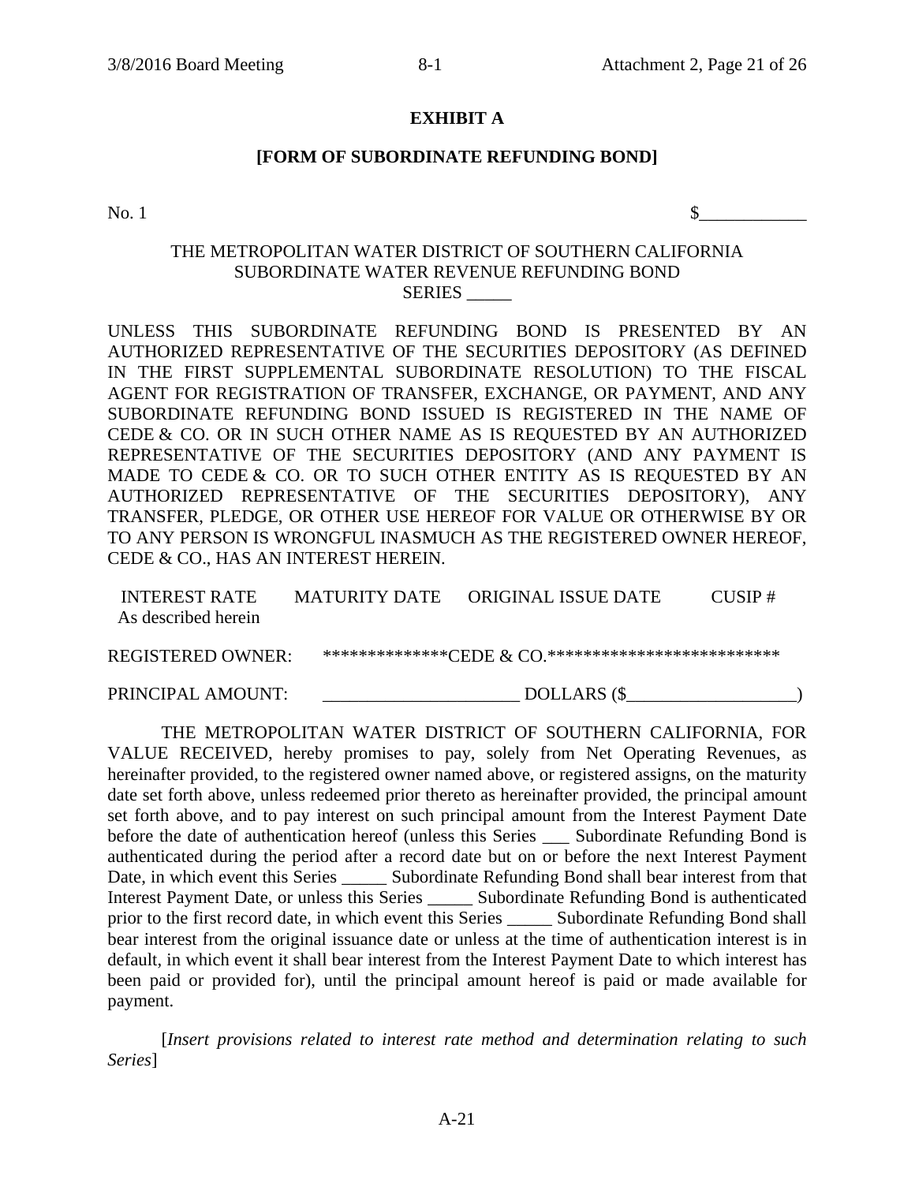**EXHIBIT A**

**[FORM OF SUBORDINATE REFUNDING BOND]**

No. 1 $____________

THE METROPOLITAN WATER DISTRICT OF SOUTHERN CALIFORNIA
SUBORDINATE WATER REVENUE REFUNDING BOND
SERIES _____

UNLESS THIS SUBORDINATE REFUNDING BOND IS PRESENTED BY AN AUTHORIZED REPRESENTATIVE OF THE SECURITIES DEPOSITORY (AS DEFINED IN THE FIRST SUPPLEMENTAL SUBORDINATE RESOLUTION) TO THE FISCAL AGENT FOR REGISTRATION OF TRANSFER, EXCHANGE, OR PAYMENT, AND ANY SUBORDINATE REFUNDING BOND ISSUED IS REGISTERED IN THE NAME OF CEDE & CO. OR IN SUCH OTHER NAME AS IS REQUESTED BY AN AUTHORIZED REPRESENTATIVE OF THE SECURITIES DEPOSITORY (AND ANY PAYMENT IS MADE TO CEDE & CO. OR TO SUCH OTHER ENTITY AS IS REQUESTED BY AN AUTHORIZED REPRESENTATIVE OF THE SECURITIES DEPOSITORY), ANY TRANSFER, PLEDGE, OR OTHER USE HEREOF FOR VALUE OR OTHERWISE BY OR TO ANY PERSON IS WRONGFUL INASMUCH AS THE REGISTERED OWNER HEREOF, CEDE & CO., HAS AN INTEREST HEREIN.

| INTEREST RATE | MATURITY DATE | ORIGINAL ISSUE DATE | CUSIP # |
|---|---|---|---|
| As described herein | | | |

REGISTERED OWNER: **************CEDE & CO.**************************

PRINCIPAL AMOUNT: ______________________ DOLLARS ($___________________)

THE METROPOLITAN WATER DISTRICT OF SOUTHERN CALIFORNIA, FOR VALUE RECEIVED, hereby promises to pay, solely from Net Operating Revenues, as hereinafter provided, to the registered owner named above, or registered assigns, on the maturity date set forth above, unless redeemed prior thereto as hereinafter provided, the principal amount set forth above, and to pay interest on such principal amount from the Interest Payment Date before the date of authentication hereof (unless this Series ___ Subordinate Refunding Bond is authenticated during the period after a record date but on or before the next Interest Payment Date, in which event this Series _____ Subordinate Refunding Bond shall bear interest from that Interest Payment Date, or unless this Series _____ Subordinate Refunding Bond is authenticated prior to the first record date, in which event this Series _____ Subordinate Refunding Bond shall bear interest from the original issuance date or unless at the time of authentication interest is in default, in which event it shall bear interest from the Interest Payment Date to which interest has been paid or provided for), until the principal amount hereof is paid or made available for payment.

[*Insert provisions related to interest rate method and determination relating to such Series*]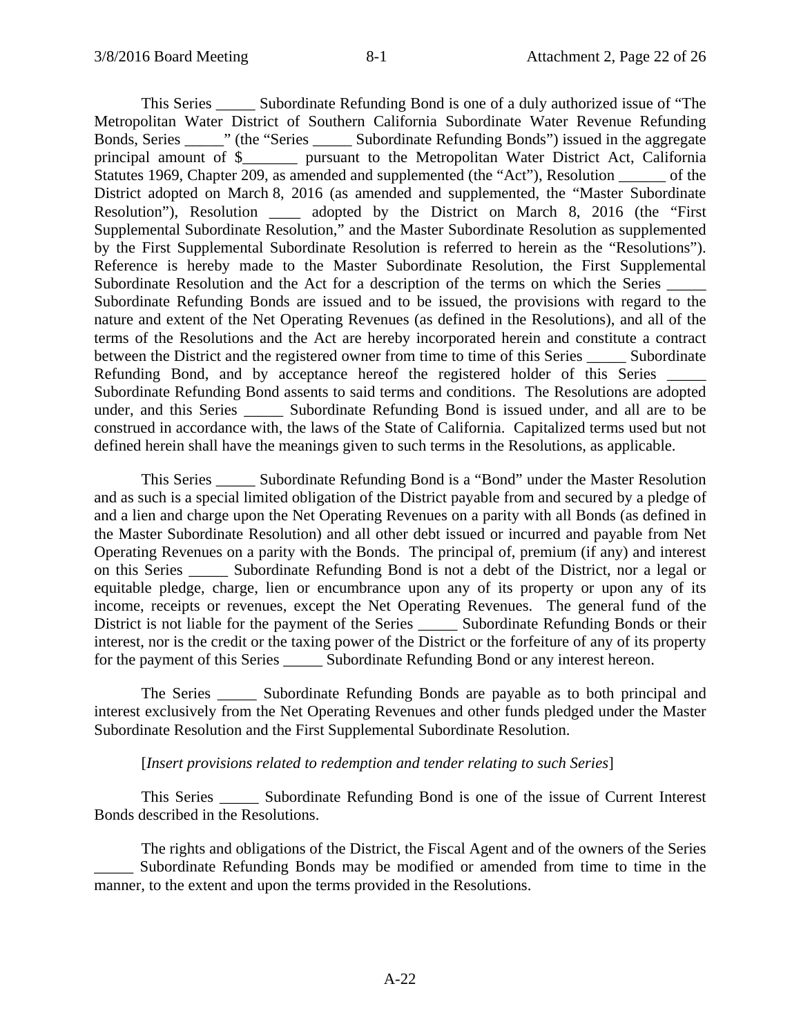This Series _____ Subordinate Refunding Bond is one of a duly authorized issue of "The Metropolitan Water District of Southern California Subordinate Water Revenue Refunding Bonds, Series _____" (the "Series _____ Subordinate Refunding Bonds") issued in the aggregate principal amount of $_______ pursuant to the Metropolitan Water District Act, California Statutes 1969, Chapter 209, as amended and supplemented (the "Act"), Resolution ______ of the District adopted on March 8, 2016 (as amended and supplemented, the "Master Subordinate Resolution"), Resolution ____ adopted by the District on March 8, 2016 (the "First Supplemental Subordinate Resolution," and the Master Subordinate Resolution as supplemented by the First Supplemental Subordinate Resolution is referred to herein as the "Resolutions"). Reference is hereby made to the Master Subordinate Resolution, the First Supplemental Subordinate Resolution and the Act for a description of the terms on which the Series _____ Subordinate Refunding Bonds are issued and to be issued, the provisions with regard to the nature and extent of the Net Operating Revenues (as defined in the Resolutions), and all of the terms of the Resolutions and the Act are hereby incorporated herein and constitute a contract between the District and the registered owner from time to time of this Series _____ Subordinate Refunding Bond, and by acceptance hereof the registered holder of this Series _____ Subordinate Refunding Bond assents to said terms and conditions. The Resolutions are adopted under, and this Series _____ Subordinate Refunding Bond is issued under, and all are to be construed in accordance with, the laws of the State of California. Capitalized terms used but not defined herein shall have the meanings given to such terms in the Resolutions, as applicable.

This Series _____ Subordinate Refunding Bond is a "Bond" under the Master Resolution and as such is a special limited obligation of the District payable from and secured by a pledge of and a lien and charge upon the Net Operating Revenues on a parity with all Bonds (as defined in the Master Subordinate Resolution) and all other debt issued or incurred and payable from Net Operating Revenues on a parity with the Bonds. The principal of, premium (if any) and interest on this Series _____ Subordinate Refunding Bond is not a debt of the District, nor a legal or equitable pledge, charge, lien or encumbrance upon any of its property or upon any of its income, receipts or revenues, except the Net Operating Revenues. The general fund of the District is not liable for the payment of the Series _____ Subordinate Refunding Bonds or their interest, nor is the credit or the taxing power of the District or the forfeiture of any of its property for the payment of this Series _____ Subordinate Refunding Bond or any interest hereon.

The Series _____ Subordinate Refunding Bonds are payable as to both principal and interest exclusively from the Net Operating Revenues and other funds pledged under the Master Subordinate Resolution and the First Supplemental Subordinate Resolution.

[*Insert provisions related to redemption and tender relating to such Series*]

This Series _____ Subordinate Refunding Bond is one of the issue of Current Interest Bonds described in the Resolutions.

The rights and obligations of the District, the Fiscal Agent and of the owners of the Series _____ Subordinate Refunding Bonds may be modified or amended from time to time in the manner, to the extent and upon the terms provided in the Resolutions.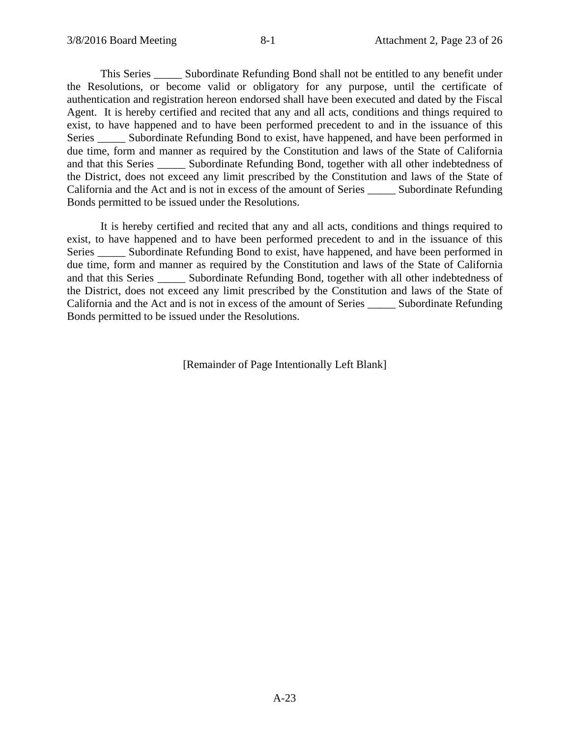This Series _____ Subordinate Refunding Bond shall not be entitled to any benefit under the Resolutions, or become valid or obligatory for any purpose, until the certificate of authentication and registration hereon endorsed shall have been executed and dated by the Fiscal Agent. It is hereby certified and recited that any and all acts, conditions and things required to exist, to have happened and to have been performed precedent to and in the issuance of this Series _____ Subordinate Refunding Bond to exist, have happened, and have been performed in due time, form and manner as required by the Constitution and laws of the State of California and that this Series _____ Subordinate Refunding Bond, together with all other indebtedness of the District, does not exceed any limit prescribed by the Constitution and laws of the State of California and the Act and is not in excess of the amount of Series _____ Subordinate Refunding Bonds permitted to be issued under the Resolutions.

It is hereby certified and recited that any and all acts, conditions and things required to exist, to have happened and to have been performed precedent to and in the issuance of this Series _____ Subordinate Refunding Bond to exist, have happened, and have been performed in due time, form and manner as required by the Constitution and laws of the State of California and that this Series _____ Subordinate Refunding Bond, together with all other indebtedness of the District, does not exceed any limit prescribed by the Constitution and laws of the State of California and the Act and is not in excess of the amount of Series _____ Subordinate Refunding Bonds permitted to be issued under the Resolutions.

[Remainder of Page Intentionally Left Blank]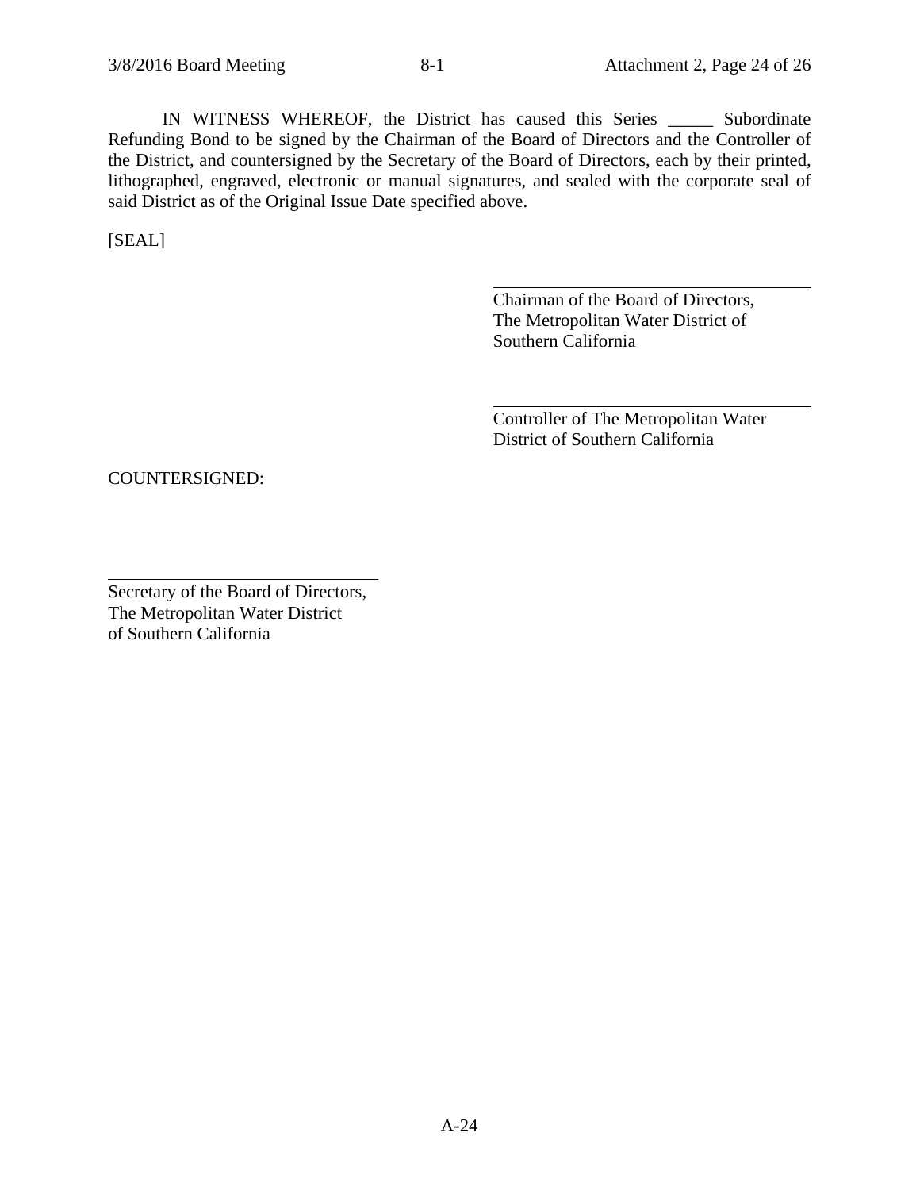IN WITNESS WHEREOF, the District has caused this Series _____ Subordinate Refunding Bond to be signed by the Chairman of the Board of Directors and the Controller of the District, and countersigned by the Secretary of the Board of Directors, each by their printed, lithographed, engraved, electronic or manual signatures, and sealed with the corporate seal of said District as of the Original Issue Date specified above.

[SEAL]

______________________________
Chairman of the Board of Directors,
The Metropolitan Water District of
Southern California

______________________________
Controller of The Metropolitan Water
District of Southern California

COUNTERSIGNED:

______________________________
Secretary of the Board of Directors,
The Metropolitan Water District
of Southern California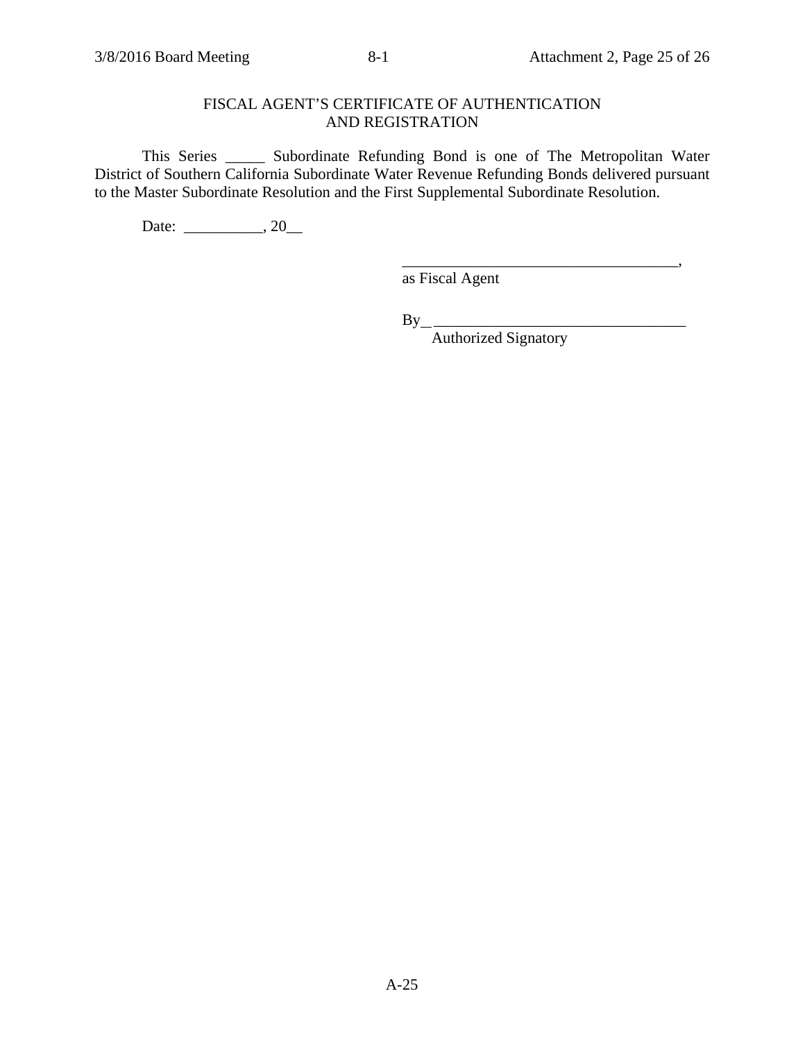FISCAL AGENT'S CERTIFICATE OF AUTHENTICATION AND REGISTRATION

This Series _____ Subordinate Refunding Bond is one of The Metropolitan Water District of Southern California Subordinate Water Revenue Refunding Bonds delivered pursuant to the Master Subordinate Resolution and the First Supplemental Subordinate Resolution.

Date: __________, 20__

____________________________________,
as Fiscal Agent

By_________________________________
Authorized Signatory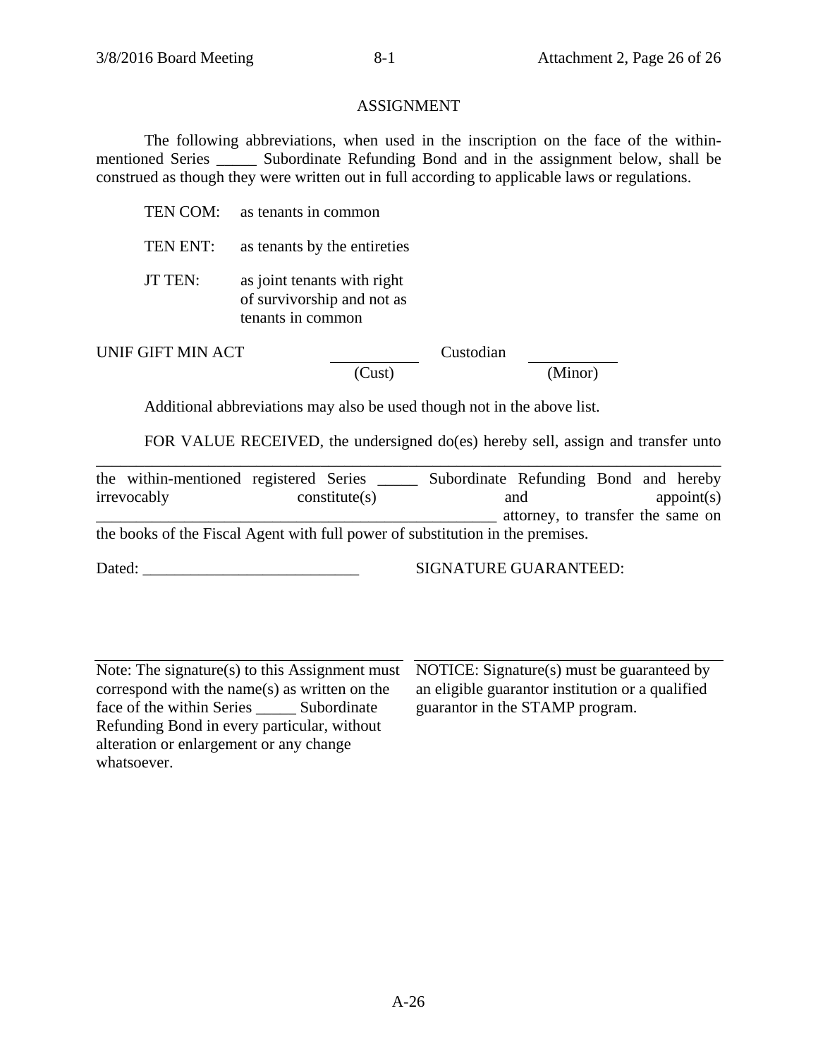ASSIGNMENT

The following abbreviations, when used in the inscription on the face of the within-mentioned Series _____ Subordinate Refunding Bond and in the assignment below, shall be construed as though they were written out in full according to applicable laws or regulations.

TEN COM: as tenants in common

TEN ENT: as tenants by the entireties

JT TEN: as joint tenants with right of survivorship and not as tenants in common

UNIF GIFT MIN ACT ___________ Custodian ___________
(Cust) (Minor)

Additional abbreviations may also be used though not in the above list.

FOR VALUE RECEIVED, the undersigned do(es) hereby sell, assign and transfer unto _____________________________________________________________________________ the within-mentioned registered Series _____ Subordinate Refunding Bond and hereby irrevocably constitute(s) and appoint(s) ____________________________________________ attorney, to transfer the same on the books of the Fiscal Agent with full power of substitution in the premises.

Dated: ___________________________ SIGNATURE GUARANTEED:

Note: The signature(s) to this Assignment must correspond with the name(s) as written on the face of the within Series _____ Subordinate Refunding Bond in every particular, without alteration or enlargement or any change whatsoever.

NOTICE: Signature(s) must be guaranteed by an eligible guarantor institution or a qualified guarantor in the STAMP program.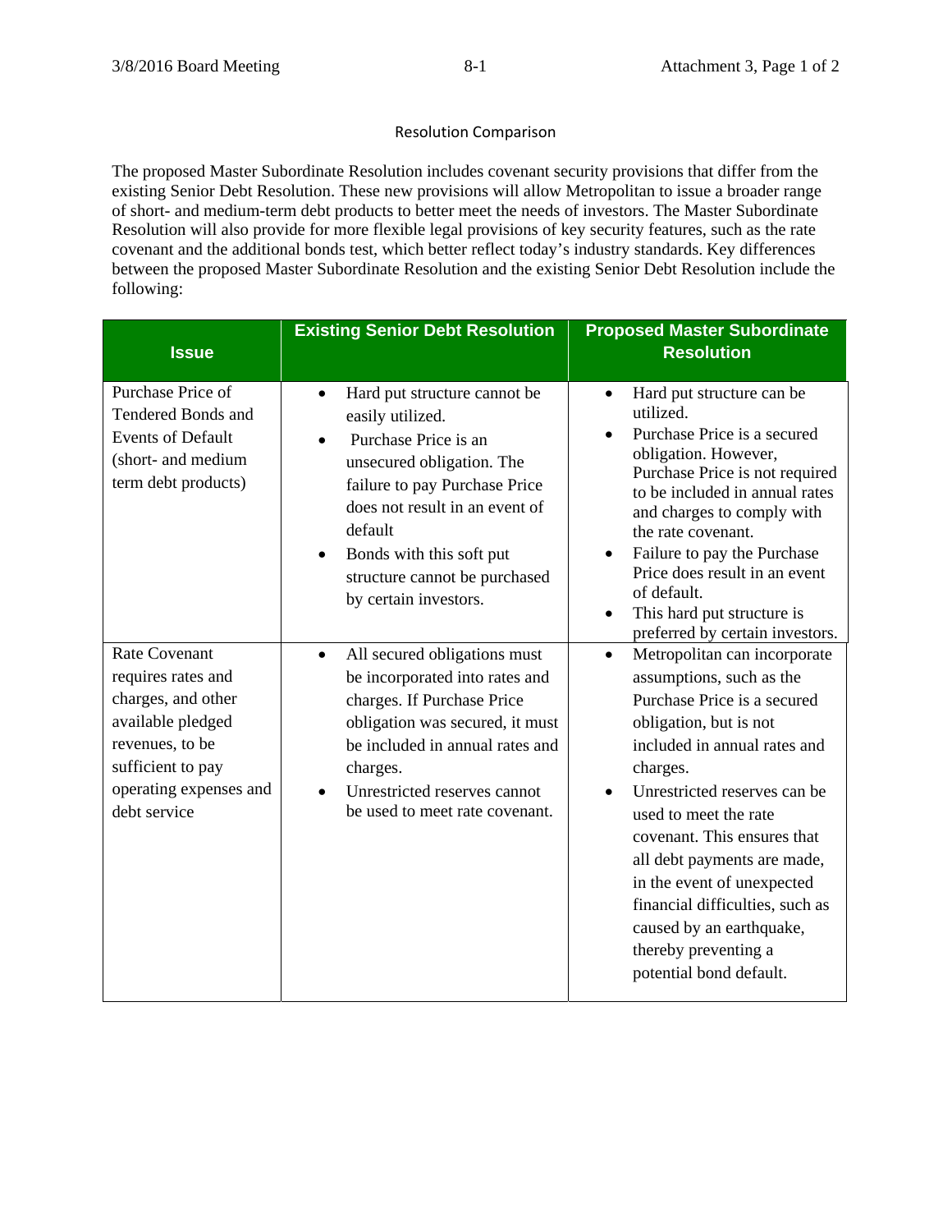## Resolution Comparison

The proposed Master Subordinate Resolution includes covenant security provisions that differ from the existing Senior Debt Resolution. These new provisions will allow Metropolitan to issue a broader range of short- and medium-term debt products to better meet the needs of investors. The Master Subordinate Resolution will also provide for more flexible legal provisions of key security features, such as the rate covenant and the additional bonds test, which better reflect today's industry standards. Key differences between the proposed Master Subordinate Resolution and the existing Senior Debt Resolution include the following:

| Issue | Existing Senior Debt Resolution | Proposed Master Subordinate Resolution |
|---|---|---|
| Purchase Price of Tendered Bonds and Events of Default (short- and medium term debt products) | • Hard put structure cannot be easily utilized.<br>• Purchase Price is an unsecured obligation. The failure to pay Purchase Price does not result in an event of default<br>• Bonds with this soft put structure cannot be purchased by certain investors. | • Hard put structure can be utilized.<br>• Purchase Price is a secured obligation. However, Purchase Price is not required to be included in annual rates and charges to comply with the rate covenant.<br>• Failure to pay the Purchase Price does result in an event of default.<br>• This hard put structure is preferred by certain investors. |
| Rate Covenant requires rates and charges, and other available pledged revenues, to be sufficient to pay operating expenses and debt service | • All secured obligations must be incorporated into rates and charges. If Purchase Price obligation was secured, it must be included in annual rates and charges.<br>• Unrestricted reserves cannot be used to meet rate covenant. | • Metropolitan can incorporate assumptions, such as the Purchase Price is a secured obligation, but is not included in annual rates and charges.<br>• Unrestricted reserves can be used to meet the rate covenant. This ensures that all debt payments are made, in the event of unexpected financial difficulties, such as caused by an earthquake, thereby preventing a potential bond default. |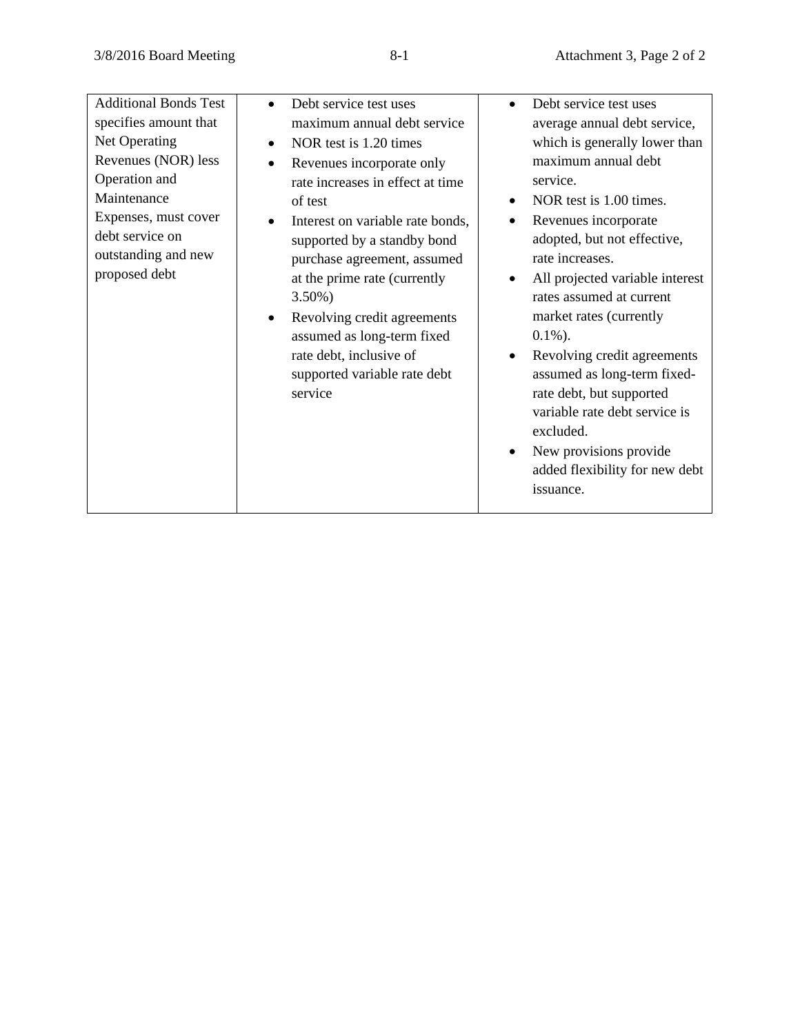| | | |
|---|---|---|
| Additional Bonds Test specifies amount that Net Operating Revenues (NOR) less Operation and Maintenance Expenses, must cover debt service on outstanding and new proposed debt | • Debt service test uses maximum annual debt service<br>• NOR test is 1.20 times<br>• Revenues incorporate only rate increases in effect at time of test<br>• Interest on variable rate bonds, supported by a standby bond purchase agreement, assumed at the prime rate (currently 3.50%)<br>• Revolving credit agreements assumed as long-term fixed rate debt, inclusive of supported variable rate debt service | • Debt service test uses average annual debt service, which is generally lower than maximum annual debt service.<br>• NOR test is 1.00 times.<br>• Revenues incorporate adopted, but not effective, rate increases.<br>• All projected variable interest rates assumed at current market rates (currently 0.1%).<br>• Revolving credit agreements assumed as long-term fixed-rate debt, but supported variable rate debt service is excluded.<br>• New provisions provide added flexibility for new debt issuance. |